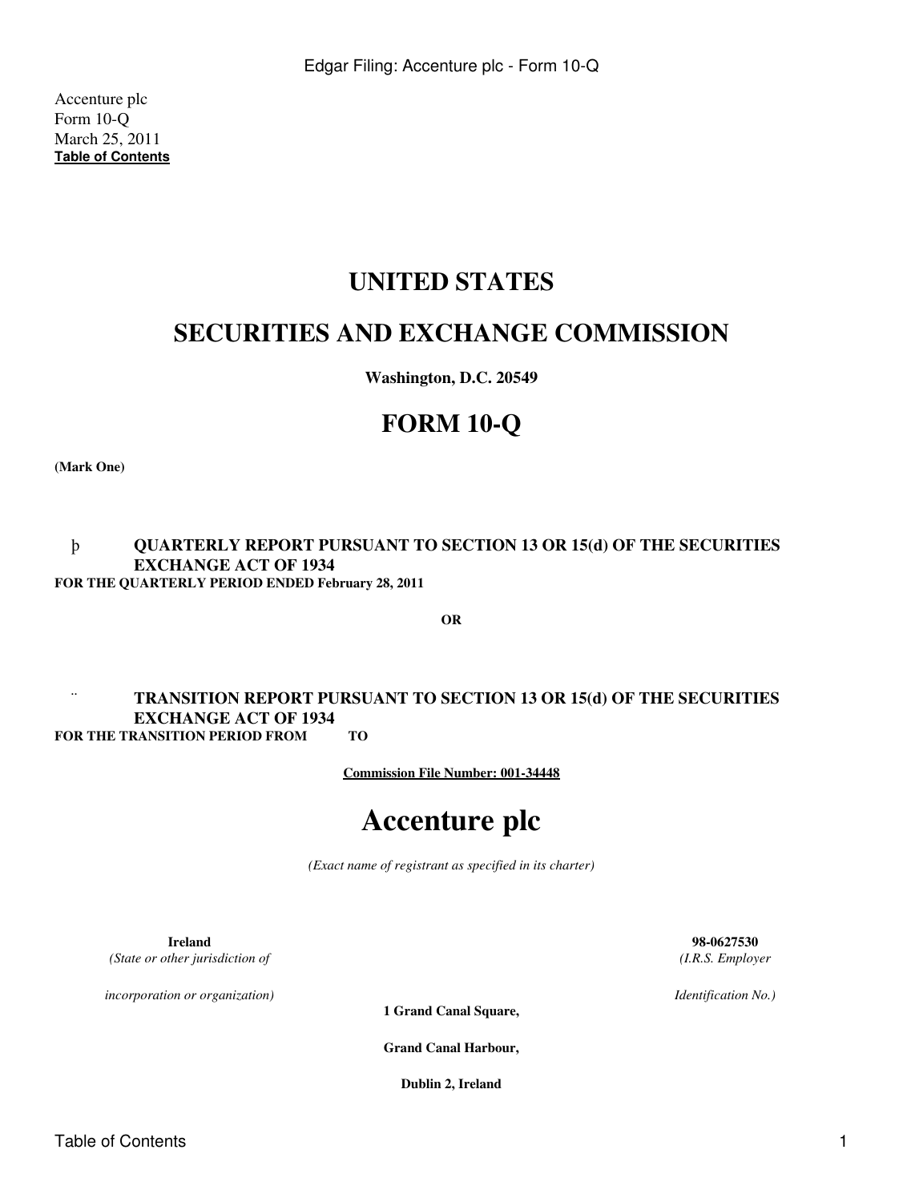Accenture plc
Form 10-Q
March 25, 2011
**Table of Contents**

# UNITED STATES

# SECURITIES AND EXCHANGE COMMISSION

**Washington, D.C. 20549**

# FORM 10-Q

**(Mark One)**

þ **QUARTERLY REPORT PURSUANT TO SECTION 13 OR 15(d) OF THE SECURITIES EXCHANGE ACT OF 1934**
**FOR THE QUARTERLY PERIOD ENDED February 28, 2011**

**OR**

¨ **TRANSITION REPORT PURSUANT TO SECTION 13 OR 15(d) OF THE SECURITIES EXCHANGE ACT OF 1934**
**FOR THE TRANSITION PERIOD FROM TO**

**Commission File Number: 001-34448**

# Accenture plc

*(Exact name of registrant as specified in its charter)*

| **Ireland** | **98-0627530** |
|---|---|
| *(State or other jurisdiction of incorporation or organization)* | *(I.R.S. Employer Identification No.)* |

**1 Grand Canal Square,**

**Grand Canal Harbour,**

**Dublin 2, Ireland**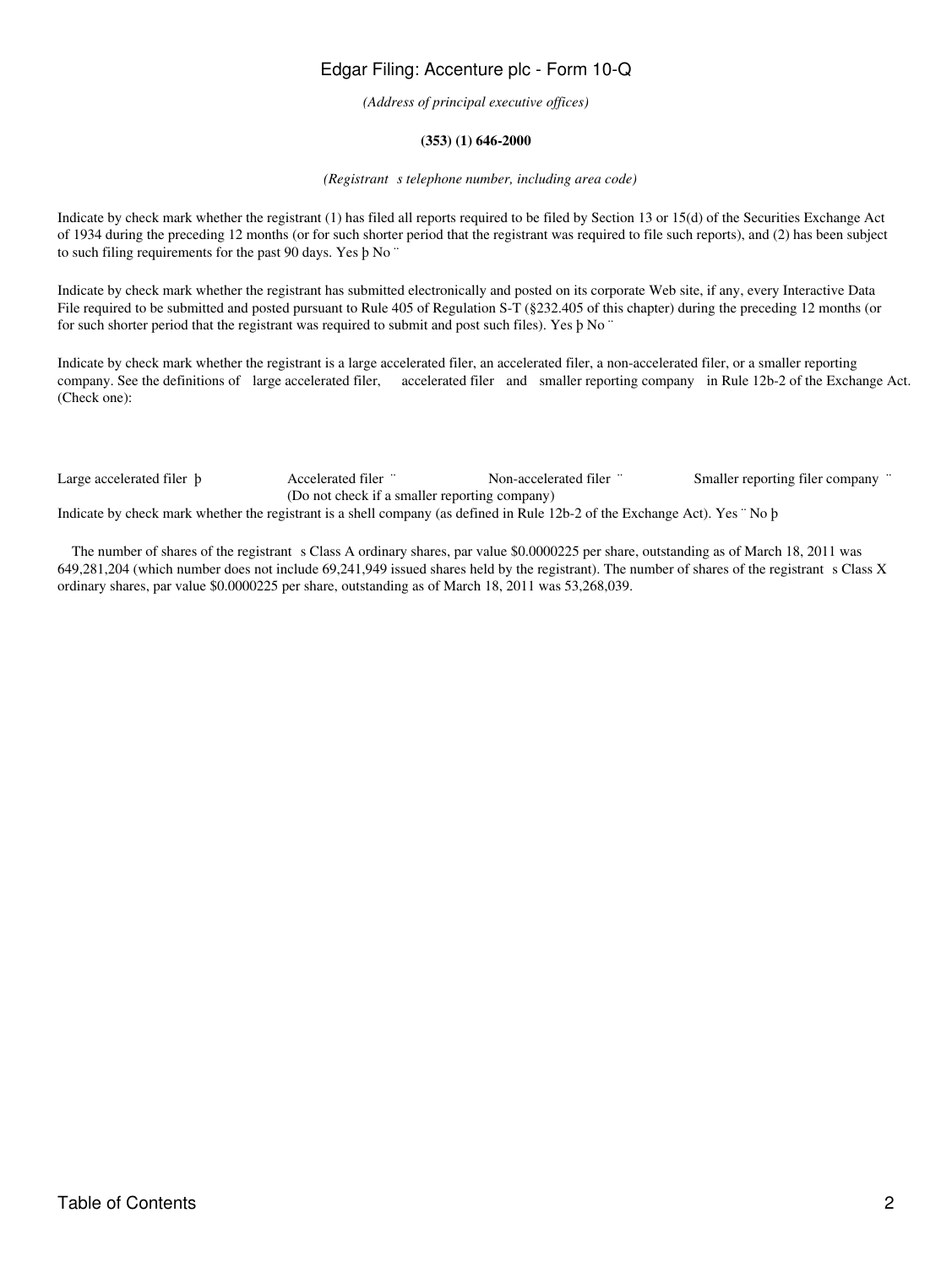*(Address of principal executive offices)*

**(353) (1) 646-2000**

*(Registrant s telephone number, including area code)*

Indicate by check mark whether the registrant (1) has filed all reports required to be filed by Section 13 or 15(d) of the Securities Exchange Act of 1934 during the preceding 12 months (or for such shorter period that the registrant was required to file such reports), and (2) has been subject to such filing requirements for the past 90 days. Yes þ No ¨

Indicate by check mark whether the registrant has submitted electronically and posted on its corporate Web site, if any, every Interactive Data File required to be submitted and posted pursuant to Rule 405 of Regulation S-T (§232.405 of this chapter) during the preceding 12 months (or for such shorter period that the registrant was required to submit and post such files). Yes þ No ¨

Indicate by check mark whether the registrant is a large accelerated filer, an accelerated filer, a non-accelerated filer, or a smaller reporting company. See the definitions of large accelerated filer, accelerated filer and smaller reporting company in Rule 12b-2 of the Exchange Act. (Check one):

| Large accelerated filer þ | Accelerated filer ¨ | Non-accelerated filer ¨ | Smaller reporting filer company ¨ |
|---|---|---|---|
| | (Do not check if a smaller reporting company) | | |

Indicate by check mark whether the registrant is a shell company (as defined in Rule 12b-2 of the Exchange Act). Yes ¨ No þ

The number of shares of the registrant s Class A ordinary shares, par value $0.0000225 per share, outstanding as of March 18, 2011 was 649,281,204 (which number does not include 69,241,949 issued shares held by the registrant). The number of shares of the registrant s Class X ordinary shares, par value $0.0000225 per share, outstanding as of March 18, 2011 was 53,268,039.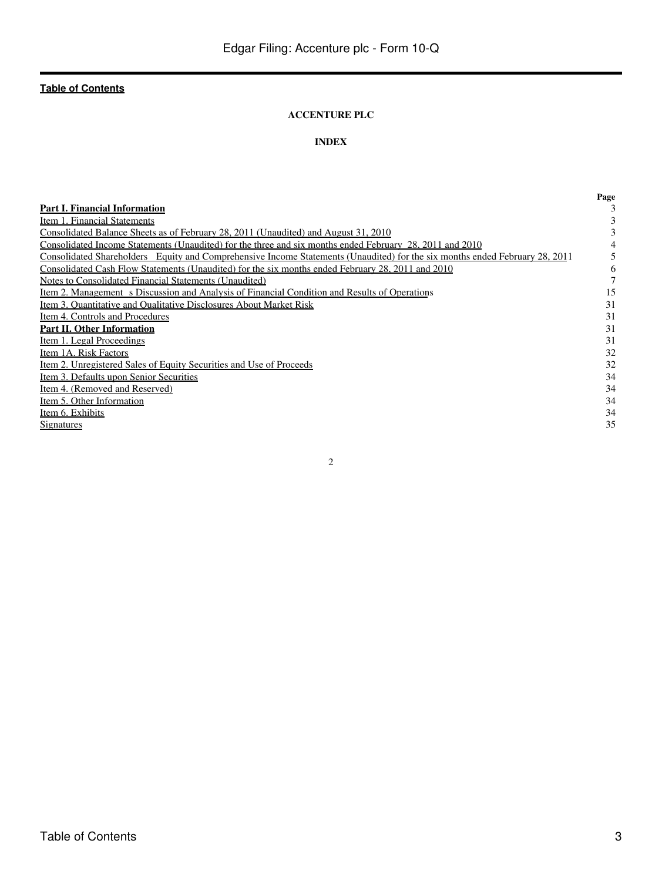Table of Contents

**ACCENTURE PLC**

**INDEX**

| | Page |
|---|---|
| **Part I. Financial Information** | 3 |
| Item 1. Financial Statements | 3 |
| Consolidated Balance Sheets as of February 28, 2011 (Unaudited) and August 31, 2010 | 3 |
| Consolidated Income Statements (Unaudited) for the three and six months ended February 28, 2011 and 2010 | 4 |
| Consolidated Shareholders Equity and Comprehensive Income Statements (Unaudited) for the six months ended February 28, 2011 | 5 |
| Consolidated Cash Flow Statements (Unaudited) for the six months ended February 28, 2011 and 2010 | 6 |
| Notes to Consolidated Financial Statements (Unaudited) | 7 |
| Item 2. Management s Discussion and Analysis of Financial Condition and Results of Operations | 15 |
| Item 3. Quantitative and Qualitative Disclosures About Market Risk | 31 |
| Item 4. Controls and Procedures | 31 |
| **Part II. Other Information** | 31 |
| Item 1. Legal Proceedings | 31 |
| Item 1A. Risk Factors | 32 |
| Item 2. Unregistered Sales of Equity Securities and Use of Proceeds | 32 |
| Item 3. Defaults upon Senior Securities | 34 |
| Item 4. (Removed and Reserved) | 34 |
| Item 5. Other Information | 34 |
| Item 6. Exhibits | 34 |
| Signatures | 35 |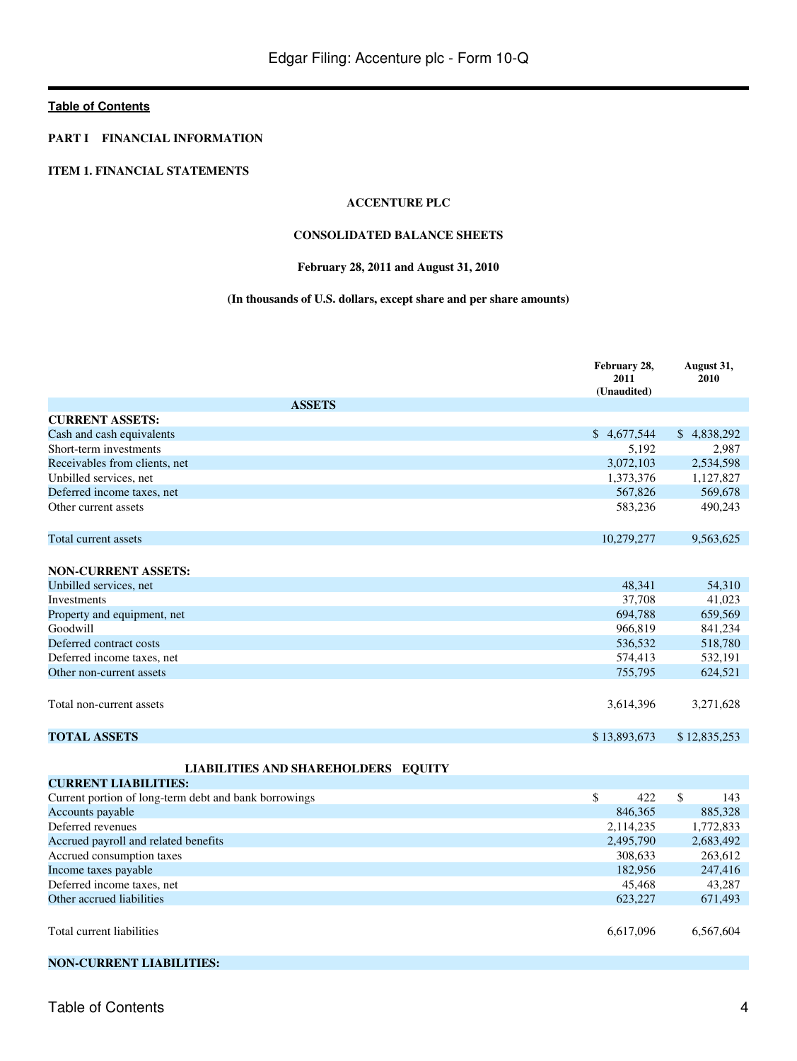[Table of Contents](#)

**PART I FINANCIAL INFORMATION**

**ITEM 1. FINANCIAL STATEMENTS**

**ACCENTURE PLC**

**CONSOLIDATED BALANCE SHEETS**

**February 28, 2011 and August 31, 2010**

**(In thousands of U.S. dollars, except share and per share amounts)**

| | February 28, 2011 (Unaudited) | August 31, 2010 |
|---|---|---|
| **ASSETS** | | |
| **CURRENT ASSETS:** | | |
| Cash and cash equivalents | $ 4,677,544 | $ 4,838,292 |
| Short-term investments | 5,192 | 2,987 |
| Receivables from clients, net | 3,072,103 | 2,534,598 |
| Unbilled services, net | 1,373,376 | 1,127,827 |
| Deferred income taxes, net | 567,826 | 569,678 |
| Other current assets | 583,236 | 490,243 |
| Total current assets | 10,279,277 | 9,563,625 |
| **NON-CURRENT ASSETS:** | | |
| Unbilled services, net | 48,341 | 54,310 |
| Investments | 37,708 | 41,023 |
| Property and equipment, net | 694,788 | 659,569 |
| Goodwill | 966,819 | 841,234 |
| Deferred contract costs | 536,532 | 518,780 |
| Deferred income taxes, net | 574,413 | 532,191 |
| Other non-current assets | 755,795 | 624,521 |
| Total non-current assets | 3,614,396 | 3,271,628 |
| **TOTAL ASSETS** | $ 13,893,673 | $ 12,835,253 |
| **LIABILITIES AND SHAREHOLDERS EQUITY** | | |
| **CURRENT LIABILITIES:** | | |
| Current portion of long-term debt and bank borrowings | $ 422 | $ 143 |
| Accounts payable | 846,365 | 885,328 |
| Deferred revenues | 2,114,235 | 1,772,833 |
| Accrued payroll and related benefits | 2,495,790 | 2,683,492 |
| Accrued consumption taxes | 308,633 | 263,612 |
| Income taxes payable | 182,956 | 247,416 |
| Deferred income taxes, net | 45,468 | 43,287 |
| Other accrued liabilities | 623,227 | 671,493 |
| Total current liabilities | 6,617,096 | 6,567,604 |
| **NON-CURRENT LIABILITIES:** | | |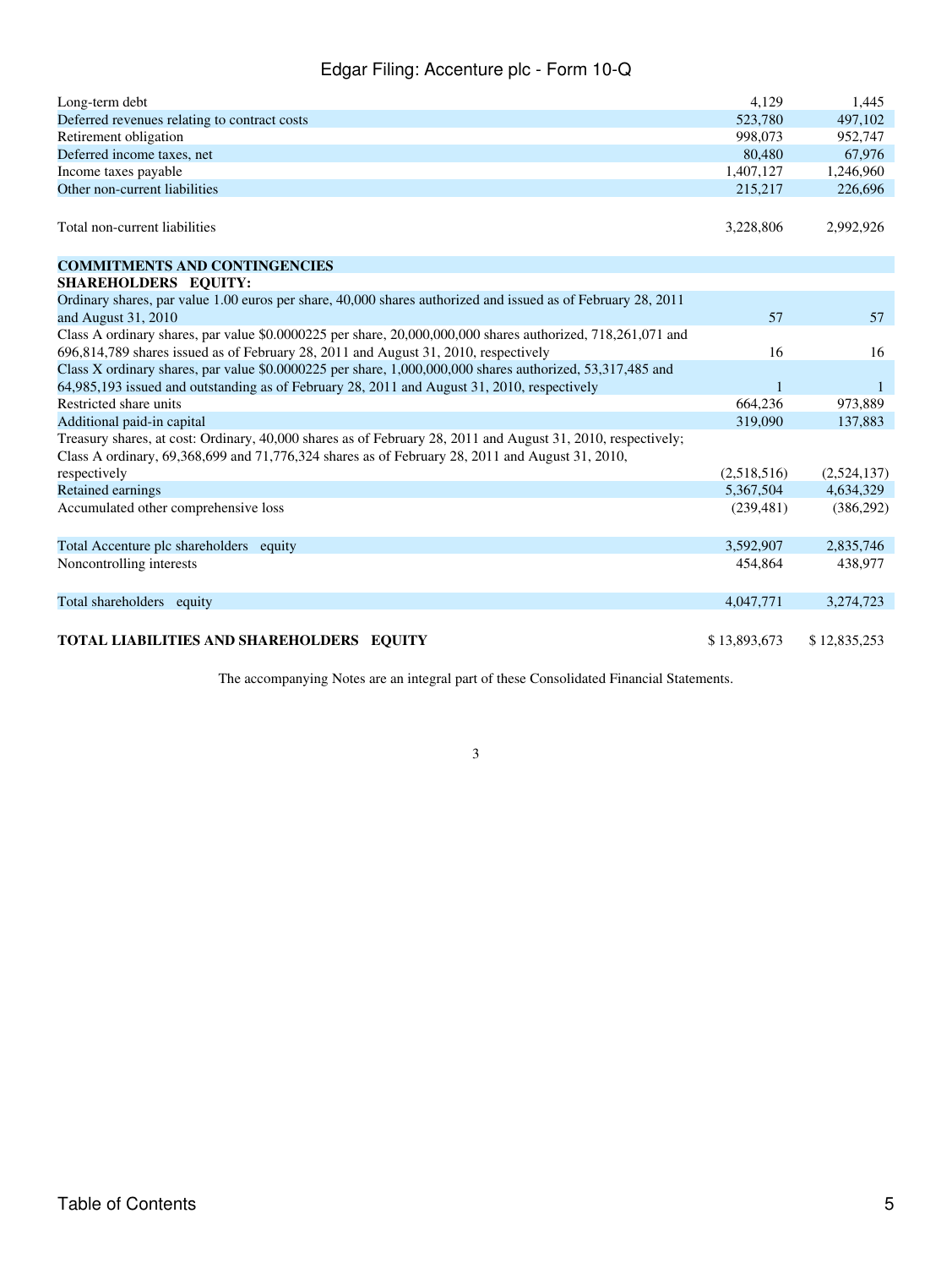| | | |
|---|---|---|
| Long-term debt | 4,129 | 1,445 |
| Deferred revenues relating to contract costs | 523,780 | 497,102 |
| Retirement obligation | 998,073 | 952,747 |
| Deferred income taxes, net | 80,480 | 67,976 |
| Income taxes payable | 1,407,127 | 1,246,960 |
| Other non-current liabilities | 215,217 | 226,696 |
| Total non-current liabilities | 3,228,806 | 2,992,926 |
| **COMMITMENTS AND CONTINGENCIES** | | |
| **SHAREHOLDERS EQUITY:** | | |
| Ordinary shares, par value 1.00 euros per share, 40,000 shares authorized and issued as of February 28, 2011 and August 31, 2010 | 57 | 57 |
| Class A ordinary shares, par value $0.0000225 per share, 20,000,000,000 shares authorized, 718,261,071 and 696,814,789 shares issued as of February 28, 2011 and August 31, 2010, respectively | 16 | 16 |
| Class X ordinary shares, par value $0.0000225 per share, 1,000,000,000 shares authorized, 53,317,485 and 64,985,193 issued and outstanding as of February 28, 2011 and August 31, 2010, respectively | 1 | 1 |
| Restricted share units | 664,236 | 973,889 |
| Additional paid-in capital | 319,090 | 137,883 |
| Treasury shares, at cost: Ordinary, 40,000 shares as of February 28, 2011 and August 31, 2010, respectively; Class A ordinary, 69,368,699 and 71,776,324 shares as of February 28, 2011 and August 31, 2010, respectively | (2,518,516) | (2,524,137) |
| Retained earnings | 5,367,504 | 4,634,329 |
| Accumulated other comprehensive loss | (239,481) | (386,292) |
| Total Accenture plc shareholders equity | 3,592,907 | 2,835,746 |
| Noncontrolling interests | 454,864 | 438,977 |
| Total shareholders equity | 4,047,771 | 3,274,723 |
| **TOTAL LIABILITIES AND SHAREHOLDERS EQUITY** | $ 13,893,673 | $ 12,835,253 |

The accompanying Notes are an integral part of these Consolidated Financial Statements.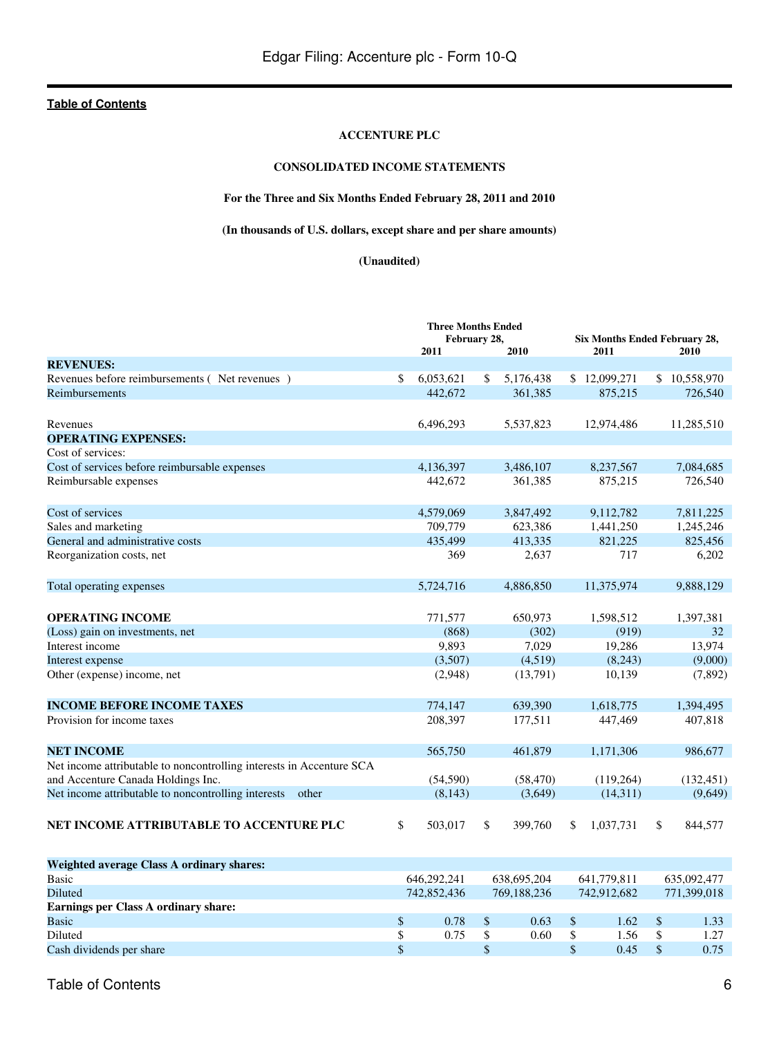[Table of Contents](#)

**ACCENTURE PLC**

**CONSOLIDATED INCOME STATEMENTS**

**For the Three and Six Months Ended February 28, 2011 and 2010**

**(In thousands of U.S. dollars, except share and per share amounts)**

**(Unaudited)**

| | Three Months Ended February 28, | | Six Months Ended February 28, | |
|---|---|---|---|---|
| | 2011 | 2010 | 2011 | 2010 |
| **REVENUES:** | | | | |
| Revenues before reimbursements ( Net revenues ) | $ 6,053,621 | $ 5,176,438 | $ 12,099,271 | $ 10,558,970 |
| Reimbursements | 442,672 | 361,385 | 875,215 | 726,540 |
| Revenues | 6,496,293 | 5,537,823 | 12,974,486 | 11,285,510 |
| **OPERATING EXPENSES:** | | | | |
| Cost of services: | | | | |
| Cost of services before reimbursable expenses | 4,136,397 | 3,486,107 | 8,237,567 | 7,084,685 |
| Reimbursable expenses | 442,672 | 361,385 | 875,215 | 726,540 |
| Cost of services | 4,579,069 | 3,847,492 | 9,112,782 | 7,811,225 |
| Sales and marketing | 709,779 | 623,386 | 1,441,250 | 1,245,246 |
| General and administrative costs | 435,499 | 413,335 | 821,225 | 825,456 |
| Reorganization costs, net | 369 | 2,637 | 717 | 6,202 |
| Total operating expenses | 5,724,716 | 4,886,850 | 11,375,974 | 9,888,129 |
| **OPERATING INCOME** | 771,577 | 650,973 | 1,598,512 | 1,397,381 |
| (Loss) gain on investments, net | (868) | (302) | (919) | 32 |
| Interest income | 9,893 | 7,029 | 19,286 | 13,974 |
| Interest expense | (3,507) | (4,519) | (8,243) | (9,000) |
| Other (expense) income, net | (2,948) | (13,791) | 10,139 | (7,892) |
| **INCOME BEFORE INCOME TAXES** | 774,147 | 639,390 | 1,618,775 | 1,394,495 |
| Provision for income taxes | 208,397 | 177,511 | 447,469 | 407,818 |
| **NET INCOME** | 565,750 | 461,879 | 1,171,306 | 986,677 |
| Net income attributable to noncontrolling interests in Accenture SCA and Accenture Canada Holdings Inc. | (54,590) | (58,470) | (119,264) | (132,451) |
| Net income attributable to noncontrolling interests other | (8,143) | (3,649) | (14,311) | (9,649) |
| **NET INCOME ATTRIBUTABLE TO ACCENTURE PLC** | $ 503,017 | $ 399,760 | $ 1,037,731 | $ 844,577 |
| **Weighted average Class A ordinary shares:** | | | | |
| Basic | 646,292,241 | 638,695,204 | 641,779,811 | 635,092,477 |
| Diluted | 742,852,436 | 769,188,236 | 742,912,682 | 771,399,018 |
| **Earnings per Class A ordinary share:** | | | | |
| Basic | $ 0.78 | $ 0.63 | $ 1.62 | $ 1.33 |
| Diluted | $ 0.75 | $ 0.60 | $ 1.56 | $ 1.27 |
| Cash dividends per share | $ | $ | $ 0.45 | $ 0.75 |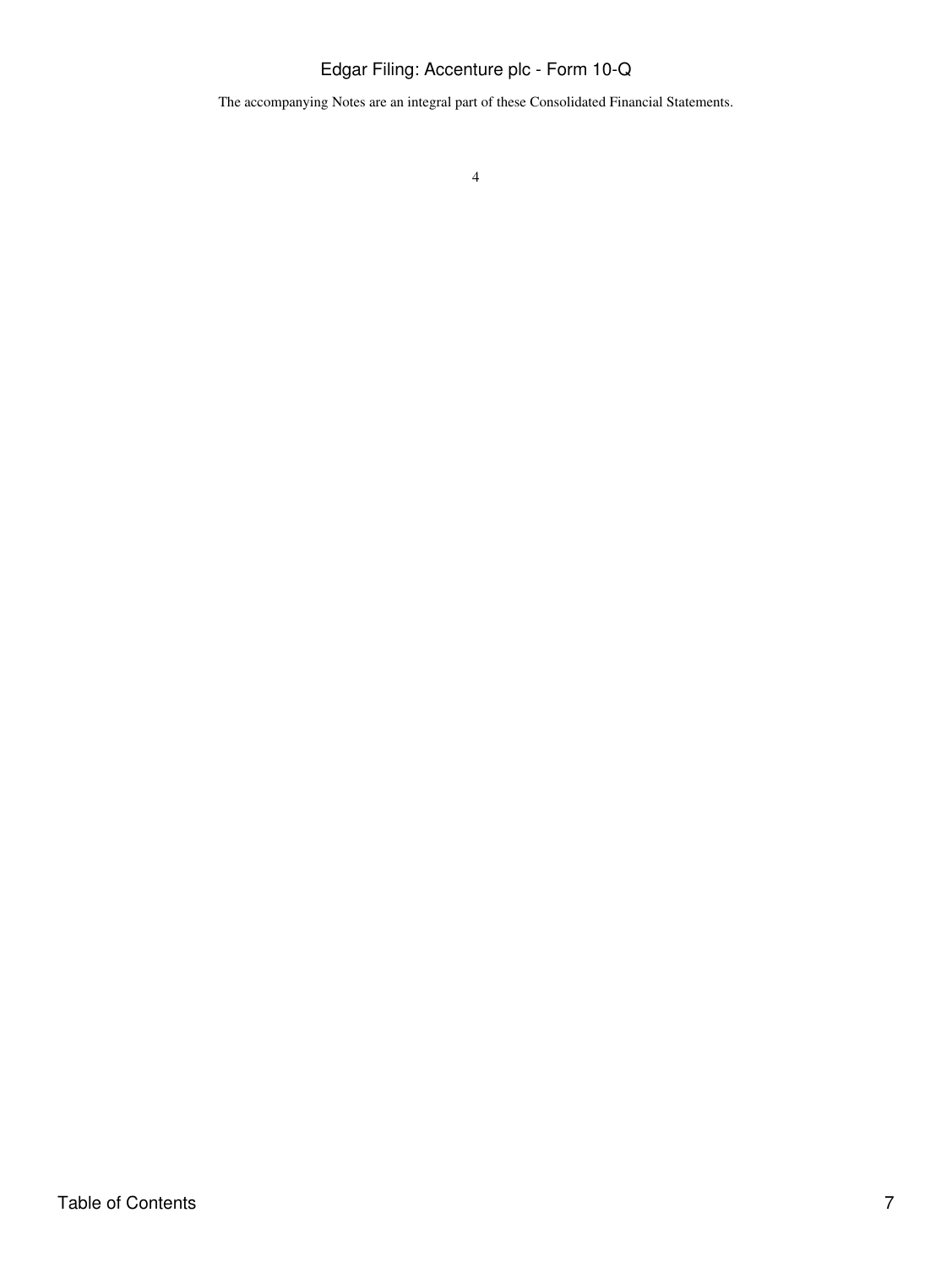The accompanying Notes are an integral part of these Consolidated Financial Statements.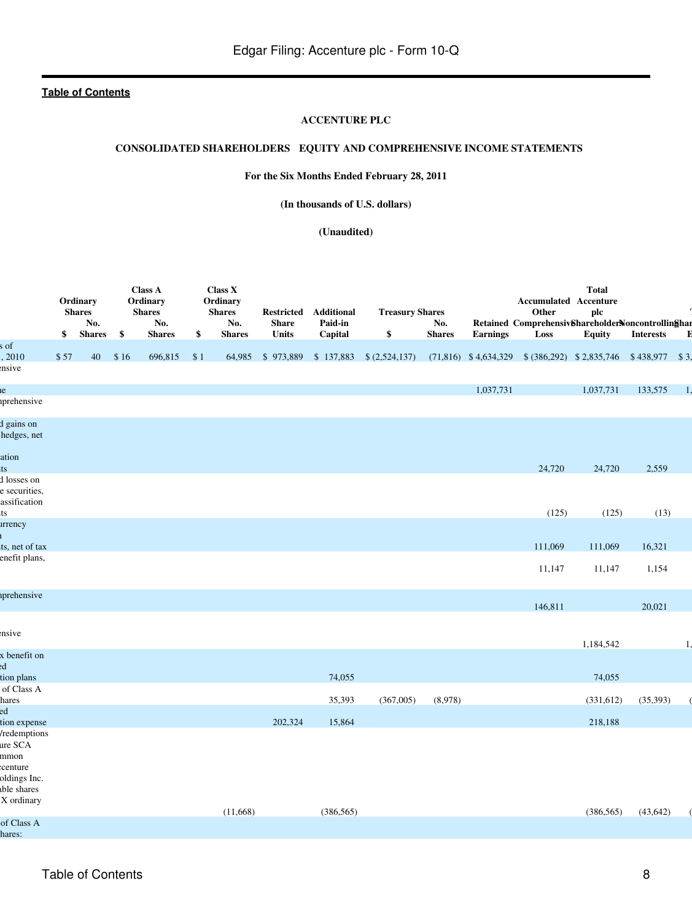ACCENTURE PLC

CONSOLIDATED SHAREHOLDERS EQUITY AND COMPREHENSIVE INCOME STATEMENTS

For the Six Months Ended February 28, 2011

(In thousands of U.S. dollars)

(Unaudited)

| | Ordinary Shares | | Class A Ordinary Shares | | Class X Ordinary Shares | | Restricted Share Units | Additional Paid-in Capital | Treasury Shares | | Retained Earnings | Accumulated Other Comprehensive Loss | Total Accenture plc Shareholders Equity | Noncontrolling Interests | T Shar E |
|---|---|---|---|---|---|---|---|---|---|---|---|---|---|---|---|
| | $ | No. Shares | $ | No. Shares | $ | No. Shares | | | $ | No. Shares | | | | | |
| s of , 2010 | $ 57 | 40 | $ 16 | 696,815 | $ 1 | 64,985 | $ 973,889 | $ 137,883 | $ (2,524,137) | (71,816) | $ 4,634,329 | $ (386,292) | $ 2,835,746 | $ 438,977 | $ 3, |
| ensive | | | | | | | | | | | | | | | |
| ne | | | | | | | | | | | 1,037,731 | | 1,037,731 | 133,575 | 1, |
| nprehensive | | | | | | | | | | | | | | | |
| d gains on hedges, net ation ts | | | | | | | | | | | | 24,720 | 24,720 | 2,559 | |
| d losses on e securities, assification ts | | | | | | | | | | | | (125) | (125) | (13) | |
| urrency n ts, net of tax | | | | | | | | | | | | 111,069 | 111,069 | 16,321 | |
| enefit plans, | | | | | | | | | | | | 11,147 | 11,147 | 1,154 | |
| nprehensive | | | | | | | | | | | | 146,811 | | 20,021 | |
| ensive | | | | | | | | | | | | | 1,184,542 | | 1, |
| x benefit on ed tion plans | | | | | | | | 74,055 | | | | | 74,055 | | |
| of Class A hares | | | | | | | | 35,393 | (367,005) | (8,978) | | | (331,612) | (35,393) | ( |
| ed tion expense | | | | | | | 202,324 | 15,864 | | | | | 218,188 | | |
| /redemptions ure SCA mmon ccenture oldings Inc. able shares X ordinary | | | | | | (11,668) | | (386,565) | | | | | (386,565) | (43,642) | ( |
| of Class A hares: | | | | | | | | | | | | | | | |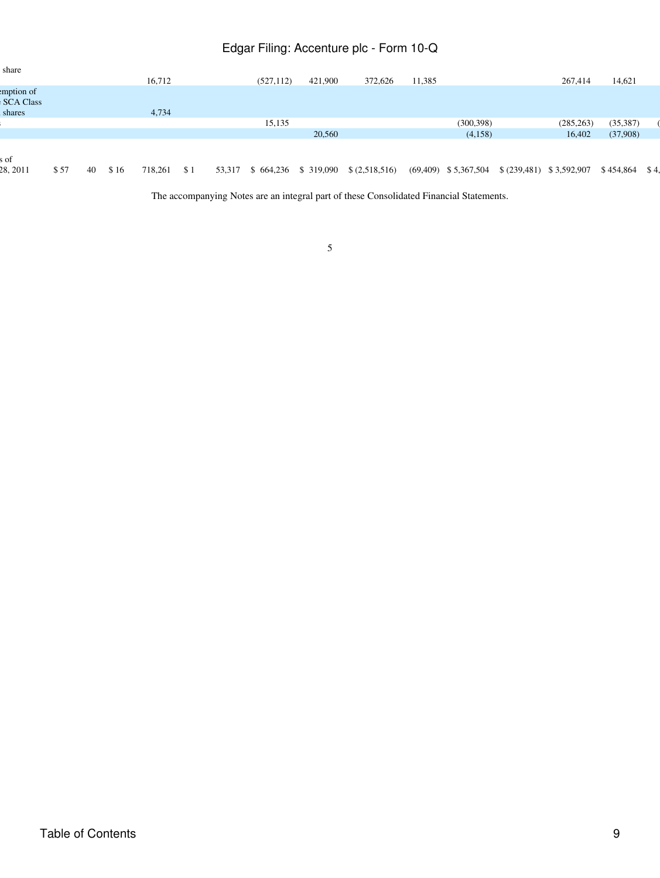| | | | | | | | | | | | | | | | | |
|---|---|---|---|---|---|---|---|---|---|---|---|---|---|---|---|---|
| share | | | | 16,712 | | | (527,112) | 421,900 | 372,626 | 11,385 | | | 267,414 | 14,621 | |
| emption of SCA Class shares | | | | 4,734 | | | | | | | | | | | |
| | | | | | | | 15,135 | | | | (300,398) | | (285,263) | (35,387) | ( |
| | | | | | | | | 20,560 | | | (4,158) | | 16,402 | (37,908) | |
| s of 28, 2011 | $ 57 | 40 | $ 16 | 718,261 | $ 1 | 53,317 | $ 664,236 | $ 319,090 | $ (2,518,516) | (69,409) | $ 5,367,504 | $ (239,481) | $ 3,592,907 | $ 454,864 | $ 4, |

The accompanying Notes are an integral part of these Consolidated Financial Statements.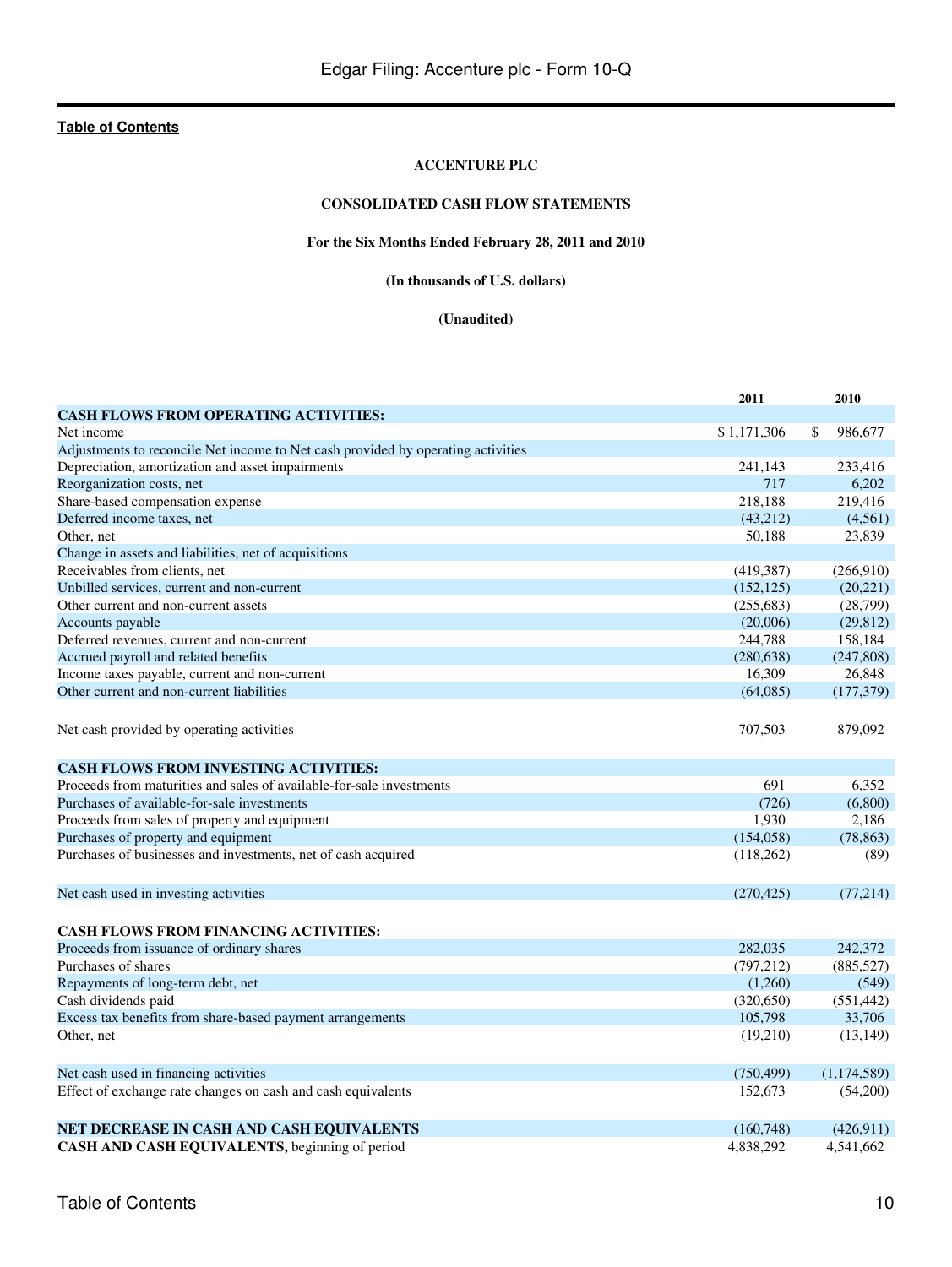[Table of Contents](#)

**ACCENTURE PLC**

**CONSOLIDATED CASH FLOW STATEMENTS**

**For the Six Months Ended February 28, 2011 and 2010**

**(In thousands of U.S. dollars)**

**(Unaudited)**

| | 2011 | 2010 |
|---|---|---|
| **CASH FLOWS FROM OPERATING ACTIVITIES:** | | |
| Net income | $ 1,171,306 | $ 986,677 |
| Adjustments to reconcile Net income to Net cash provided by operating activities | | |
| Depreciation, amortization and asset impairments | 241,143 | 233,416 |
| Reorganization costs, net | 717 | 6,202 |
| Share-based compensation expense | 218,188 | 219,416 |
| Deferred income taxes, net | (43,212) | (4,561) |
| Other, net | 50,188 | 23,839 |
| Change in assets and liabilities, net of acquisitions | | |
| Receivables from clients, net | (419,387) | (266,910) |
| Unbilled services, current and non-current | (152,125) | (20,221) |
| Other current and non-current assets | (255,683) | (28,799) |
| Accounts payable | (20,006) | (29,812) |
| Deferred revenues, current and non-current | 244,788 | 158,184 |
| Accrued payroll and related benefits | (280,638) | (247,808) |
| Income taxes payable, current and non-current | 16,309 | 26,848 |
| Other current and non-current liabilities | (64,085) | (177,379) |
| Net cash provided by operating activities | 707,503 | 879,092 |
| **CASH FLOWS FROM INVESTING ACTIVITIES:** | | |
| Proceeds from maturities and sales of available-for-sale investments | 691 | 6,352 |
| Purchases of available-for-sale investments | (726) | (6,800) |
| Proceeds from sales of property and equipment | 1,930 | 2,186 |
| Purchases of property and equipment | (154,058) | (78,863) |
| Purchases of businesses and investments, net of cash acquired | (118,262) | (89) |
| Net cash used in investing activities | (270,425) | (77,214) |
| **CASH FLOWS FROM FINANCING ACTIVITIES:** | | |
| Proceeds from issuance of ordinary shares | 282,035 | 242,372 |
| Purchases of shares | (797,212) | (885,527) |
| Repayments of long-term debt, net | (1,260) | (549) |
| Cash dividends paid | (320,650) | (551,442) |
| Excess tax benefits from share-based payment arrangements | 105,798 | 33,706 |
| Other, net | (19,210) | (13,149) |
| Net cash used in financing activities | (750,499) | (1,174,589) |
| Effect of exchange rate changes on cash and cash equivalents | 152,673 | (54,200) |
| **NET DECREASE IN CASH AND CASH EQUIVALENTS** | (160,748) | (426,911) |
| **CASH AND CASH EQUIVALENTS,** beginning of period | 4,838,292 | 4,541,662 |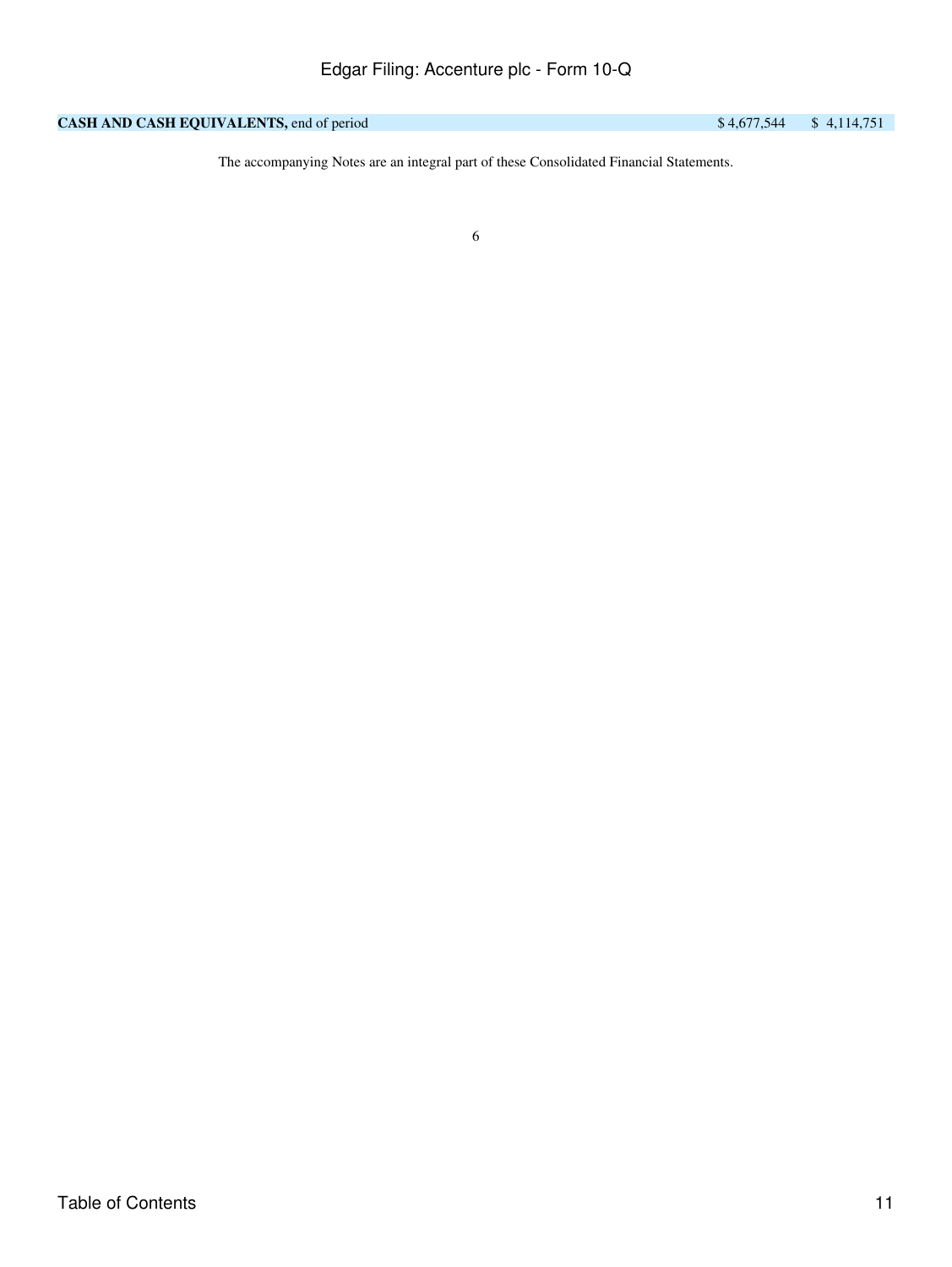| | | |
|---|---|---|
| **CASH AND CASH EQUIVALENTS,** end of period | $ 4,677,544 | $ 4,114,751 |

The accompanying Notes are an integral part of these Consolidated Financial Statements.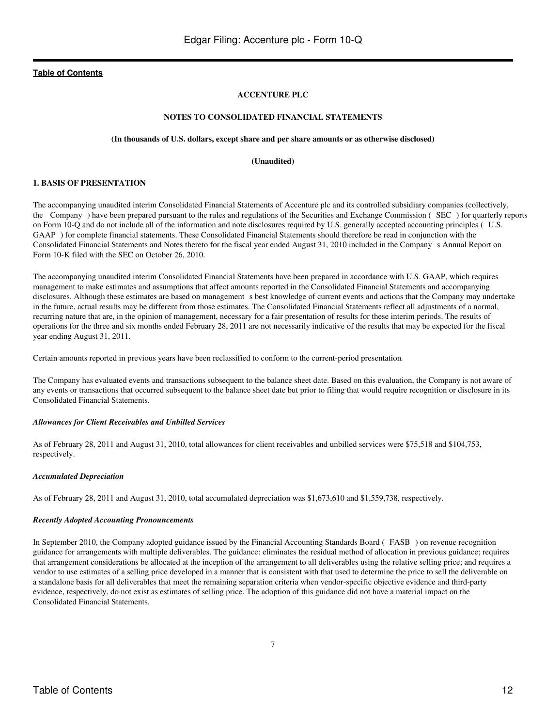[Table of Contents](#)

**ACCENTURE PLC**

**NOTES TO CONSOLIDATED FINANCIAL STATEMENTS**

**(In thousands of U.S. dollars, except share and per share amounts or as otherwise disclosed)**

**(Unaudited)**

### 1. BASIS OF PRESENTATION

The accompanying unaudited interim Consolidated Financial Statements of Accenture plc and its controlled subsidiary companies (collectively, the Company ) have been prepared pursuant to the rules and regulations of the Securities and Exchange Commission ( SEC ) for quarterly reports on Form 10-Q and do not include all of the information and note disclosures required by U.S. generally accepted accounting principles ( U.S. GAAP ) for complete financial statements. These Consolidated Financial Statements should therefore be read in conjunction with the Consolidated Financial Statements and Notes thereto for the fiscal year ended August 31, 2010 included in the Company s Annual Report on Form 10-K filed with the SEC on October 26, 2010.

The accompanying unaudited interim Consolidated Financial Statements have been prepared in accordance with U.S. GAAP, which requires management to make estimates and assumptions that affect amounts reported in the Consolidated Financial Statements and accompanying disclosures. Although these estimates are based on management s best knowledge of current events and actions that the Company may undertake in the future, actual results may be different from those estimates. The Consolidated Financial Statements reflect all adjustments of a normal, recurring nature that are, in the opinion of management, necessary for a fair presentation of results for these interim periods. The results of operations for the three and six months ended February 28, 2011 are not necessarily indicative of the results that may be expected for the fiscal year ending August 31, 2011.

Certain amounts reported in previous years have been reclassified to conform to the current-period presentation.

The Company has evaluated events and transactions subsequent to the balance sheet date. Based on this evaluation, the Company is not aware of any events or transactions that occurred subsequent to the balance sheet date but prior to filing that would require recognition or disclosure in its Consolidated Financial Statements.

*Allowances for Client Receivables and Unbilled Services*

As of February 28, 2011 and August 31, 2010, total allowances for client receivables and unbilled services were $75,518 and $104,753, respectively.

*Accumulated Depreciation*

As of February 28, 2011 and August 31, 2010, total accumulated depreciation was $1,673,610 and $1,559,738, respectively.

*Recently Adopted Accounting Pronouncements*

In September 2010, the Company adopted guidance issued by the Financial Accounting Standards Board ( FASB ) on revenue recognition guidance for arrangements with multiple deliverables. The guidance: eliminates the residual method of allocation in previous guidance; requires that arrangement considerations be allocated at the inception of the arrangement to all deliverables using the relative selling price; and requires a vendor to use estimates of a selling price developed in a manner that is consistent with that used to determine the price to sell the deliverable on a standalone basis for all deliverables that meet the remaining separation criteria when vendor-specific objective evidence and third-party evidence, respectively, do not exist as estimates of selling price. The adoption of this guidance did not have a material impact on the Consolidated Financial Statements.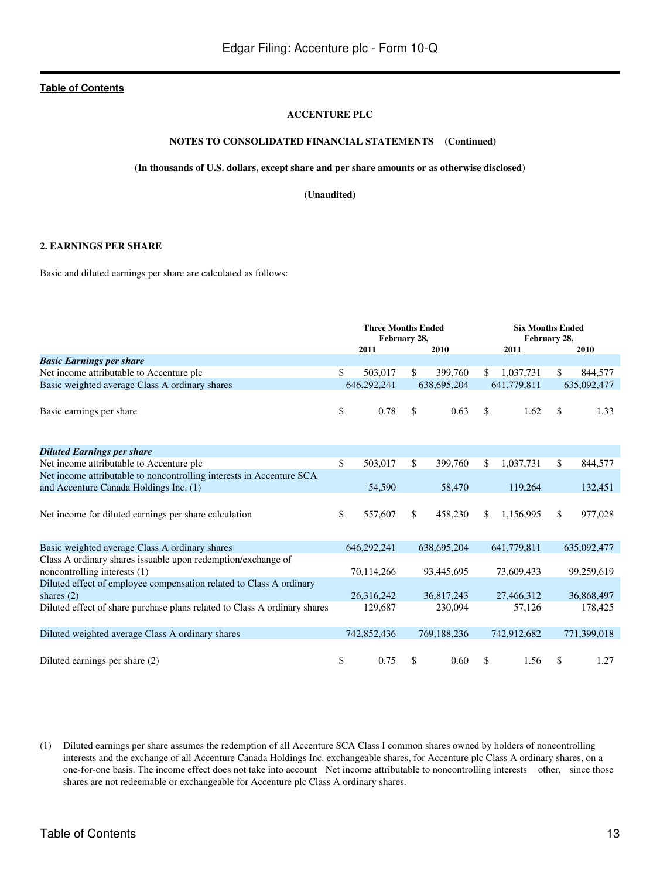**ACCENTURE PLC**

**NOTES TO CONSOLIDATED FINANCIAL STATEMENTS (Continued)**

**(In thousands of U.S. dollars, except share and per share amounts or as otherwise disclosed)**

**(Unaudited)**

**2. EARNINGS PER SHARE**

Basic and diluted earnings per share are calculated as follows:

| | Three Months Ended February 28, | | Six Months Ended February 28, | |
|---|---|---|---|---|
| | 2011 | 2010 | 2011 | 2010 |
| ***Basic Earnings per share*** | | | | |
| Net income attributable to Accenture plc | $ 503,017 | $ 399,760 | $ 1,037,731 | $ 844,577 |
| Basic weighted average Class A ordinary shares | 646,292,241 | 638,695,204 | 641,779,811 | 635,092,477 |
| Basic earnings per share | $ 0.78 | $ 0.63 | $ 1.62 | $ 1.33 |
| ***Diluted Earnings per share*** | | | | |
| Net income attributable to Accenture plc | $ 503,017 | $ 399,760 | $ 1,037,731 | $ 844,577 |
| Net income attributable to noncontrolling interests in Accenture SCA and Accenture Canada Holdings Inc. (1) | 54,590 | 58,470 | 119,264 | 132,451 |
| Net income for diluted earnings per share calculation | $ 557,607 | $ 458,230 | $ 1,156,995 | $ 977,028 |
| Basic weighted average Class A ordinary shares | 646,292,241 | 638,695,204 | 641,779,811 | 635,092,477 |
| Class A ordinary shares issuable upon redemption/exchange of noncontrolling interests (1) | 70,114,266 | 93,445,695 | 73,609,433 | 99,259,619 |
| Diluted effect of employee compensation related to Class A ordinary shares (2) | 26,316,242 | 36,817,243 | 27,466,312 | 36,868,497 |
| Diluted effect of share purchase plans related to Class A ordinary shares | 129,687 | 230,094 | 57,126 | 178,425 |
| Diluted weighted average Class A ordinary shares | 742,852,436 | 769,188,236 | 742,912,682 | 771,399,018 |
| Diluted earnings per share (2) | $ 0.75 | $ 0.60 | $ 1.56 | $ 1.27 |

(1) Diluted earnings per share assumes the redemption of all Accenture SCA Class I common shares owned by holders of noncontrolling interests and the exchange of all Accenture Canada Holdings Inc. exchangeable shares, for Accenture plc Class A ordinary shares, on a one-for-one basis. The income effect does not take into account "Net income attributable to noncontrolling interests — other," since those shares are not redeemable or exchangeable for Accenture plc Class A ordinary shares.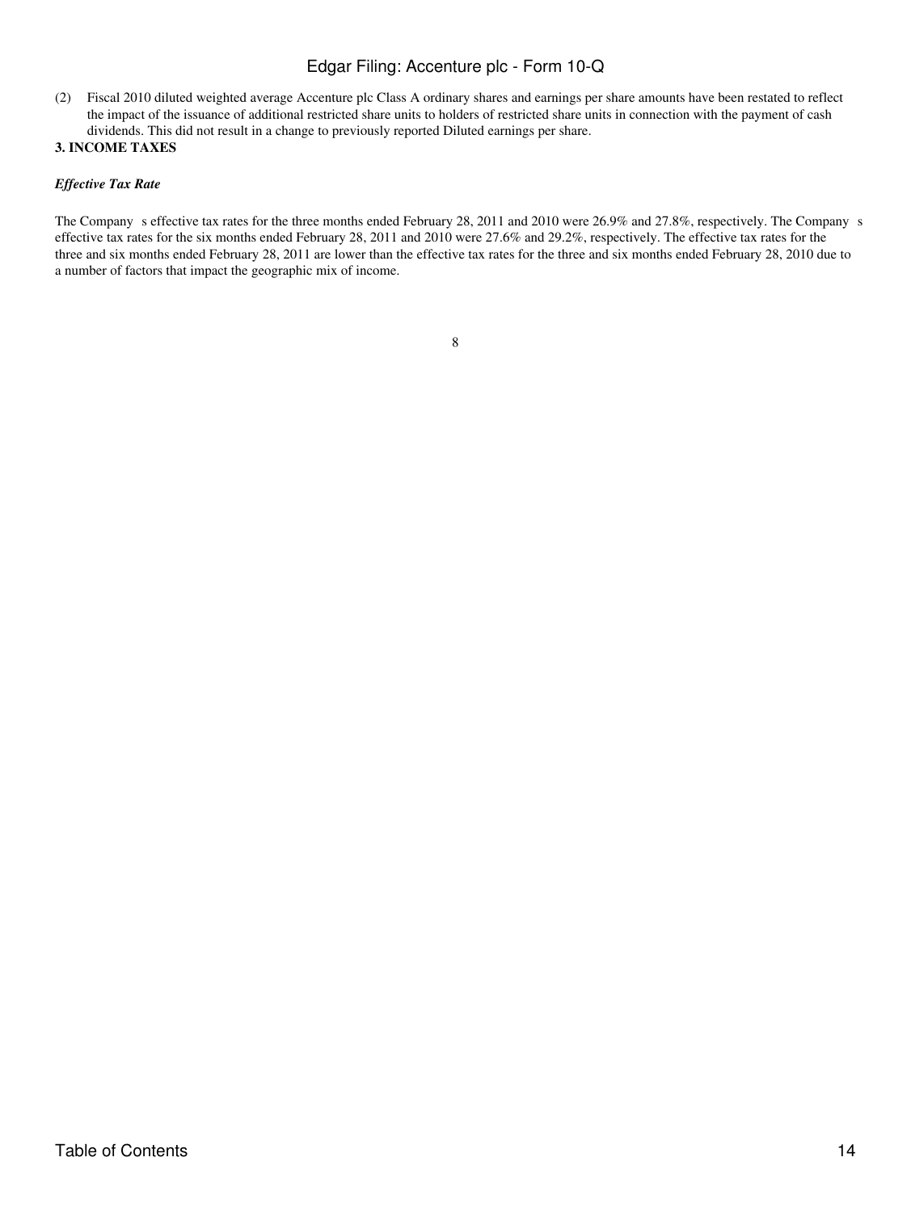(2) Fiscal 2010 diluted weighted average Accenture plc Class A ordinary shares and earnings per share amounts have been restated to reflect the impact of the issuance of additional restricted share units to holders of restricted share units in connection with the payment of cash dividends. This did not result in a change to previously reported Diluted earnings per share.

**3. INCOME TAXES**

***Effective Tax Rate***

The Company s effective tax rates for the three months ended February 28, 2011 and 2010 were 26.9% and 27.8%, respectively. The Company s effective tax rates for the six months ended February 28, 2011 and 2010 were 27.6% and 29.2%, respectively. The effective tax rates for the three and six months ended February 28, 2011 are lower than the effective tax rates for the three and six months ended February 28, 2010 due to a number of factors that impact the geographic mix of income.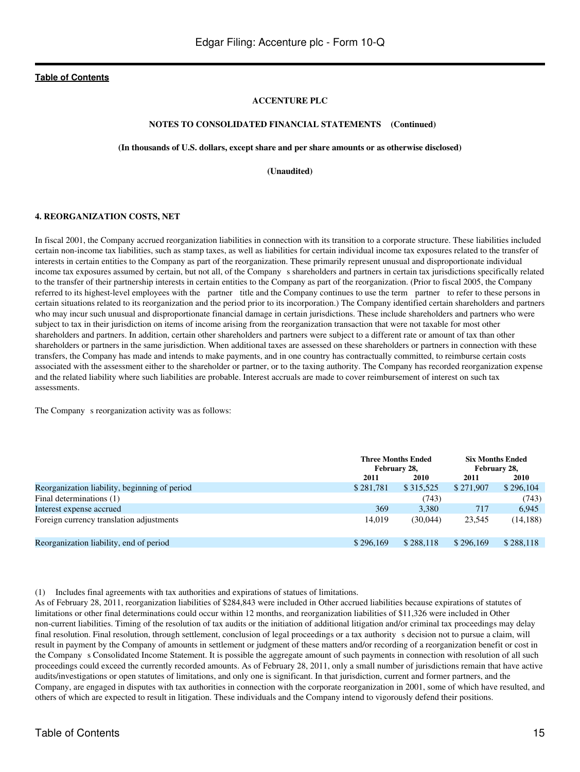**ACCENTURE PLC**

**NOTES TO CONSOLIDATED FINANCIAL STATEMENTS (Continued)**

**(In thousands of U.S. dollars, except share and per share amounts or as otherwise disclosed)**

**(Unaudited)**

**4. REORGANIZATION COSTS, NET**

In fiscal 2001, the Company accrued reorganization liabilities in connection with its transition to a corporate structure. These liabilities included certain non-income tax liabilities, such as stamp taxes, as well as liabilities for certain individual income tax exposures related to the transfer of interests in certain entities to the Company as part of the reorganization. These primarily represent unusual and disproportionate individual income tax exposures assumed by certain, but not all, of the Company s shareholders and partners in certain tax jurisdictions specifically related to the transfer of their partnership interests in certain entities to the Company as part of the reorganization. (Prior to fiscal 2005, the Company referred to its highest-level employees with the partner title and the Company continues to use the term partner to refer to these persons in certain situations related to its reorganization and the period prior to its incorporation.) The Company identified certain shareholders and partners who may incur such unusual and disproportionate financial damage in certain jurisdictions. These include shareholders and partners who were subject to tax in their jurisdiction on items of income arising from the reorganization transaction that were not taxable for most other shareholders and partners. In addition, certain other shareholders and partners were subject to a different rate or amount of tax than other shareholders or partners in the same jurisdiction. When additional taxes are assessed on these shareholders or partners in connection with these transfers, the Company has made and intends to make payments, and in one country has contractually committed, to reimburse certain costs associated with the assessment either to the shareholder or partner, or to the taxing authority. The Company has recorded reorganization expense and the related liability where such liabilities are probable. Interest accruals are made to cover reimbursement of interest on such tax assessments.

The Company s reorganization activity was as follows:

| | Three Months Ended February 28, | | Six Months Ended February 28, | |
|---|---|---|---|---|
| | 2011 | 2010 | 2011 | 2010 |
| Reorganization liability, beginning of period | $ 281,781 | $ 315,525 | $ 271,907 | $ 296,104 |
| Final determinations (1) | | (743) | | (743) |
| Interest expense accrued | 369 | 3,380 | 717 | 6,945 |
| Foreign currency translation adjustments | 14,019 | (30,044) | 23,545 | (14,188) |
| Reorganization liability, end of period | $ 296,169 | $ 288,118 | $ 296,169 | $ 288,118 |

(1) Includes final agreements with tax authorities and expirations of statues of limitations.

As of February 28, 2011, reorganization liabilities of $284,843 were included in Other accrued liabilities because expirations of statutes of limitations or other final determinations could occur within 12 months, and reorganization liabilities of $11,326 were included in Other non-current liabilities. Timing of the resolution of tax audits or the initiation of additional litigation and/or criminal tax proceedings may delay final resolution. Final resolution, through settlement, conclusion of legal proceedings or a tax authority s decision not to pursue a claim, will result in payment by the Company of amounts in settlement or judgment of these matters and/or recording of a reorganization benefit or cost in the Company s Consolidated Income Statement. It is possible the aggregate amount of such payments in connection with resolution of all such proceedings could exceed the currently recorded amounts. As of February 28, 2011, only a small number of jurisdictions remain that have active audits/investigations or open statutes of limitations, and only one is significant. In that jurisdiction, current and former partners, and the Company, are engaged in disputes with tax authorities in connection with the corporate reorganization in 2001, some of which have resulted, and others of which are expected to result in litigation. These individuals and the Company intend to vigorously defend their positions.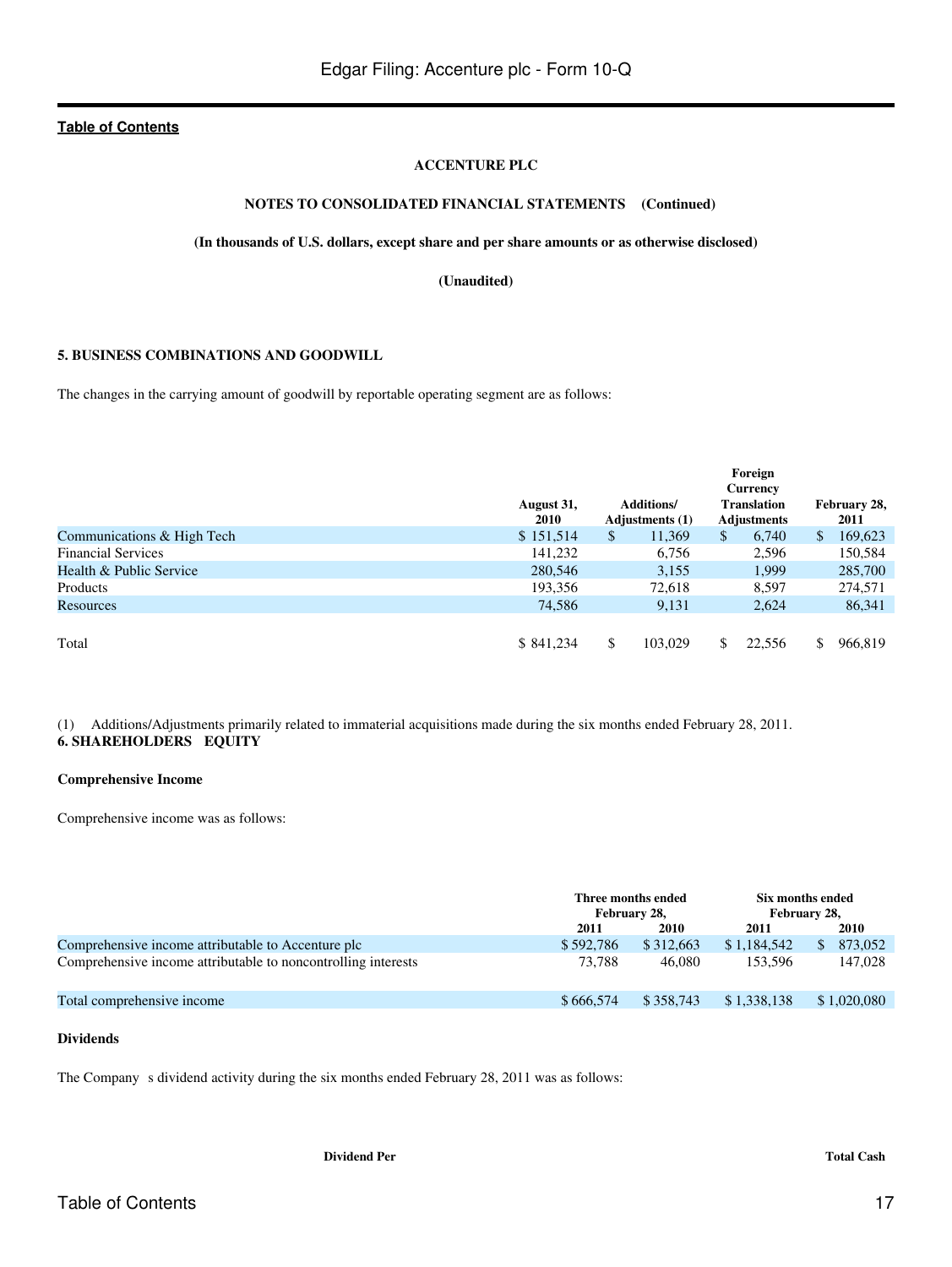**ACCENTURE PLC**

**NOTES TO CONSOLIDATED FINANCIAL STATEMENTS (Continued)**

**(In thousands of U.S. dollars, except share and per share amounts or as otherwise disclosed)**

**(Unaudited)**

### 5. BUSINESS COMBINATIONS AND GOODWILL

The changes in the carrying amount of goodwill by reportable operating segment are as follows:

| | August 31, 2010 | Additions/ Adjustments (1) | Foreign Currency Translation Adjustments | February 28, 2011 |
|---|---|---|---|---|
| Communications & High Tech | $ 151,514 | $ 11,369 | $ 6,740 | $ 169,623 |
| Financial Services | 141,232 | 6,756 | 2,596 | 150,584 |
| Health & Public Service | 280,546 | 3,155 | 1,999 | 285,700 |
| Products | 193,356 | 72,618 | 8,597 | 274,571 |
| Resources | 74,586 | 9,131 | 2,624 | 86,341 |
| Total | $ 841,234 | $ 103,029 | $ 22,556 | $ 966,819 |

(1) Additions/Adjustments primarily related to immaterial acquisitions made during the six months ended February 28, 2011.

### 6. SHAREHOLDERS EQUITY

**Comprehensive Income**

Comprehensive income was as follows:

| | Three months ended February 28, | | Six months ended February 28, | |
|---|---|---|---|---|
| | 2011 | 2010 | 2011 | 2010 |
| Comprehensive income attributable to Accenture plc | $ 592,786 | $ 312,663 | $ 1,184,542 | $ 873,052 |
| Comprehensive income attributable to noncontrolling interests | 73,788 | 46,080 | 153,596 | 147,028 |
| Total comprehensive income | $ 666,574 | $ 358,743 | $ 1,338,138 | $ 1,020,080 |

**Dividends**

The Company s dividend activity during the six months ended February 28, 2011 was as follows:

| Dividend Per | Total Cash |
|---|---|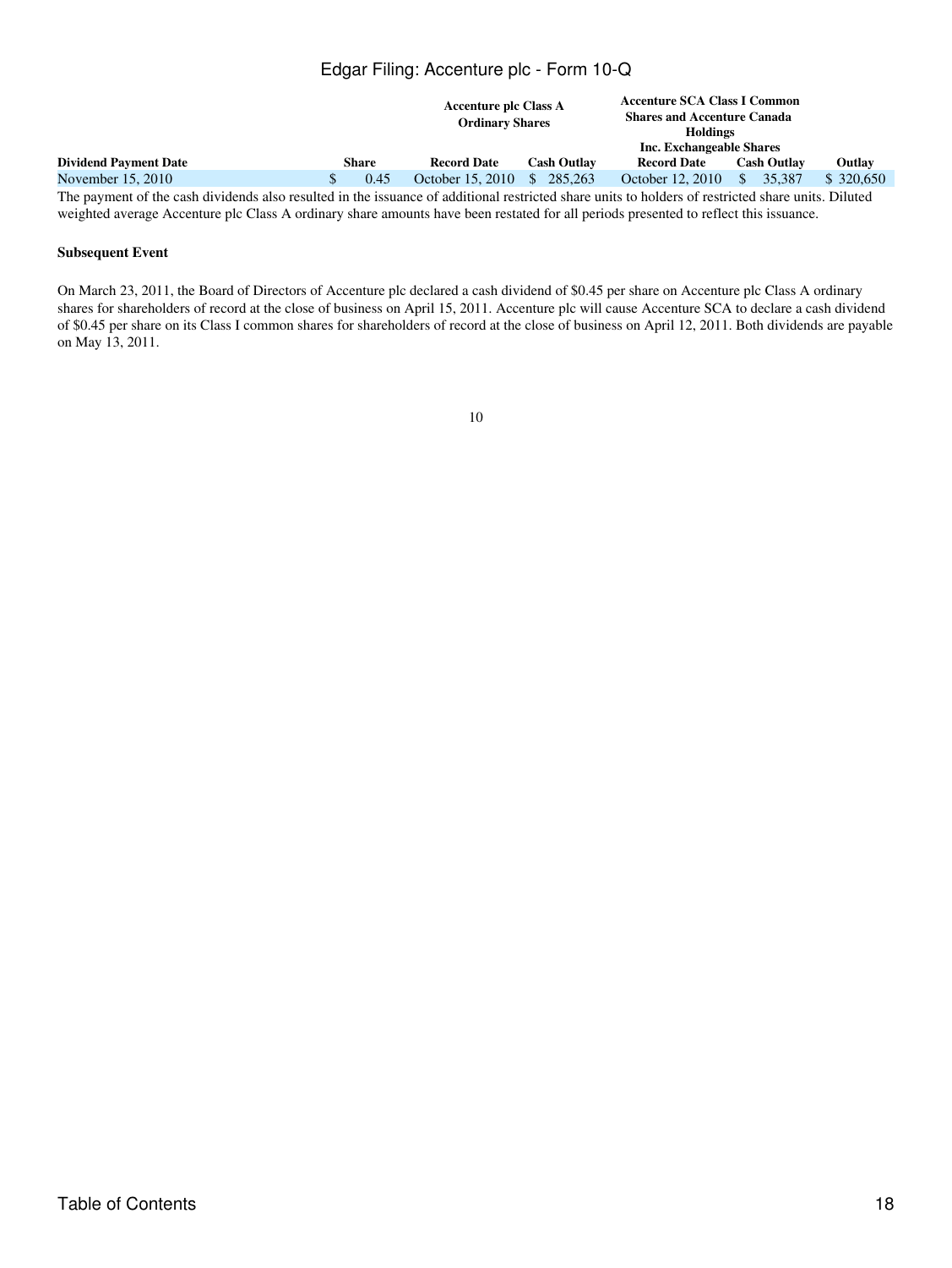| Dividend Payment Date | Share | Accenture plc Class A Ordinary Shares | | Accenture SCA Class I Common Shares and Accenture Canada Holdings Inc. Exchangeable Shares | | Outlay |
|---|---|---|---|---|---|---|
| | | Record Date | Cash Outlay | Record Date | Cash Outlay | |
| November 15, 2010 | $ 0.45 | October 15, 2010 | $ 285,263 | October 12, 2010 | $ 35,387 | $ 320,650 |

The payment of the cash dividends also resulted in the issuance of additional restricted share units to holders of restricted share units. Diluted weighted average Accenture plc Class A ordinary share amounts have been restated for all periods presented to reflect this issuance.

**Subsequent Event**

On March 23, 2011, the Board of Directors of Accenture plc declared a cash dividend of $0.45 per share on Accenture plc Class A ordinary shares for shareholders of record at the close of business on April 15, 2011. Accenture plc will cause Accenture SCA to declare a cash dividend of $0.45 per share on its Class I common shares for shareholders of record at the close of business on April 12, 2011. Both dividends are payable on May 13, 2011.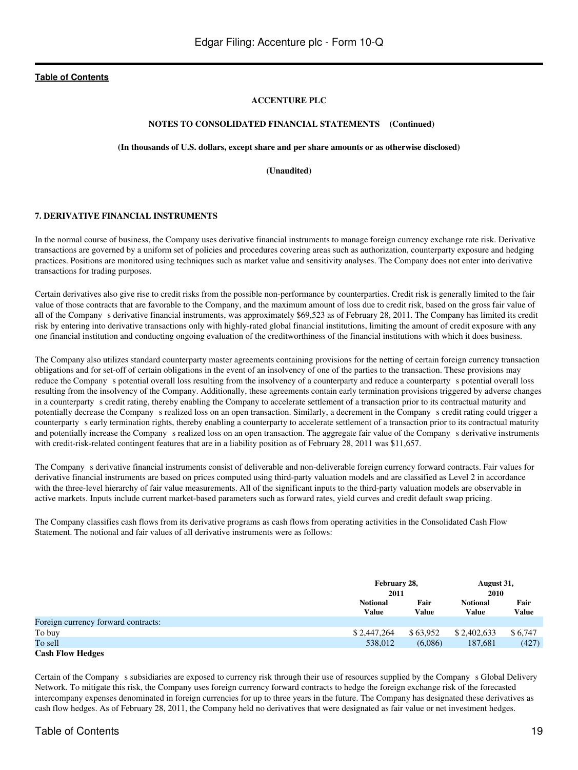**ACCENTURE PLC**

**NOTES TO CONSOLIDATED FINANCIAL STATEMENTS (Continued)**

**(In thousands of U.S. dollars, except share and per share amounts or as otherwise disclosed)**

**(Unaudited)**

**7. DERIVATIVE FINANCIAL INSTRUMENTS**

In the normal course of business, the Company uses derivative financial instruments to manage foreign currency exchange rate risk. Derivative transactions are governed by a uniform set of policies and procedures covering areas such as authorization, counterparty exposure and hedging practices. Positions are monitored using techniques such as market value and sensitivity analyses. The Company does not enter into derivative transactions for trading purposes.

Certain derivatives also give rise to credit risks from the possible non-performance by counterparties. Credit risk is generally limited to the fair value of those contracts that are favorable to the Company, and the maximum amount of loss due to credit risk, based on the gross fair value of all of the Company s derivative financial instruments, was approximately $69,523 as of February 28, 2011. The Company has limited its credit risk by entering into derivative transactions only with highly-rated global financial institutions, limiting the amount of credit exposure with any one financial institution and conducting ongoing evaluation of the creditworthiness of the financial institutions with which it does business.

The Company also utilizes standard counterparty master agreements containing provisions for the netting of certain foreign currency transaction obligations and for set-off of certain obligations in the event of an insolvency of one of the parties to the transaction. These provisions may reduce the Company s potential overall loss resulting from the insolvency of a counterparty and reduce a counterparty s potential overall loss resulting from the insolvency of the Company. Additionally, these agreements contain early termination provisions triggered by adverse changes in a counterparty s credit rating, thereby enabling the Company to accelerate settlement of a transaction prior to its contractual maturity and potentially decrease the Company s realized loss on an open transaction. Similarly, a decrement in the Company s credit rating could trigger a counterparty s early termination rights, thereby enabling a counterparty to accelerate settlement of a transaction prior to its contractual maturity and potentially increase the Company s realized loss on an open transaction. The aggregate fair value of the Company s derivative instruments with credit-risk-related contingent features that are in a liability position as of February 28, 2011 was $11,657.

The Company s derivative financial instruments consist of deliverable and non-deliverable foreign currency forward contracts. Fair values for derivative financial instruments are based on prices computed using third-party valuation models and are classified as Level 2 in accordance with the three-level hierarchy of fair value measurements. All of the significant inputs to the third-party valuation models are observable in active markets. Inputs include current market-based parameters such as forward rates, yield curves and credit default swap pricing.

The Company classifies cash flows from its derivative programs as cash flows from operating activities in the Consolidated Cash Flow Statement. The notional and fair values of all derivative instruments were as follows:

| | February 28, 2011 | | August 31, 2010 | |
|---|---|---|---|---|
| | Notional Value | Fair Value | Notional Value | Fair Value |
| Foreign currency forward contracts: | | | | |
| To buy | $ 2,447,264 | $ 63,952 | $ 2,402,633 | $ 6,747 |
| To sell | 538,012 | (6,086) | 187,681 | (427) |

**Cash Flow Hedges**

Certain of the Company s subsidiaries are exposed to currency risk through their use of resources supplied by the Company s Global Delivery Network. To mitigate this risk, the Company uses foreign currency forward contracts to hedge the foreign exchange risk of the forecasted intercompany expenses denominated in foreign currencies for up to three years in the future. The Company has designated these derivatives as cash flow hedges. As of February 28, 2011, the Company held no derivatives that were designated as fair value or net investment hedges.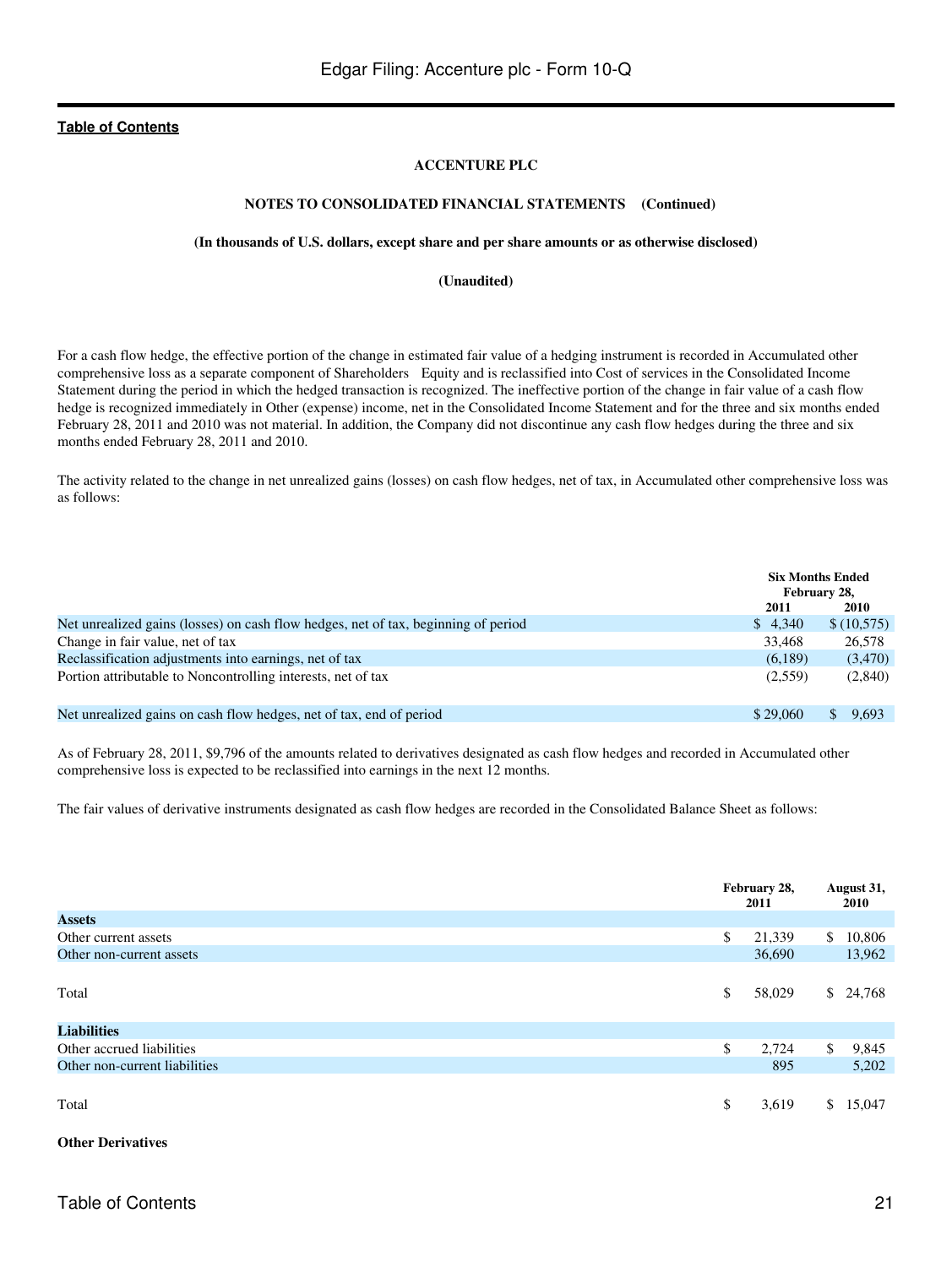**ACCENTURE PLC**

**NOTES TO CONSOLIDATED FINANCIAL STATEMENTS (Continued)**

**(In thousands of U.S. dollars, except share and per share amounts or as otherwise disclosed)**

**(Unaudited)**

For a cash flow hedge, the effective portion of the change in estimated fair value of a hedging instrument is recorded in Accumulated other comprehensive loss as a separate component of Shareholders Equity and is reclassified into Cost of services in the Consolidated Income Statement during the period in which the hedged transaction is recognized. The ineffective portion of the change in fair value of a cash flow hedge is recognized immediately in Other (expense) income, net in the Consolidated Income Statement and for the three and six months ended February 28, 2011 and 2010 was not material. In addition, the Company did not discontinue any cash flow hedges during the three and six months ended February 28, 2011 and 2010.

The activity related to the change in net unrealized gains (losses) on cash flow hedges, net of tax, in Accumulated other comprehensive loss was as follows:

| | Six Months Ended February 28, | |
|---|---|---|
| | 2011 | 2010 |
| Net unrealized gains (losses) on cash flow hedges, net of tax, beginning of period | $ 4,340 | $ (10,575) |
| Change in fair value, net of tax | 33,468 | 26,578 |
| Reclassification adjustments into earnings, net of tax | (6,189) | (3,470) |
| Portion attributable to Noncontrolling interests, net of tax | (2,559) | (2,840) |
| Net unrealized gains on cash flow hedges, net of tax, end of period | $ 29,060 | $ 9,693 |

As of February 28, 2011, $9,796 of the amounts related to derivatives designated as cash flow hedges and recorded in Accumulated other comprehensive loss is expected to be reclassified into earnings in the next 12 months.

The fair values of derivative instruments designated as cash flow hedges are recorded in the Consolidated Balance Sheet as follows:

| | February 28, 2011 | August 31, 2010 |
|---|---|---|
| **Assets** | | |
| Other current assets | $ 21,339 | $ 10,806 |
| Other non-current assets | 36,690 | 13,962 |
| Total | $ 58,029 | $ 24,768 |
| **Liabilities** | | |
| Other accrued liabilities | $ 2,724 | $ 9,845 |
| Other non-current liabilities | 895 | 5,202 |
| Total | $ 3,619 | $ 15,047 |

**Other Derivatives**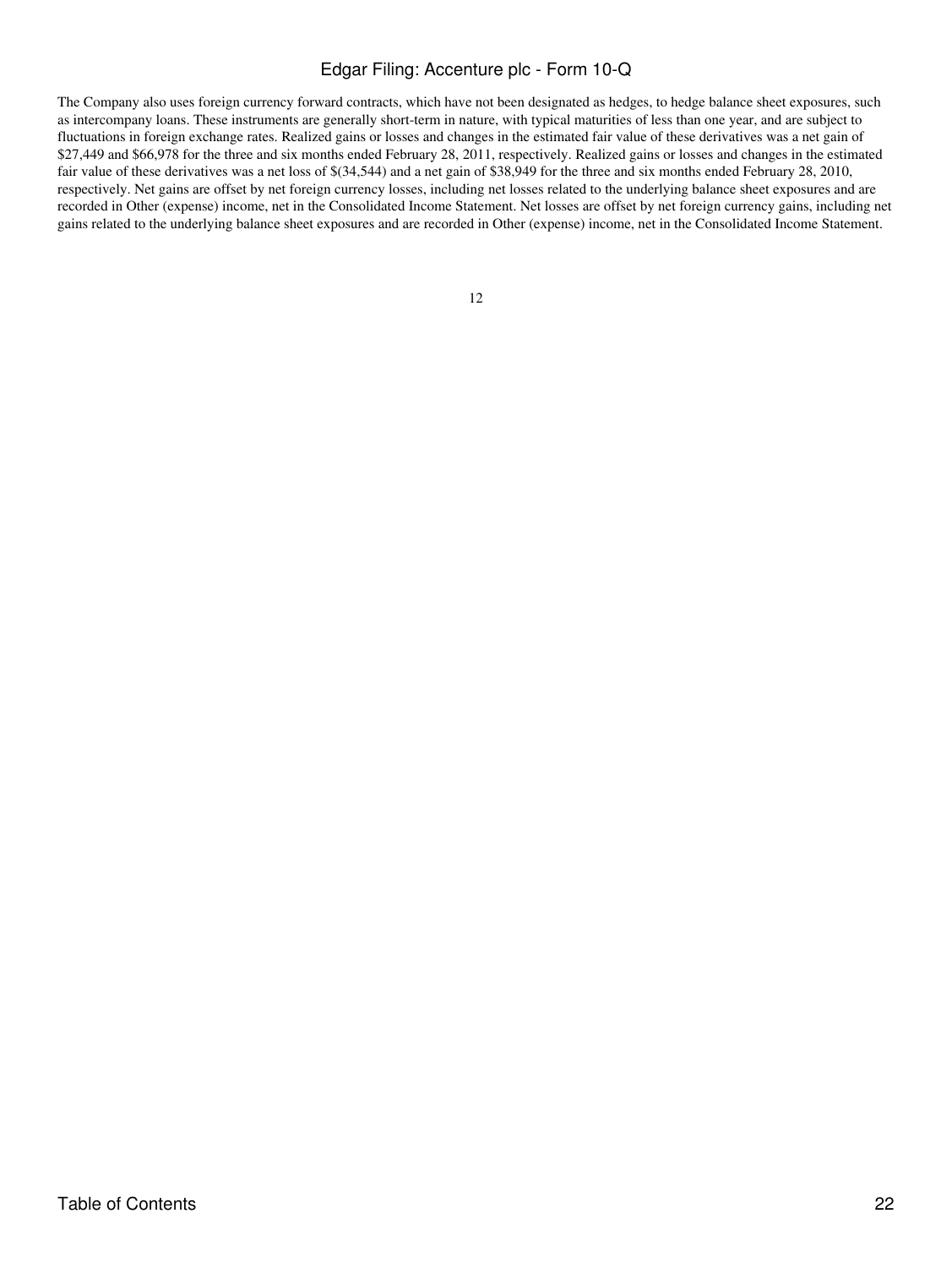The Company also uses foreign currency forward contracts, which have not been designated as hedges, to hedge balance sheet exposures, such as intercompany loans. These instruments are generally short-term in nature, with typical maturities of less than one year, and are subject to fluctuations in foreign exchange rates. Realized gains or losses and changes in the estimated fair value of these derivatives was a net gain of $27,449 and $66,978 for the three and six months ended February 28, 2011, respectively. Realized gains or losses and changes in the estimated fair value of these derivatives was a net loss of $(34,544) and a net gain of $38,949 for the three and six months ended February 28, 2010, respectively. Net gains are offset by net foreign currency losses, including net losses related to the underlying balance sheet exposures and are recorded in Other (expense) income, net in the Consolidated Income Statement. Net losses are offset by net foreign currency gains, including net gains related to the underlying balance sheet exposures and are recorded in Other (expense) income, net in the Consolidated Income Statement.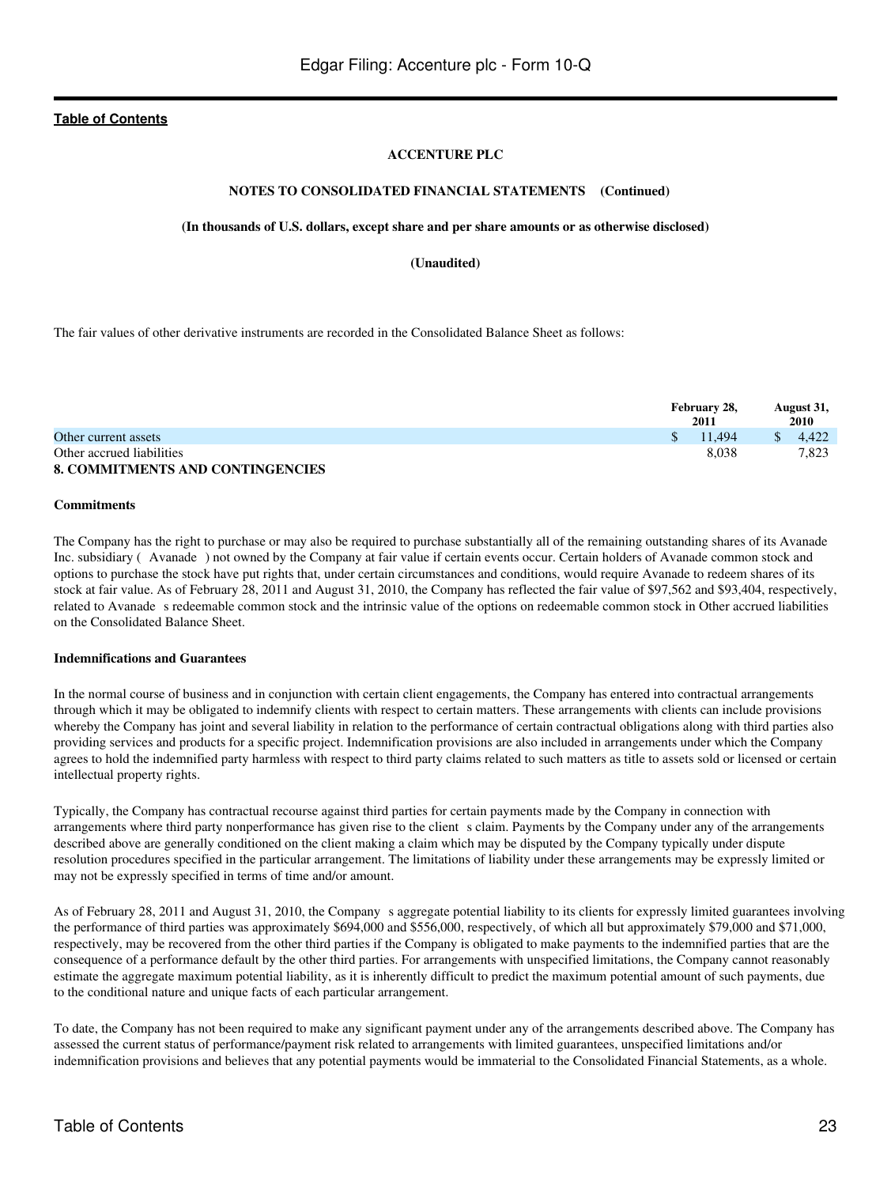**ACCENTURE PLC**

**NOTES TO CONSOLIDATED FINANCIAL STATEMENTS (Continued)**

**(In thousands of U.S. dollars, except share and per share amounts or as otherwise disclosed)**

**(Unaudited)**

The fair values of other derivative instruments are recorded in the Consolidated Balance Sheet as follows:

| | February 28, 2011 | August 31, 2010 |
|---|---|---|
| Other current assets | $ 11,494 | $ 4,422 |
| Other accrued liabilities | 8,038 | 7,823 |

## 8. COMMITMENTS AND CONTINGENCIES

### Commitments

The Company has the right to purchase or may also be required to purchase substantially all of the remaining outstanding shares of its Avanade Inc. subsidiary ( Avanade ) not owned by the Company at fair value if certain events occur. Certain holders of Avanade common stock and options to purchase the stock have put rights that, under certain circumstances and conditions, would require Avanade to redeem shares of its stock at fair value. As of February 28, 2011 and August 31, 2010, the Company has reflected the fair value of $97,562 and $93,404, respectively, related to Avanade s redeemable common stock and the intrinsic value of the options on redeemable common stock in Other accrued liabilities on the Consolidated Balance Sheet.

### Indemnifications and Guarantees

In the normal course of business and in conjunction with certain client engagements, the Company has entered into contractual arrangements through which it may be obligated to indemnify clients with respect to certain matters. These arrangements with clients can include provisions whereby the Company has joint and several liability in relation to the performance of certain contractual obligations along with third parties also providing services and products for a specific project. Indemnification provisions are also included in arrangements under which the Company agrees to hold the indemnified party harmless with respect to third party claims related to such matters as title to assets sold or licensed or certain intellectual property rights.

Typically, the Company has contractual recourse against third parties for certain payments made by the Company in connection with arrangements where third party nonperformance has given rise to the client s claim. Payments by the Company under any of the arrangements described above are generally conditioned on the client making a claim which may be disputed by the Company typically under dispute resolution procedures specified in the particular arrangement. The limitations of liability under these arrangements may be expressly limited or may not be expressly specified in terms of time and/or amount.

As of February 28, 2011 and August 31, 2010, the Company s aggregate potential liability to its clients for expressly limited guarantees involving the performance of third parties was approximately $694,000 and $556,000, respectively, of which all but approximately $79,000 and $71,000, respectively, may be recovered from the other third parties if the Company is obligated to make payments to the indemnified parties that are the consequence of a performance default by the other third parties. For arrangements with unspecified limitations, the Company cannot reasonably estimate the aggregate maximum potential liability, as it is inherently difficult to predict the maximum potential amount of such payments, due to the conditional nature and unique facts of each particular arrangement.

To date, the Company has not been required to make any significant payment under any of the arrangements described above. The Company has assessed the current status of performance/payment risk related to arrangements with limited guarantees, unspecified limitations and/or indemnification provisions and believes that any potential payments would be immaterial to the Consolidated Financial Statements, as a whole.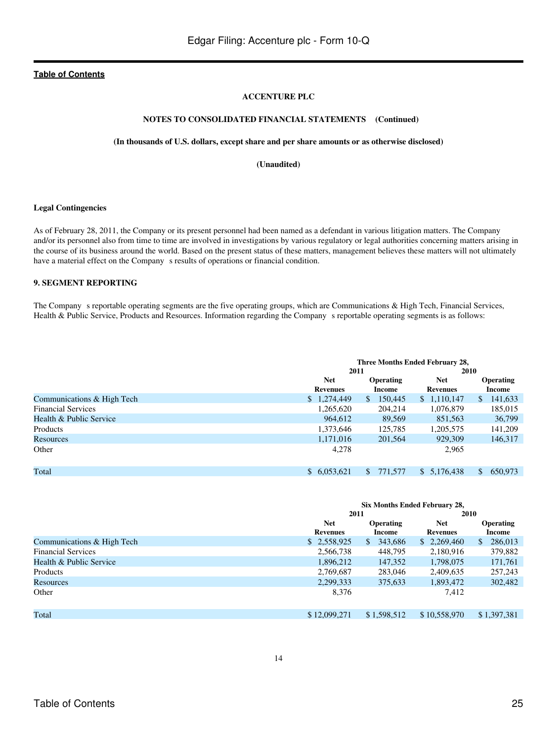**ACCENTURE PLC**

**NOTES TO CONSOLIDATED FINANCIAL STATEMENTS (Continued)**

**(In thousands of U.S. dollars, except share and per share amounts or as otherwise disclosed)**

**(Unaudited)**

**Legal Contingencies**

As of February 28, 2011, the Company or its present personnel had been named as a defendant in various litigation matters. The Company and/or its personnel also from time to time are involved in investigations by various regulatory or legal authorities concerning matters arising in the course of its business around the world. Based on the present status of these matters, management believes these matters will not ultimately have a material effect on the Company s results of operations or financial condition.

**9. SEGMENT REPORTING**

The Company s reportable operating segments are the five operating groups, which are Communications & High Tech, Financial Services, Health & Public Service, Products and Resources. Information regarding the Company s reportable operating segments is as follows:

| | Three Months Ended February 28, | | | |
|---|---|---|---|---|
| | 2011 | | 2010 | |
| | Net Revenues | Operating Income | Net Revenues | Operating Income |
| Communications & High Tech | $ 1,274,449 | $ 150,445 | $ 1,110,147 | $ 141,633 |
| Financial Services | 1,265,620 | 204,214 | 1,076,879 | 185,015 |
| Health & Public Service | 964,612 | 89,569 | 851,563 | 36,799 |
| Products | 1,373,646 | 125,785 | 1,205,575 | 141,209 |
| Resources | 1,171,016 | 201,564 | 929,309 | 146,317 |
| Other | 4,278 | | 2,965 | |
| Total | $ 6,053,621 | $ 771,577 | $ 5,176,438 | $ 650,973 |

| | Six Months Ended February 28, | | | |
|---|---|---|---|---|
| | 2011 | | 2010 | |
| | Net Revenues | Operating Income | Net Revenues | Operating Income |
| Communications & High Tech | $ 2,558,925 | $ 343,686 | $ 2,269,460 | $ 286,013 |
| Financial Services | 2,566,738 | 448,795 | 2,180,916 | 379,882 |
| Health & Public Service | 1,896,212 | 147,352 | 1,798,075 | 171,761 |
| Products | 2,769,687 | 283,046 | 2,409,635 | 257,243 |
| Resources | 2,299,333 | 375,633 | 1,893,472 | 302,482 |
| Other | 8,376 | | 7,412 | |
| Total | $ 12,099,271 | $ 1,598,512 | $ 10,558,970 | $ 1,397,381 |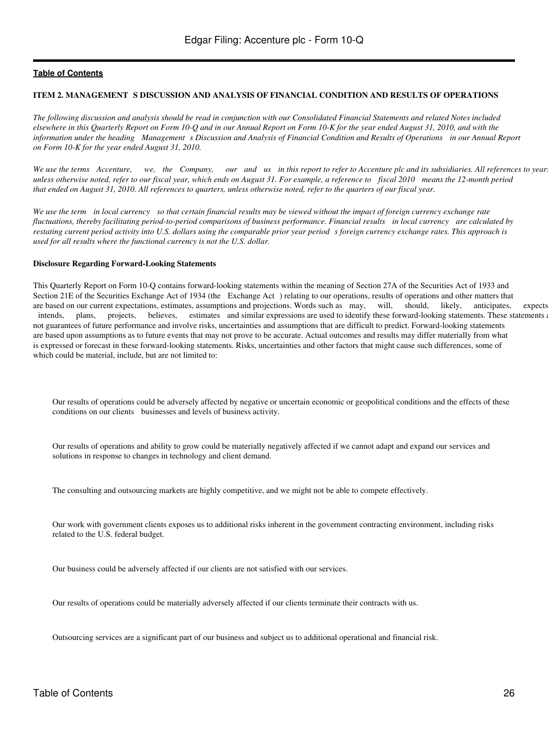## ITEM 2. MANAGEMENT S DISCUSSION AND ANALYSIS OF FINANCIAL CONDITION AND RESULTS OF OPERATIONS

*The following discussion and analysis should be read in conjunction with our Consolidated Financial Statements and related Notes included elsewhere in this Quarterly Report on Form 10-Q and in our Annual Report on Form 10-K for the year ended August 31, 2010, and with the information under the heading Management s Discussion and Analysis of Financial Condition and Results of Operations in our Annual Report on Form 10-K for the year ended August 31, 2010.*

*We use the terms Accenture, we, the Company, our and us in this report to refer to Accenture plc and its subsidiaries. All references to years, unless otherwise noted, refer to our fiscal year, which ends on August 31. For example, a reference to fiscal 2010 means the 12-month period that ended on August 31, 2010. All references to quarters, unless otherwise noted, refer to the quarters of our fiscal year.*

*We use the term in local currency so that certain financial results may be viewed without the impact of foreign currency exchange rate fluctuations, thereby facilitating period-to-period comparisons of business performance. Financial results in local currency are calculated by restating current period activity into U.S. dollars using the comparable prior year period s foreign currency exchange rates. This approach is used for all results where the functional currency is not the U.S. dollar.*

**Disclosure Regarding Forward-Looking Statements**

This Quarterly Report on Form 10-Q contains forward-looking statements within the meaning of Section 27A of the Securities Act of 1933 and Section 21E of the Securities Exchange Act of 1934 (the Exchange Act ) relating to our operations, results of operations and other matters that are based on our current expectations, estimates, assumptions and projections. Words such as may, will, should, likely, anticipates, expects, intends, plans, projects, believes, estimates and similar expressions are used to identify these forward-looking statements. These statements are not guarantees of future performance and involve risks, uncertainties and assumptions that are difficult to predict. Forward-looking statements are based upon assumptions as to future events that may not prove to be accurate. Actual outcomes and results may differ materially from what is expressed or forecast in these forward-looking statements. Risks, uncertainties and other factors that might cause such differences, some of which could be material, include, but are not limited to:

- Our results of operations could be adversely affected by negative or uncertain economic or geopolitical conditions and the effects of these conditions on our clients businesses and levels of business activity.

- Our results of operations and ability to grow could be materially negatively affected if we cannot adapt and expand our services and solutions in response to changes in technology and client demand.

- The consulting and outsourcing markets are highly competitive, and we might not be able to compete effectively.

- Our work with government clients exposes us to additional risks inherent in the government contracting environment, including risks related to the U.S. federal budget.

- Our business could be adversely affected if our clients are not satisfied with our services.

- Our results of operations could be materially adversely affected if our clients terminate their contracts with us.

- Outsourcing services are a significant part of our business and subject us to additional operational and financial risk.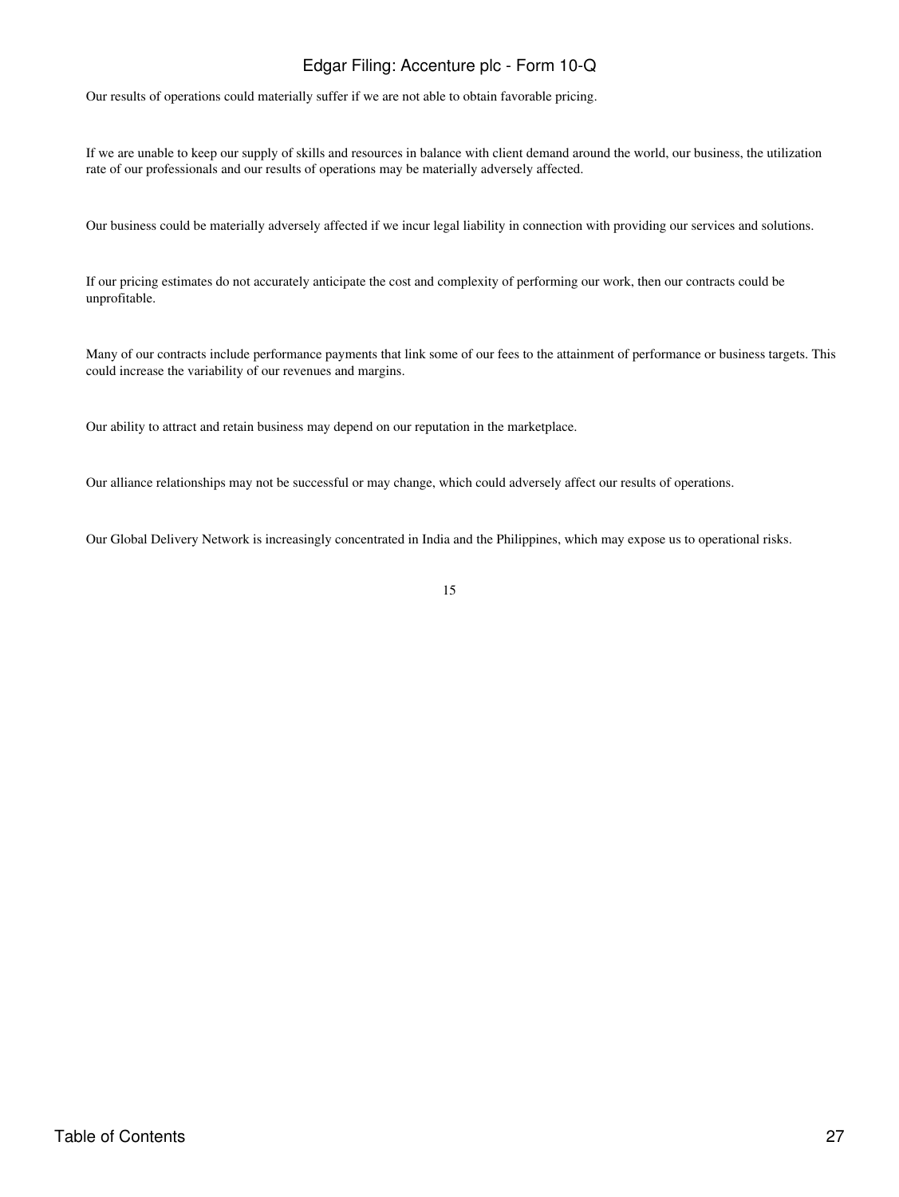Our results of operations could materially suffer if we are not able to obtain favorable pricing.

If we are unable to keep our supply of skills and resources in balance with client demand around the world, our business, the utilization rate of our professionals and our results of operations may be materially adversely affected.

Our business could be materially adversely affected if we incur legal liability in connection with providing our services and solutions.

If our pricing estimates do not accurately anticipate the cost and complexity of performing our work, then our contracts could be unprofitable.

Many of our contracts include performance payments that link some of our fees to the attainment of performance or business targets. This could increase the variability of our revenues and margins.

Our ability to attract and retain business may depend on our reputation in the marketplace.

Our alliance relationships may not be successful or may change, which could adversely affect our results of operations.

Our Global Delivery Network is increasingly concentrated in India and the Philippines, which may expose us to operational risks.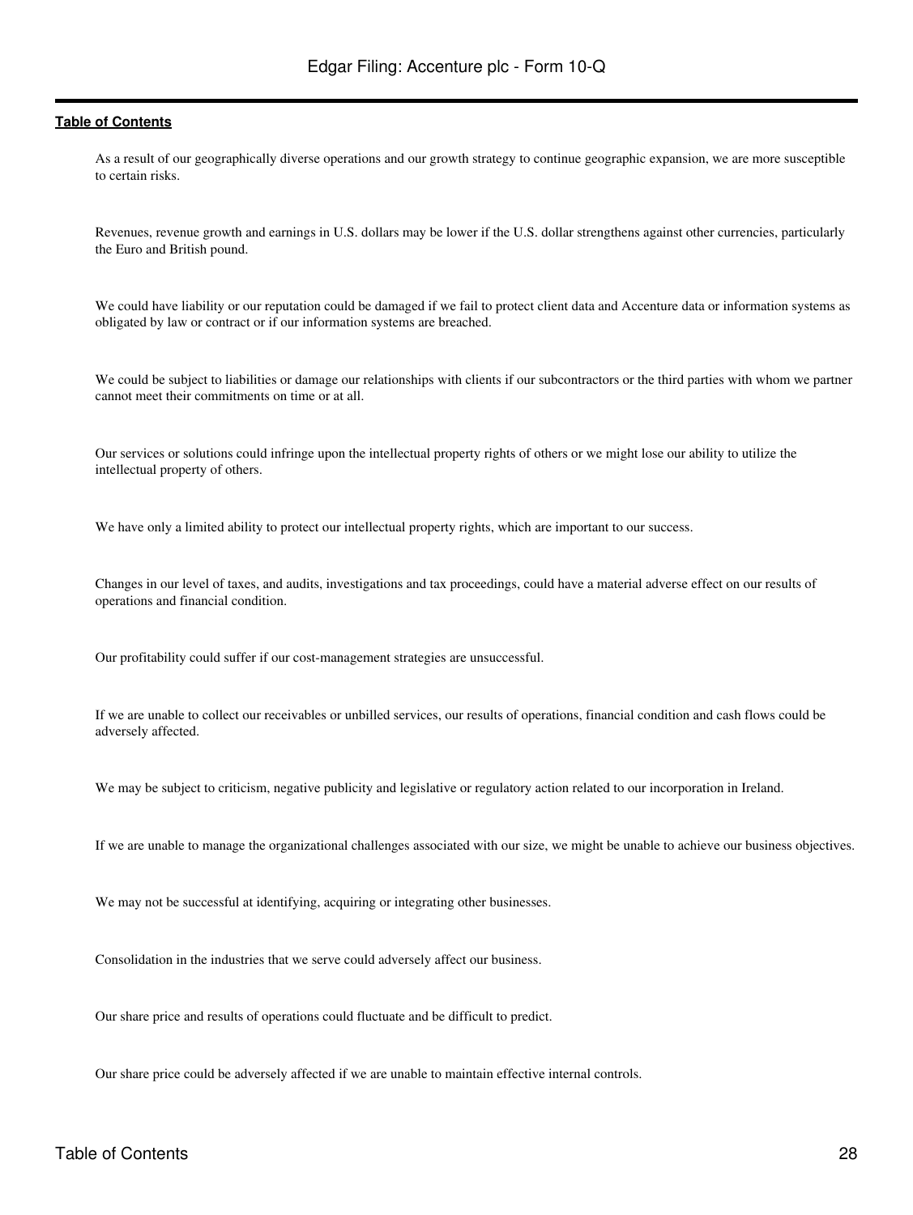As a result of our geographically diverse operations and our growth strategy to continue geographic expansion, we are more susceptible to certain risks.

Revenues, revenue growth and earnings in U.S. dollars may be lower if the U.S. dollar strengthens against other currencies, particularly the Euro and British pound.

We could have liability or our reputation could be damaged if we fail to protect client data and Accenture data or information systems as obligated by law or contract or if our information systems are breached.

We could be subject to liabilities or damage our relationships with clients if our subcontractors or the third parties with whom we partner cannot meet their commitments on time or at all.

Our services or solutions could infringe upon the intellectual property rights of others or we might lose our ability to utilize the intellectual property of others.

We have only a limited ability to protect our intellectual property rights, which are important to our success.

Changes in our level of taxes, and audits, investigations and tax proceedings, could have a material adverse effect on our results of operations and financial condition.

Our profitability could suffer if our cost-management strategies are unsuccessful.

If we are unable to collect our receivables or unbilled services, our results of operations, financial condition and cash flows could be adversely affected.

We may be subject to criticism, negative publicity and legislative or regulatory action related to our incorporation in Ireland.

If we are unable to manage the organizational challenges associated with our size, we might be unable to achieve our business objectives.

We may not be successful at identifying, acquiring or integrating other businesses.

Consolidation in the industries that we serve could adversely affect our business.

Our share price and results of operations could fluctuate and be difficult to predict.

Our share price could be adversely affected if we are unable to maintain effective internal controls.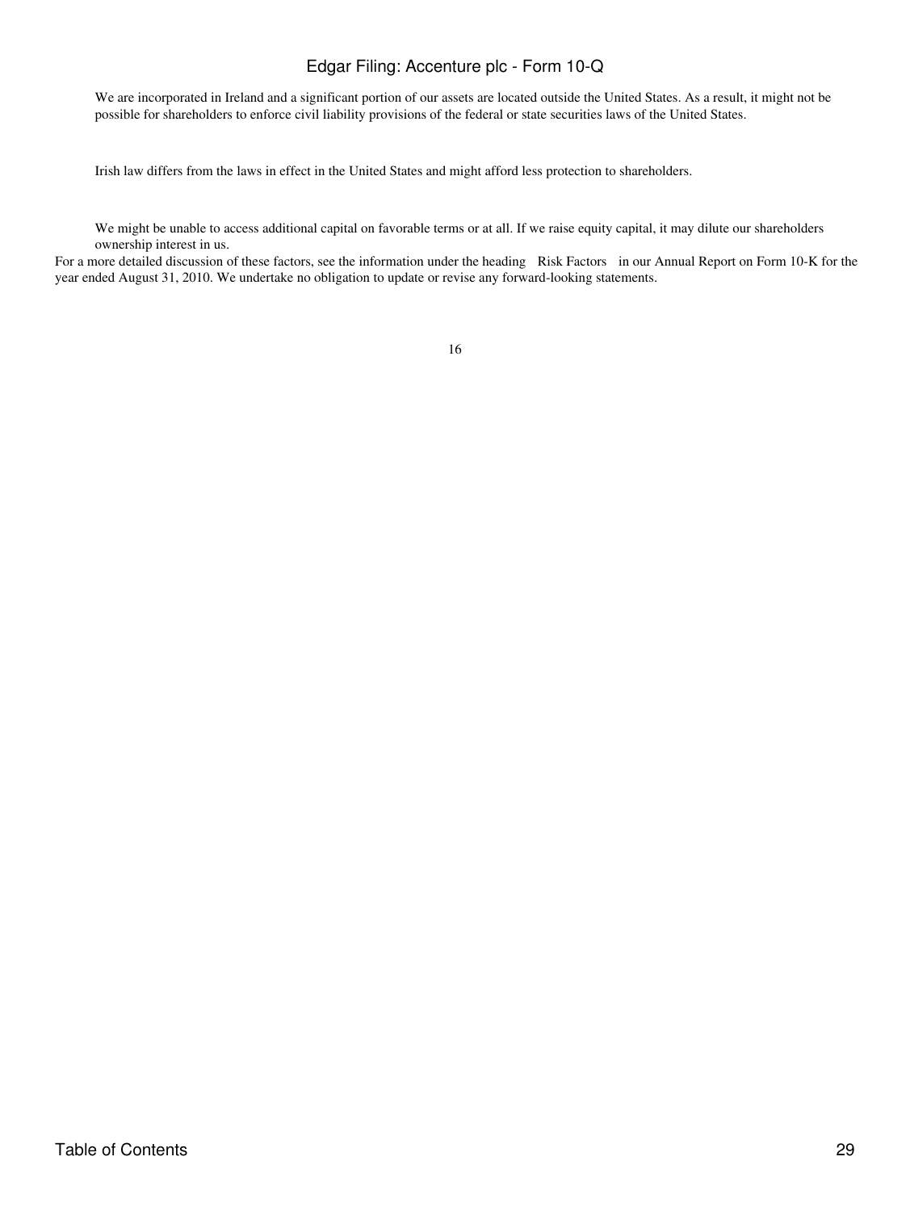- We are incorporated in Ireland and a significant portion of our assets are located outside the United States. As a result, it might not be possible for shareholders to enforce civil liability provisions of the federal or state securities laws of the United States.

- Irish law differs from the laws in effect in the United States and might afford less protection to shareholders.

- We might be unable to access additional capital on favorable terms or at all. If we raise equity capital, it may dilute our shareholders ownership interest in us.

For a more detailed discussion of these factors, see the information under the heading Risk Factors in our Annual Report on Form 10-K for the year ended August 31, 2010. We undertake no obligation to update or revise any forward-looking statements.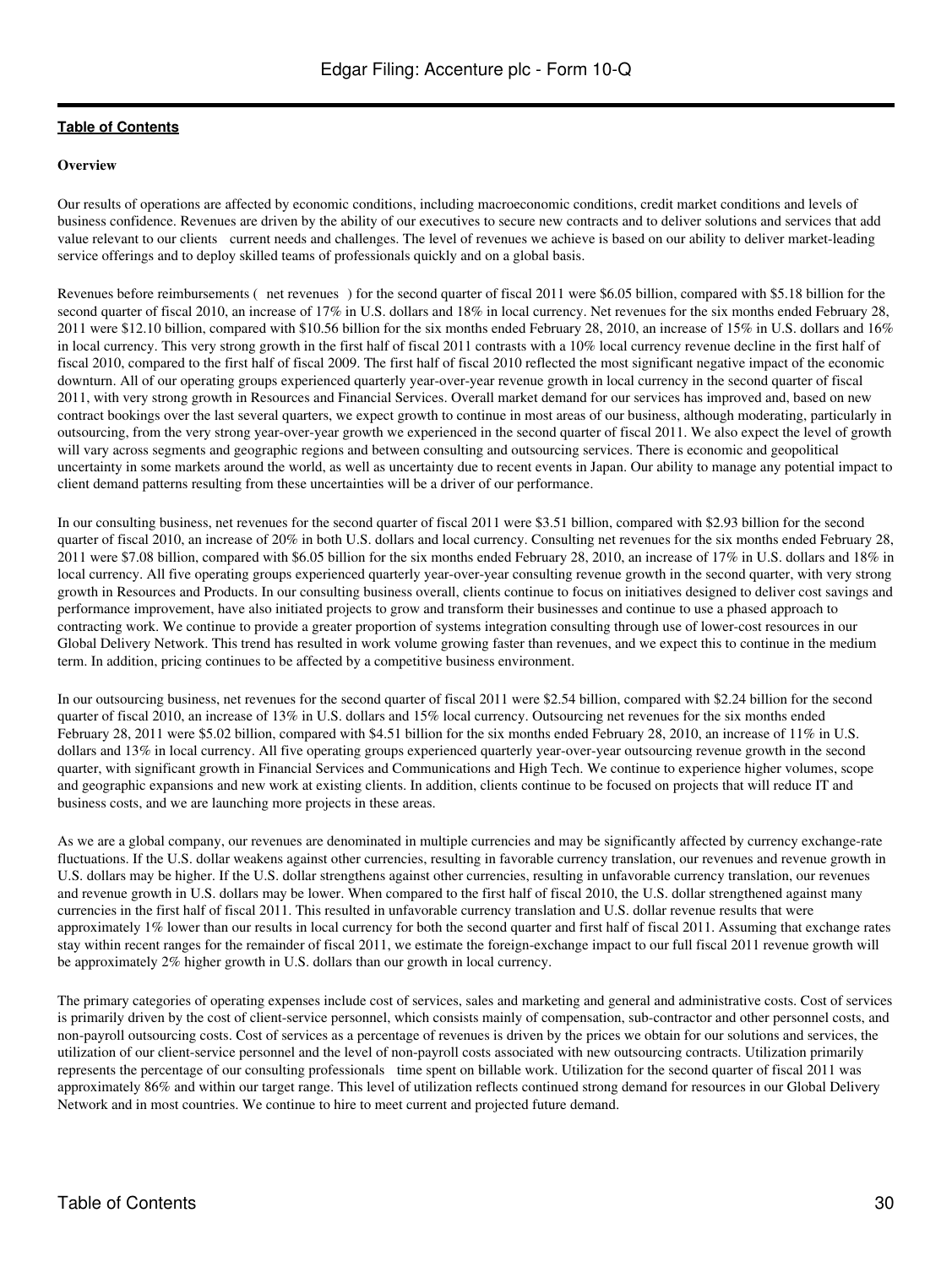**Overview**

Our results of operations are affected by economic conditions, including macroeconomic conditions, credit market conditions and levels of business confidence. Revenues are driven by the ability of our executives to secure new contracts and to deliver solutions and services that add value relevant to our clients current needs and challenges. The level of revenues we achieve is based on our ability to deliver market-leading service offerings and to deploy skilled teams of professionals quickly and on a global basis.

Revenues before reimbursements ( net revenues ) for the second quarter of fiscal 2011 were \$6.05 billion, compared with \$5.18 billion for the second quarter of fiscal 2010, an increase of 17% in U.S. dollars and 18% in local currency. Net revenues for the six months ended February 28, 2011 were \$12.10 billion, compared with \$10.56 billion for the six months ended February 28, 2010, an increase of 15% in U.S. dollars and 16% in local currency. This very strong growth in the first half of fiscal 2011 contrasts with a 10% local currency revenue decline in the first half of fiscal 2010, compared to the first half of fiscal 2009. The first half of fiscal 2010 reflected the most significant negative impact of the economic downturn. All of our operating groups experienced quarterly year-over-year revenue growth in local currency in the second quarter of fiscal 2011, with very strong growth in Resources and Financial Services. Overall market demand for our services has improved and, based on new contract bookings over the last several quarters, we expect growth to continue in most areas of our business, although moderating, particularly in outsourcing, from the very strong year-over-year growth we experienced in the second quarter of fiscal 2011. We also expect the level of growth will vary across segments and geographic regions and between consulting and outsourcing services. There is economic and geopolitical uncertainty in some markets around the world, as well as uncertainty due to recent events in Japan. Our ability to manage any potential impact to client demand patterns resulting from these uncertainties will be a driver of our performance.

In our consulting business, net revenues for the second quarter of fiscal 2011 were \$3.51 billion, compared with \$2.93 billion for the second quarter of fiscal 2010, an increase of 20% in both U.S. dollars and local currency. Consulting net revenues for the six months ended February 28, 2011 were \$7.08 billion, compared with \$6.05 billion for the six months ended February 28, 2010, an increase of 17% in U.S. dollars and 18% in local currency. All five operating groups experienced quarterly year-over-year consulting revenue growth in the second quarter, with very strong growth in Resources and Products. In our consulting business overall, clients continue to focus on initiatives designed to deliver cost savings and performance improvement, have also initiated projects to grow and transform their businesses and continue to use a phased approach to contracting work. We continue to provide a greater proportion of systems integration consulting through use of lower-cost resources in our Global Delivery Network. This trend has resulted in work volume growing faster than revenues, and we expect this to continue in the medium term. In addition, pricing continues to be affected by a competitive business environment.

In our outsourcing business, net revenues for the second quarter of fiscal 2011 were \$2.54 billion, compared with \$2.24 billion for the second quarter of fiscal 2010, an increase of 13% in U.S. dollars and 15% local currency. Outsourcing net revenues for the six months ended February 28, 2011 were \$5.02 billion, compared with \$4.51 billion for the six months ended February 28, 2010, an increase of 11% in U.S. dollars and 13% in local currency. All five operating groups experienced quarterly year-over-year outsourcing revenue growth in the second quarter, with significant growth in Financial Services and Communications and High Tech. We continue to experience higher volumes, scope and geographic expansions and new work at existing clients. In addition, clients continue to be focused on projects that will reduce IT and business costs, and we are launching more projects in these areas.

As we are a global company, our revenues are denominated in multiple currencies and may be significantly affected by currency exchange-rate fluctuations. If the U.S. dollar weakens against other currencies, resulting in favorable currency translation, our revenues and revenue growth in U.S. dollars may be higher. If the U.S. dollar strengthens against other currencies, resulting in unfavorable currency translation, our revenues and revenue growth in U.S. dollars may be lower. When compared to the first half of fiscal 2010, the U.S. dollar strengthened against many currencies in the first half of fiscal 2011. This resulted in unfavorable currency translation and U.S. dollar revenue results that were approximately 1% lower than our results in local currency for both the second quarter and first half of fiscal 2011. Assuming that exchange rates stay within recent ranges for the remainder of fiscal 2011, we estimate the foreign-exchange impact to our full fiscal 2011 revenue growth will be approximately 2% higher growth in U.S. dollars than our growth in local currency.

The primary categories of operating expenses include cost of services, sales and marketing and general and administrative costs. Cost of services is primarily driven by the cost of client-service personnel, which consists mainly of compensation, sub-contractor and other personnel costs, and non-payroll outsourcing costs. Cost of services as a percentage of revenues is driven by the prices we obtain for our solutions and services, the utilization of our client-service personnel and the level of non-payroll costs associated with new outsourcing contracts. Utilization primarily represents the percentage of our consulting professionals time spent on billable work. Utilization for the second quarter of fiscal 2011 was approximately 86% and within our target range. This level of utilization reflects continued strong demand for resources in our Global Delivery Network and in most countries. We continue to hire to meet current and projected future demand.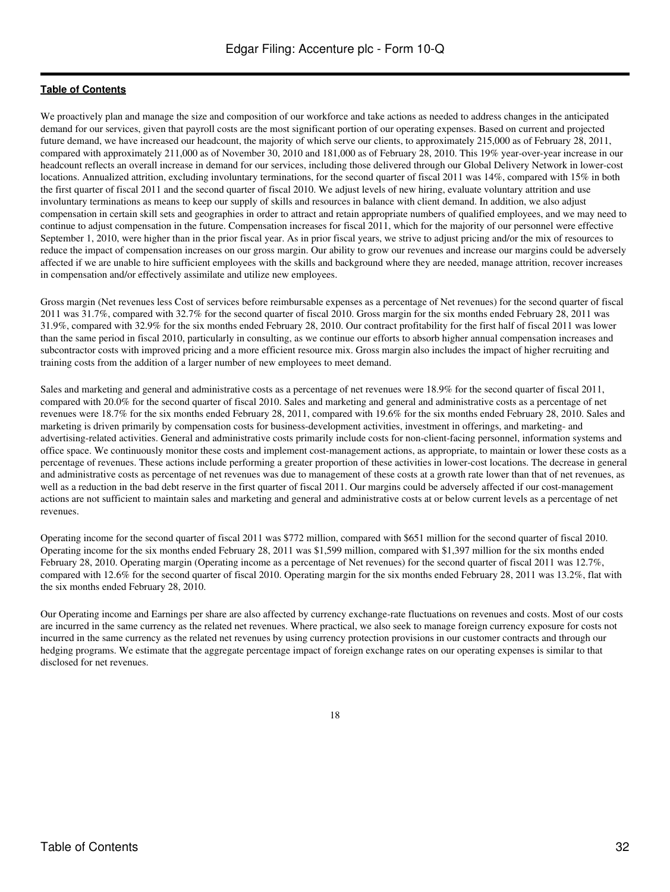We proactively plan and manage the size and composition of our workforce and take actions as needed to address changes in the anticipated demand for our services, given that payroll costs are the most significant portion of our operating expenses. Based on current and projected future demand, we have increased our headcount, the majority of which serve our clients, to approximately 215,000 as of February 28, 2011, compared with approximately 211,000 as of November 30, 2010 and 181,000 as of February 28, 2010. This 19% year-over-year increase in our headcount reflects an overall increase in demand for our services, including those delivered through our Global Delivery Network in lower-cost locations. Annualized attrition, excluding involuntary terminations, for the second quarter of fiscal 2011 was 14%, compared with 15% in both the first quarter of fiscal 2011 and the second quarter of fiscal 2010. We adjust levels of new hiring, evaluate voluntary attrition and use involuntary terminations as means to keep our supply of skills and resources in balance with client demand. In addition, we also adjust compensation in certain skill sets and geographies in order to attract and retain appropriate numbers of qualified employees, and we may need to continue to adjust compensation in the future. Compensation increases for fiscal 2011, which for the majority of our personnel were effective September 1, 2010, were higher than in the prior fiscal year. As in prior fiscal years, we strive to adjust pricing and/or the mix of resources to reduce the impact of compensation increases on our gross margin. Our ability to grow our revenues and increase our margins could be adversely affected if we are unable to hire sufficient employees with the skills and background where they are needed, manage attrition, recover increases in compensation and/or effectively assimilate and utilize new employees.

Gross margin (Net revenues less Cost of services before reimbursable expenses as a percentage of Net revenues) for the second quarter of fiscal 2011 was 31.7%, compared with 32.7% for the second quarter of fiscal 2010. Gross margin for the six months ended February 28, 2011 was 31.9%, compared with 32.9% for the six months ended February 28, 2010. Our contract profitability for the first half of fiscal 2011 was lower than the same period in fiscal 2010, particularly in consulting, as we continue our efforts to absorb higher annual compensation increases and subcontractor costs with improved pricing and a more efficient resource mix. Gross margin also includes the impact of higher recruiting and training costs from the addition of a larger number of new employees to meet demand.

Sales and marketing and general and administrative costs as a percentage of net revenues were 18.9% for the second quarter of fiscal 2011, compared with 20.0% for the second quarter of fiscal 2010. Sales and marketing and general and administrative costs as a percentage of net revenues were 18.7% for the six months ended February 28, 2011, compared with 19.6% for the six months ended February 28, 2010. Sales and marketing is driven primarily by compensation costs for business-development activities, investment in offerings, and marketing- and advertising-related activities. General and administrative costs primarily include costs for non-client-facing personnel, information systems and office space. We continuously monitor these costs and implement cost-management actions, as appropriate, to maintain or lower these costs as a percentage of revenues. These actions include performing a greater proportion of these activities in lower-cost locations. The decrease in general and administrative costs as percentage of net revenues was due to management of these costs at a growth rate lower than that of net revenues, as well as a reduction in the bad debt reserve in the first quarter of fiscal 2011. Our margins could be adversely affected if our cost-management actions are not sufficient to maintain sales and marketing and general and administrative costs at or below current levels as a percentage of net revenues.

Operating income for the second quarter of fiscal 2011 was $772 million, compared with $651 million for the second quarter of fiscal 2010. Operating income for the six months ended February 28, 2011 was $1,599 million, compared with $1,397 million for the six months ended February 28, 2010. Operating margin (Operating income as a percentage of Net revenues) for the second quarter of fiscal 2011 was 12.7%, compared with 12.6% for the second quarter of fiscal 2010. Operating margin for the six months ended February 28, 2011 was 13.2%, flat with the six months ended February 28, 2010.

Our Operating income and Earnings per share are also affected by currency exchange-rate fluctuations on revenues and costs. Most of our costs are incurred in the same currency as the related net revenues. Where practical, we also seek to manage foreign currency exposure for costs not incurred in the same currency as the related net revenues by using currency protection provisions in our customer contracts and through our hedging programs. We estimate that the aggregate percentage impact of foreign exchange rates on our operating expenses is similar to that disclosed for net revenues.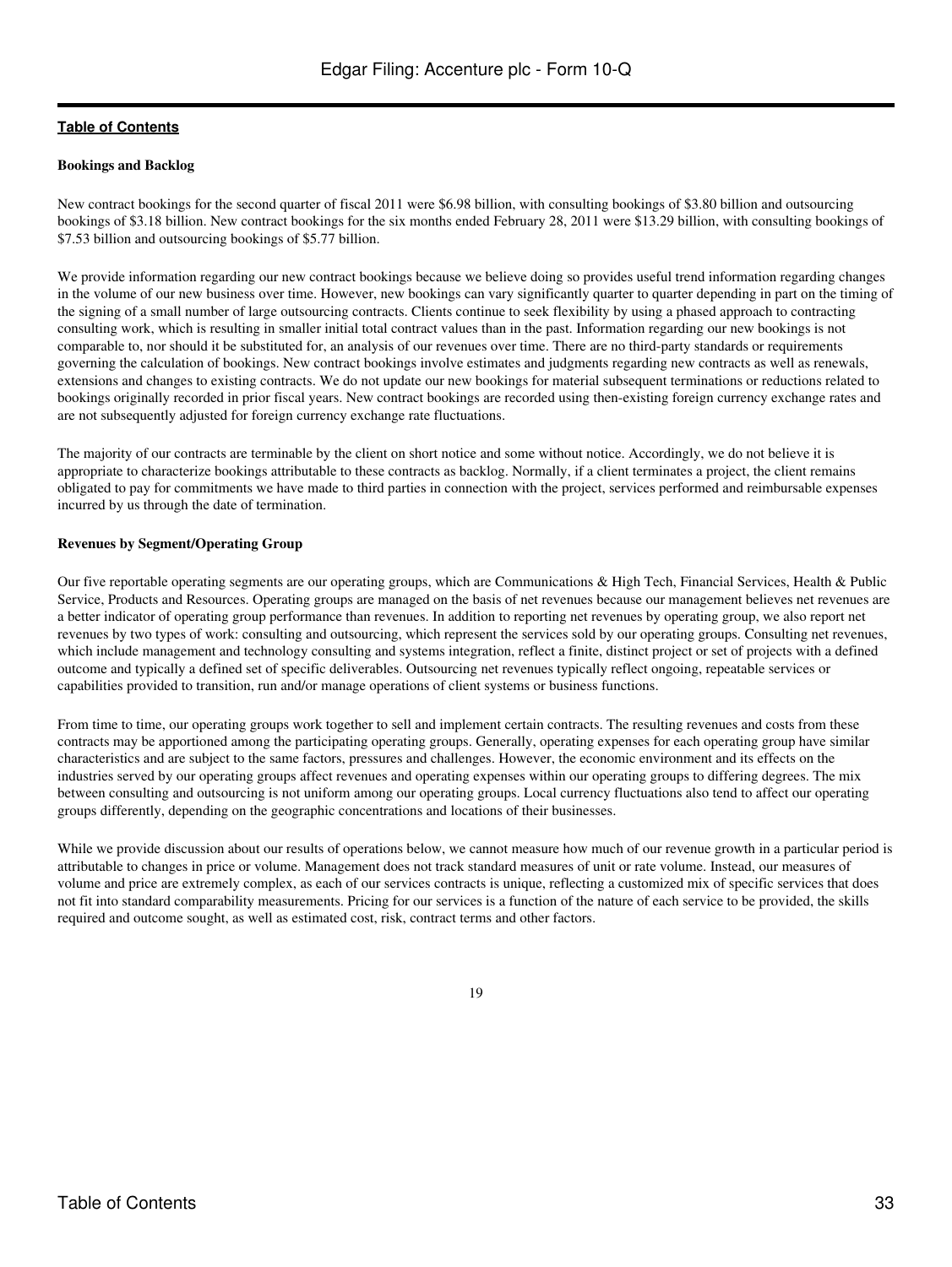**Bookings and Backlog**

New contract bookings for the second quarter of fiscal 2011 were $6.98 billion, with consulting bookings of $3.80 billion and outsourcing bookings of $3.18 billion. New contract bookings for the six months ended February 28, 2011 were $13.29 billion, with consulting bookings of $7.53 billion and outsourcing bookings of $5.77 billion.

We provide information regarding our new contract bookings because we believe doing so provides useful trend information regarding changes in the volume of our new business over time. However, new bookings can vary significantly quarter to quarter depending in part on the timing of the signing of a small number of large outsourcing contracts. Clients continue to seek flexibility by using a phased approach to contracting consulting work, which is resulting in smaller initial total contract values than in the past. Information regarding our new bookings is not comparable to, nor should it be substituted for, an analysis of our revenues over time. There are no third-party standards or requirements governing the calculation of bookings. New contract bookings involve estimates and judgments regarding new contracts as well as renewals, extensions and changes to existing contracts. We do not update our new bookings for material subsequent terminations or reductions related to bookings originally recorded in prior fiscal years. New contract bookings are recorded using then-existing foreign currency exchange rates and are not subsequently adjusted for foreign currency exchange rate fluctuations.

The majority of our contracts are terminable by the client on short notice and some without notice. Accordingly, we do not believe it is appropriate to characterize bookings attributable to these contracts as backlog. Normally, if a client terminates a project, the client remains obligated to pay for commitments we have made to third parties in connection with the project, services performed and reimbursable expenses incurred by us through the date of termination.

**Revenues by Segment/Operating Group**

Our five reportable operating segments are our operating groups, which are Communications & High Tech, Financial Services, Health & Public Service, Products and Resources. Operating groups are managed on the basis of net revenues because our management believes net revenues are a better indicator of operating group performance than revenues. In addition to reporting net revenues by operating group, we also report net revenues by two types of work: consulting and outsourcing, which represent the services sold by our operating groups. Consulting net revenues, which include management and technology consulting and systems integration, reflect a finite, distinct project or set of projects with a defined outcome and typically a defined set of specific deliverables. Outsourcing net revenues typically reflect ongoing, repeatable services or capabilities provided to transition, run and/or manage operations of client systems or business functions.

From time to time, our operating groups work together to sell and implement certain contracts. The resulting revenues and costs from these contracts may be apportioned among the participating operating groups. Generally, operating expenses for each operating group have similar characteristics and are subject to the same factors, pressures and challenges. However, the economic environment and its effects on the industries served by our operating groups affect revenues and operating expenses within our operating groups to differing degrees. The mix between consulting and outsourcing is not uniform among our operating groups. Local currency fluctuations also tend to affect our operating groups differently, depending on the geographic concentrations and locations of their businesses.

While we provide discussion about our results of operations below, we cannot measure how much of our revenue growth in a particular period is attributable to changes in price or volume. Management does not track standard measures of unit or rate volume. Instead, our measures of volume and price are extremely complex, as each of our services contracts is unique, reflecting a customized mix of specific services that does not fit into standard comparability measurements. Pricing for our services is a function of the nature of each service to be provided, the skills required and outcome sought, as well as estimated cost, risk, contract terms and other factors.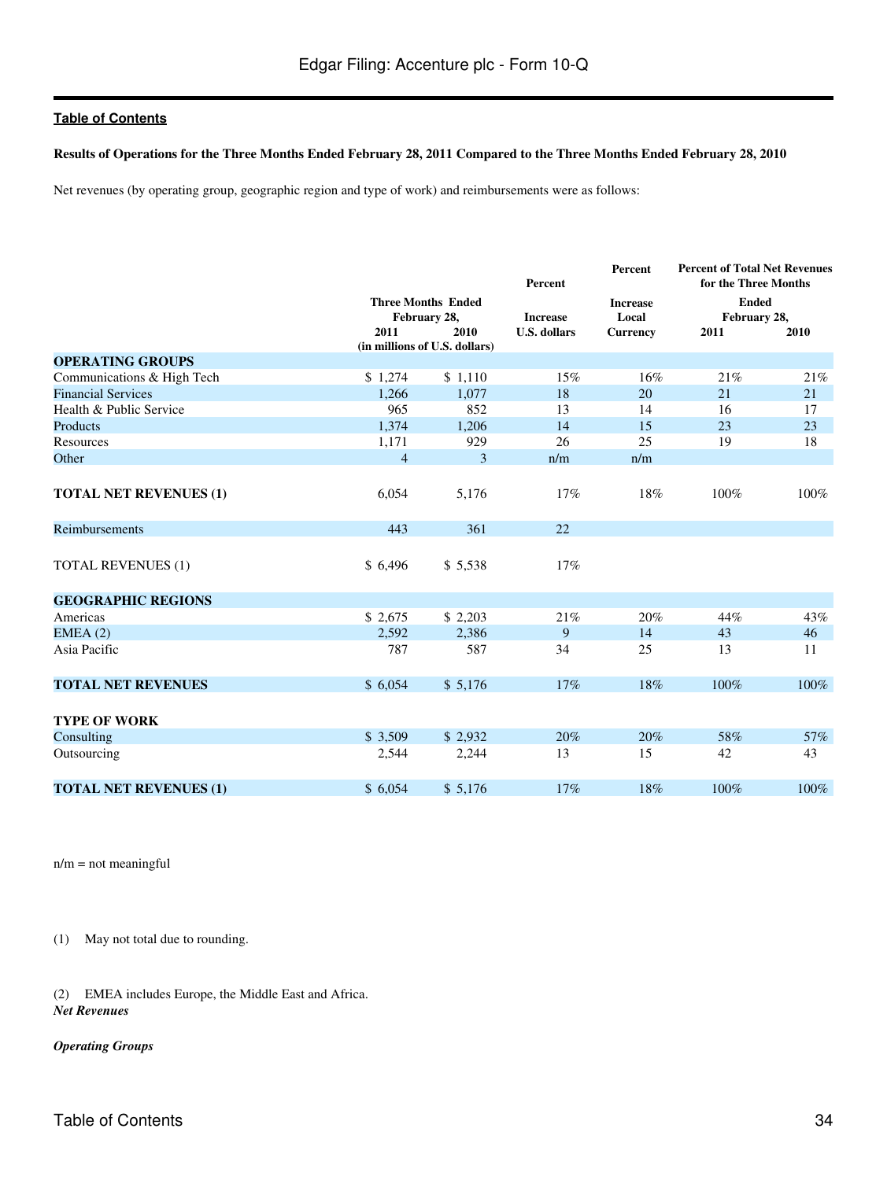Table of Contents

**Results of Operations for the Three Months Ended February 28, 2011 Compared to the Three Months Ended February 28, 2010**

Net revenues (by operating group, geographic region and type of work) and reimbursements were as follows:

| | Three Months Ended February 28, | | Percent Increase U.S. dollars | Percent Increase Local Currency | Percent of Total Net Revenues for the Three Months Ended February 28, | |
|---|---|---|---|---|---|---|
| | 2011 | 2010 | | | 2011 | 2010 |
| | (in millions of U.S. dollars) | | | | | |
| **OPERATING GROUPS** | | | | | | |
| Communications & High Tech | $ 1,274 | $ 1,110 | 15% | 16% | 21% | 21% |
| Financial Services | 1,266 | 1,077 | 18 | 20 | 21 | 21 |
| Health & Public Service | 965 | 852 | 13 | 14 | 16 | 17 |
| Products | 1,374 | 1,206 | 14 | 15 | 23 | 23 |
| Resources | 1,171 | 929 | 26 | 25 | 19 | 18 |
| Other | 4 | 3 | n/m | n/m | | |
| **TOTAL NET REVENUES (1)** | 6,054 | 5,176 | 17% | 18% | 100% | 100% |
| Reimbursements | 443 | 361 | 22 | | | |
| TOTAL REVENUES (1) | $ 6,496 | $ 5,538 | 17% | | | |
| **GEOGRAPHIC REGIONS** | | | | | | |
| Americas | $ 2,675 | $ 2,203 | 21% | 20% | 44% | 43% |
| EMEA (2) | 2,592 | 2,386 | 9 | 14 | 43 | 46 |
| Asia Pacific | 787 | 587 | 34 | 25 | 13 | 11 |
| **TOTAL NET REVENUES** | $ 6,054 | $ 5,176 | 17% | 18% | 100% | 100% |
| **TYPE OF WORK** | | | | | | |
| Consulting | $ 3,509 | $ 2,932 | 20% | 20% | 58% | 57% |
| Outsourcing | 2,544 | 2,244 | 13 | 15 | 42 | 43 |
| **TOTAL NET REVENUES (1)** | $ 6,054 | $ 5,176 | 17% | 18% | 100% | 100% |

n/m = not meaningful

(1) May not total due to rounding.

(2) EMEA includes Europe, the Middle East and Africa.

***Net Revenues***

***Operating Groups***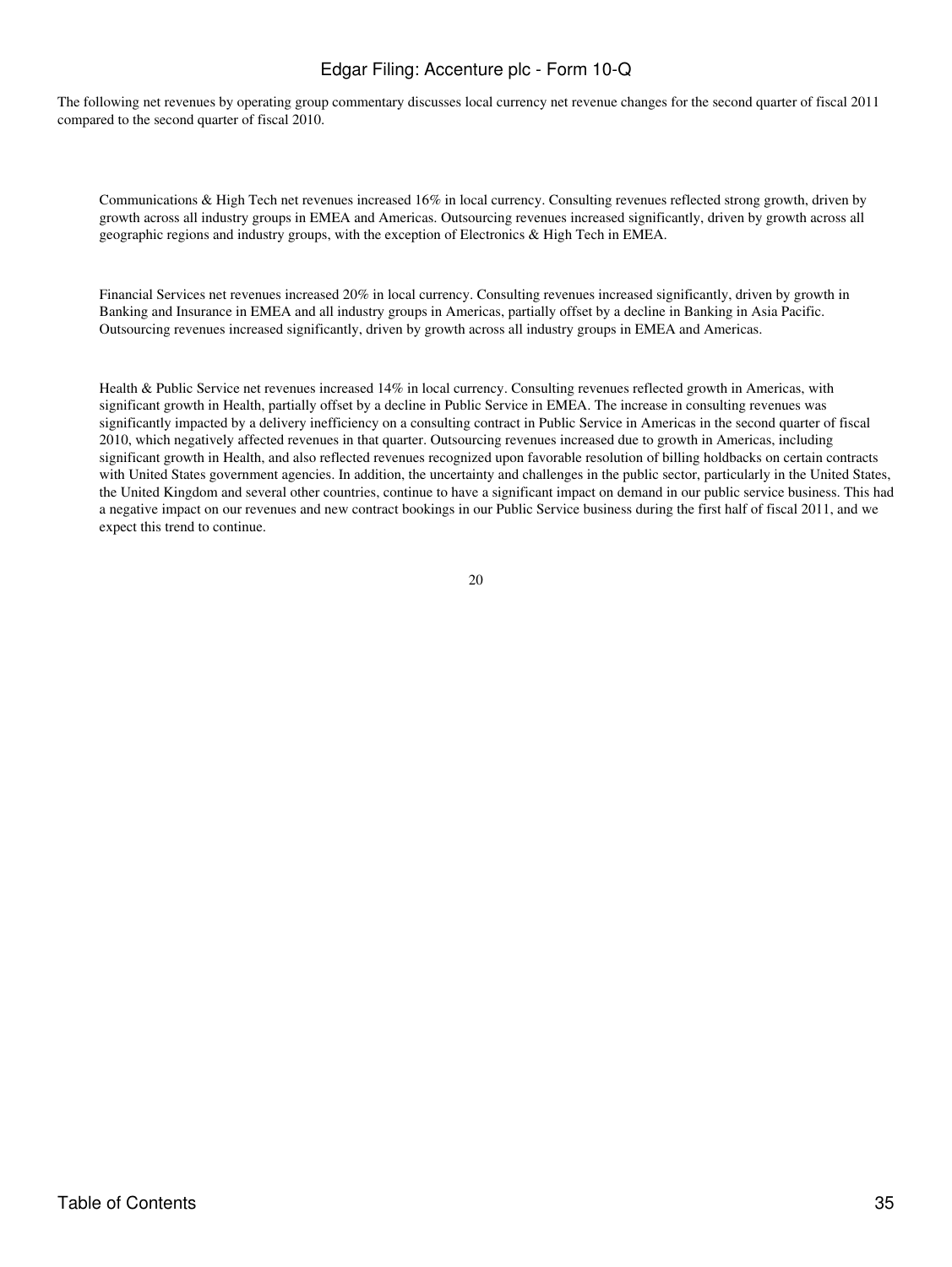The following net revenues by operating group commentary discusses local currency net revenue changes for the second quarter of fiscal 2011 compared to the second quarter of fiscal 2010.

Communications & High Tech net revenues increased 16% in local currency. Consulting revenues reflected strong growth, driven by growth across all industry groups in EMEA and Americas. Outsourcing revenues increased significantly, driven by growth across all geographic regions and industry groups, with the exception of Electronics & High Tech in EMEA.

Financial Services net revenues increased 20% in local currency. Consulting revenues increased significantly, driven by growth in Banking and Insurance in EMEA and all industry groups in Americas, partially offset by a decline in Banking in Asia Pacific. Outsourcing revenues increased significantly, driven by growth across all industry groups in EMEA and Americas.

Health & Public Service net revenues increased 14% in local currency. Consulting revenues reflected growth in Americas, with significant growth in Health, partially offset by a decline in Public Service in EMEA. The increase in consulting revenues was significantly impacted by a delivery inefficiency on a consulting contract in Public Service in Americas in the second quarter of fiscal 2010, which negatively affected revenues in that quarter. Outsourcing revenues increased due to growth in Americas, including significant growth in Health, and also reflected revenues recognized upon favorable resolution of billing holdbacks on certain contracts with United States government agencies. In addition, the uncertainty and challenges in the public sector, particularly in the United States, the United Kingdom and several other countries, continue to have a significant impact on demand in our public service business. This had a negative impact on our revenues and new contract bookings in our Public Service business during the first half of fiscal 2011, and we expect this trend to continue.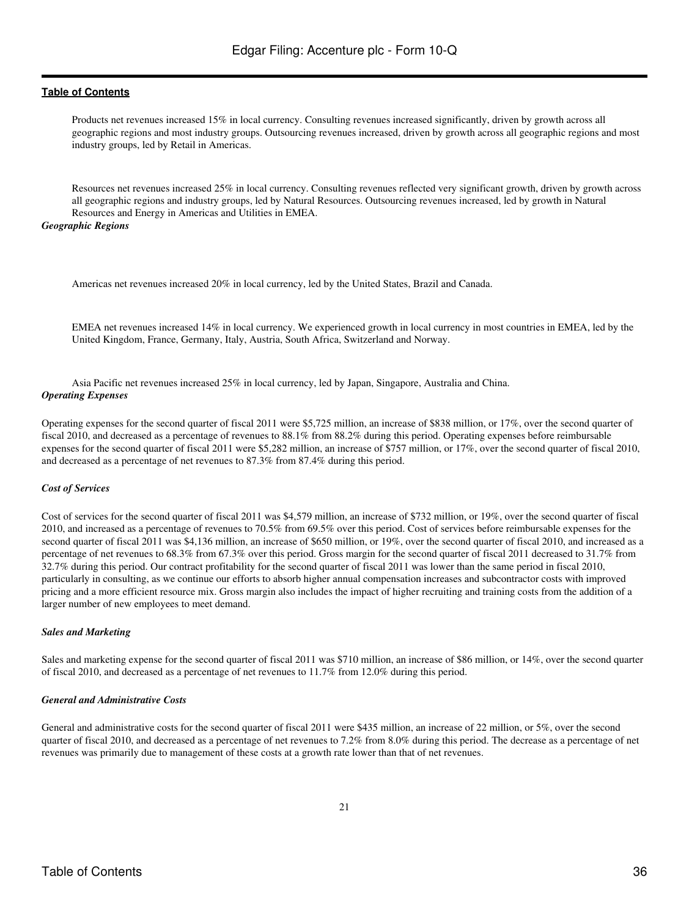Products net revenues increased 15% in local currency. Consulting revenues increased significantly, driven by growth across all geographic regions and most industry groups. Outsourcing revenues increased, driven by growth across all geographic regions and most industry groups, led by Retail in Americas.

Resources net revenues increased 25% in local currency. Consulting revenues reflected very significant growth, driven by growth across all geographic regions and industry groups, led by Natural Resources. Outsourcing revenues increased, led by growth in Natural Resources and Energy in Americas and Utilities in EMEA.

***Geographic Regions***

Americas net revenues increased 20% in local currency, led by the United States, Brazil and Canada.

EMEA net revenues increased 14% in local currency. We experienced growth in local currency in most countries in EMEA, led by the United Kingdom, France, Germany, Italy, Austria, South Africa, Switzerland and Norway.

Asia Pacific net revenues increased 25% in local currency, led by Japan, Singapore, Australia and China.

***Operating Expenses***

Operating expenses for the second quarter of fiscal 2011 were $5,725 million, an increase of $838 million, or 17%, over the second quarter of fiscal 2010, and decreased as a percentage of revenues to 88.1% from 88.2% during this period. Operating expenses before reimbursable expenses for the second quarter of fiscal 2011 were $5,282 million, an increase of $757 million, or 17%, over the second quarter of fiscal 2010, and decreased as a percentage of net revenues to 87.3% from 87.4% during this period.

***Cost of Services***

Cost of services for the second quarter of fiscal 2011 was $4,579 million, an increase of $732 million, or 19%, over the second quarter of fiscal 2010, and increased as a percentage of revenues to 70.5% from 69.5% over this period. Cost of services before reimbursable expenses for the second quarter of fiscal 2011 was $4,136 million, an increase of $650 million, or 19%, over the second quarter of fiscal 2010, and increased as a percentage of net revenues to 68.3% from 67.3% over this period. Gross margin for the second quarter of fiscal 2011 decreased to 31.7% from 32.7% during this period. Our contract profitability for the second quarter of fiscal 2011 was lower than the same period in fiscal 2010, particularly in consulting, as we continue our efforts to absorb higher annual compensation increases and subcontractor costs with improved pricing and a more efficient resource mix. Gross margin also includes the impact of higher recruiting and training costs from the addition of a larger number of new employees to meet demand.

***Sales and Marketing***

Sales and marketing expense for the second quarter of fiscal 2011 was $710 million, an increase of $86 million, or 14%, over the second quarter of fiscal 2010, and decreased as a percentage of net revenues to 11.7% from 12.0% during this period.

***General and Administrative Costs***

General and administrative costs for the second quarter of fiscal 2011 were $435 million, an increase of 22 million, or 5%, over the second quarter of fiscal 2010, and decreased as a percentage of net revenues to 7.2% from 8.0% during this period. The decrease as a percentage of net revenues was primarily due to management of these costs at a growth rate lower than that of net revenues.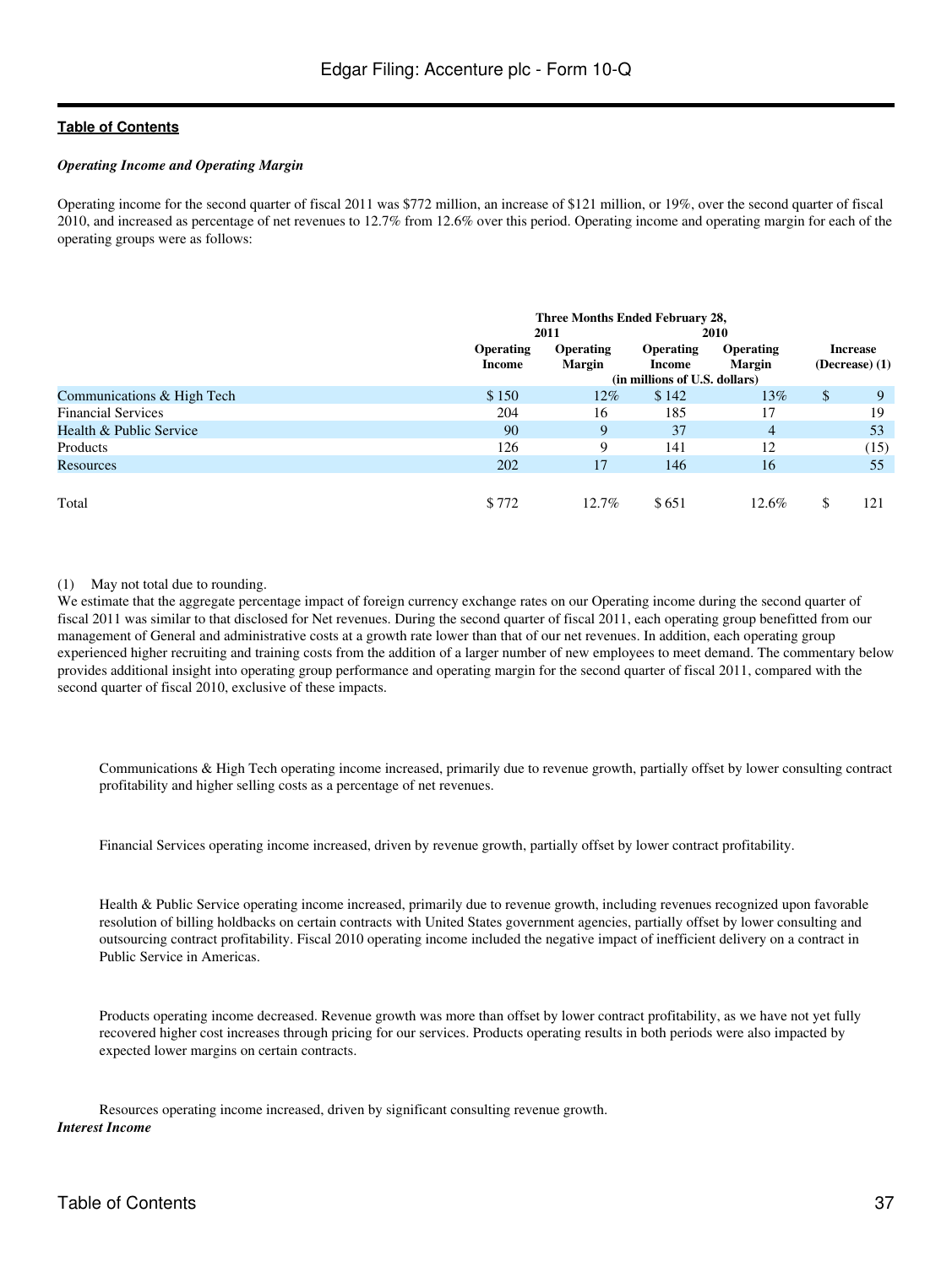*Operating Income and Operating Margin*

Operating income for the second quarter of fiscal 2011 was $772 million, an increase of $121 million, or 19%, over the second quarter of fiscal 2010, and increased as percentage of net revenues to 12.7% from 12.6% over this period. Operating income and operating margin for each of the operating groups were as follows:

| | Three Months Ended February 28, | | | | |
|---|---|---|---|---|---|
| | 2011 | | 2010 | | |
| | Operating Income | Operating Margin | Operating Income | Operating Margin | Increase (Decrease) (1) |
| | (in millions of U.S. dollars) | | | | |
| Communications & High Tech | $ 150 | 12% | $ 142 | 13% | $ 9 |
| Financial Services | 204 | 16 | 185 | 17 | 19 |
| Health & Public Service | 90 | 9 | 37 | 4 | 53 |
| Products | 126 | 9 | 141 | 12 | (15) |
| Resources | 202 | 17 | 146 | 16 | 55 |
| Total | $ 772 | 12.7% | $ 651 | 12.6% | $ 121 |

(1) May not total due to rounding.

We estimate that the aggregate percentage impact of foreign currency exchange rates on our Operating income during the second quarter of fiscal 2011 was similar to that disclosed for Net revenues. During the second quarter of fiscal 2011, each operating group benefitted from our management of General and administrative costs at a growth rate lower than that of our net revenues. In addition, each operating group experienced higher recruiting and training costs from the addition of a larger number of new employees to meet demand. The commentary below provides additional insight into operating group performance and operating margin for the second quarter of fiscal 2011, compared with the second quarter of fiscal 2010, exclusive of these impacts.

Communications & High Tech operating income increased, primarily due to revenue growth, partially offset by lower consulting contract profitability and higher selling costs as a percentage of net revenues.

Financial Services operating income increased, driven by revenue growth, partially offset by lower contract profitability.

Health & Public Service operating income increased, primarily due to revenue growth, including revenues recognized upon favorable resolution of billing holdbacks on certain contracts with United States government agencies, partially offset by lower consulting and outsourcing contract profitability. Fiscal 2010 operating income included the negative impact of inefficient delivery on a contract in Public Service in Americas.

Products operating income decreased. Revenue growth was more than offset by lower contract profitability, as we have not yet fully recovered higher cost increases through pricing for our services. Products operating results in both periods were also impacted by expected lower margins on certain contracts.

Resources operating income increased, driven by significant consulting revenue growth.

*Interest Income*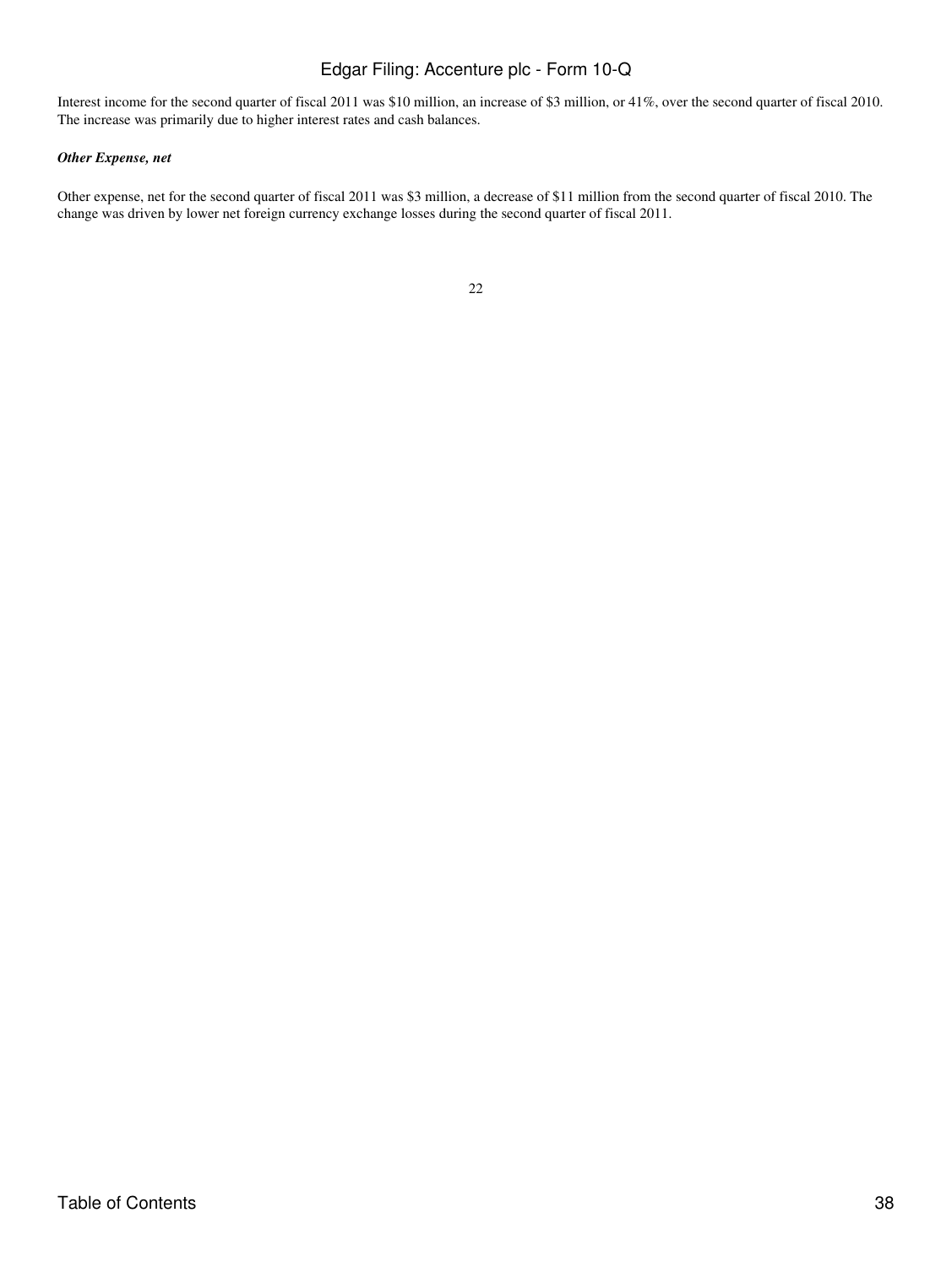Interest income for the second quarter of fiscal 2011 was $10 million, an increase of $3 million, or 41%, over the second quarter of fiscal 2010. The increase was primarily due to higher interest rates and cash balances.

***Other Expense, net***

Other expense, net for the second quarter of fiscal 2011 was $3 million, a decrease of $11 million from the second quarter of fiscal 2010. The change was driven by lower net foreign currency exchange losses during the second quarter of fiscal 2011.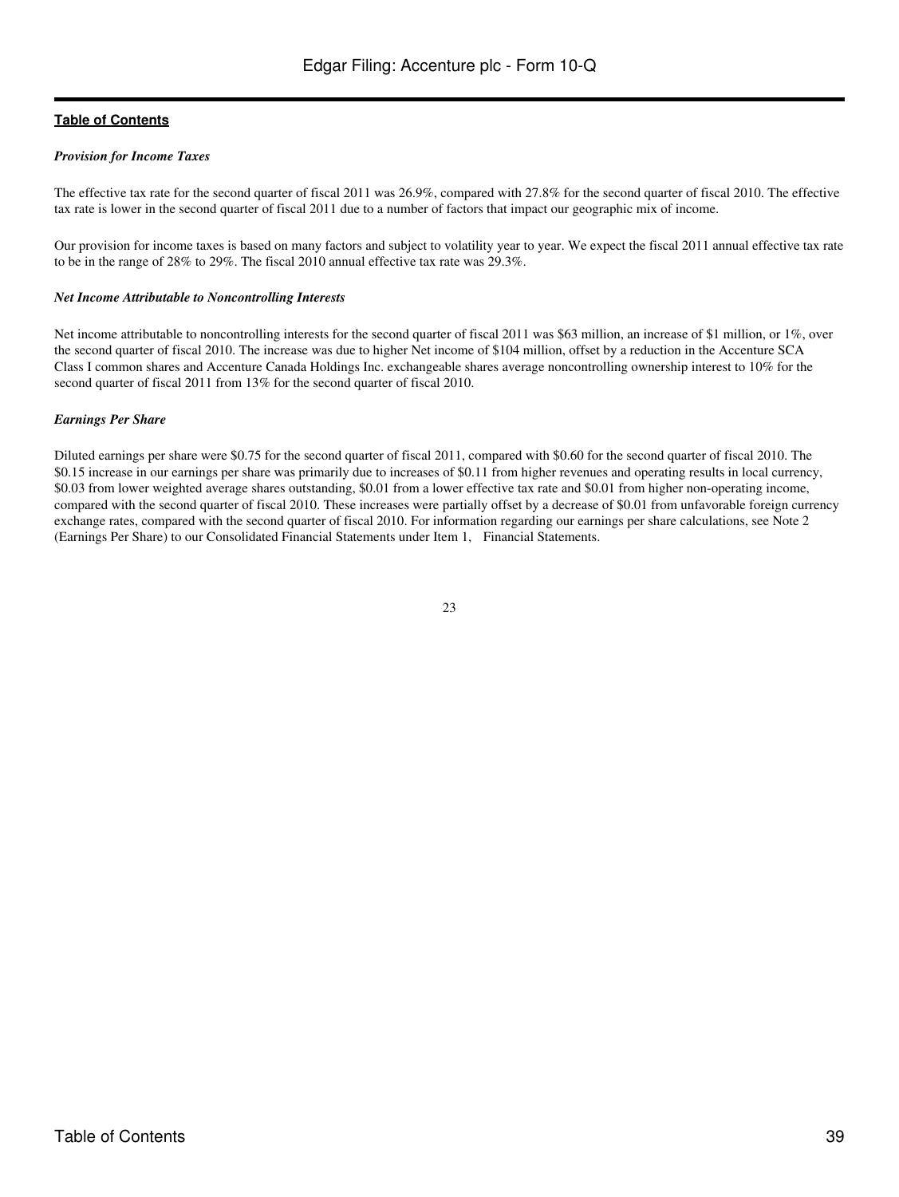***Provision for Income Taxes***

The effective tax rate for the second quarter of fiscal 2011 was 26.9%, compared with 27.8% for the second quarter of fiscal 2010. The effective tax rate is lower in the second quarter of fiscal 2011 due to a number of factors that impact our geographic mix of income.

Our provision for income taxes is based on many factors and subject to volatility year to year. We expect the fiscal 2011 annual effective tax rate to be in the range of 28% to 29%. The fiscal 2010 annual effective tax rate was 29.3%.

***Net Income Attributable to Noncontrolling Interests***

Net income attributable to noncontrolling interests for the second quarter of fiscal 2011 was $63 million, an increase of $1 million, or 1%, over the second quarter of fiscal 2010. The increase was due to higher Net income of $104 million, offset by a reduction in the Accenture SCA Class I common shares and Accenture Canada Holdings Inc. exchangeable shares average noncontrolling ownership interest to 10% for the second quarter of fiscal 2011 from 13% for the second quarter of fiscal 2010.

***Earnings Per Share***

Diluted earnings per share were $0.75 for the second quarter of fiscal 2011, compared with $0.60 for the second quarter of fiscal 2010. The $0.15 increase in our earnings per share was primarily due to increases of $0.11 from higher revenues and operating results in local currency, $0.03 from lower weighted average shares outstanding, $0.01 from a lower effective tax rate and $0.01 from higher non-operating income, compared with the second quarter of fiscal 2010. These increases were partially offset by a decrease of $0.01 from unfavorable foreign currency exchange rates, compared with the second quarter of fiscal 2010. For information regarding our earnings per share calculations, see Note 2 (Earnings Per Share) to our Consolidated Financial Statements under Item 1, Financial Statements.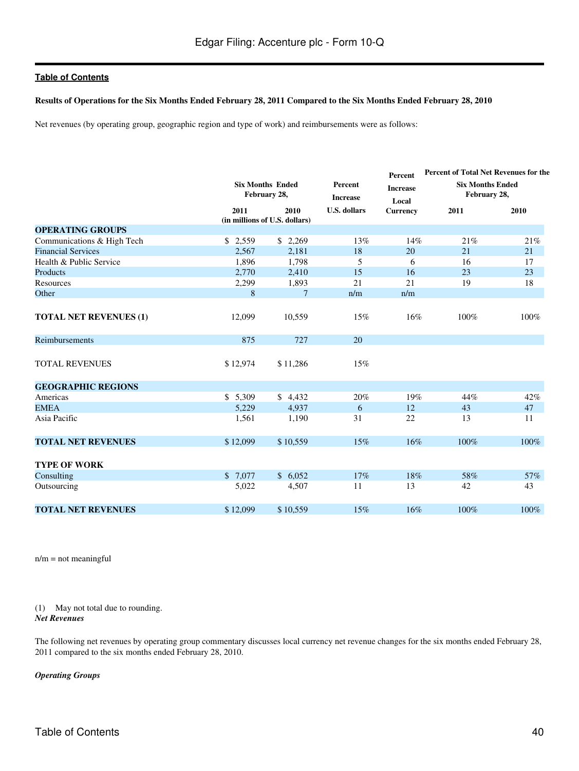**Results of Operations for the Six Months Ended February 28, 2011 Compared to the Six Months Ended February 28, 2010**

Net revenues (by operating group, geographic region and type of work) and reimbursements were as follows:

| | Six Months Ended February 28, | | Percent Increase | Percent Increase | Percent of Total Net Revenues for the Six Months Ended February 28, | |
|---|---|---|---|---|---|---|
| | 2011 | 2010 | U.S. dollars | Local Currency | 2011 | 2010 |
| | (in millions of U.S. dollars) | | | | | |
| **OPERATING GROUPS** | | | | | | |
| Communications & High Tech | $ 2,559 | $ 2,269 | 13% | 14% | 21% | 21% |
| Financial Services | 2,567 | 2,181 | 18 | 20 | 21 | 21 |
| Health & Public Service | 1,896 | 1,798 | 5 | 6 | 16 | 17 |
| Products | 2,770 | 2,410 | 15 | 16 | 23 | 23 |
| Resources | 2,299 | 1,893 | 21 | 21 | 19 | 18 |
| Other | 8 | 7 | n/m | n/m | | |
| **TOTAL NET REVENUES (1)** | 12,099 | 10,559 | 15% | 16% | 100% | 100% |
| Reimbursements | 875 | 727 | 20 | | | |
| TOTAL REVENUES | $ 12,974 | $ 11,286 | 15% | | | |
| **GEOGRAPHIC REGIONS** | | | | | | |
| Americas | $ 5,309 | $ 4,432 | 20% | 19% | 44% | 42% |
| EMEA | 5,229 | 4,937 | 6 | 12 | 43 | 47 |
| Asia Pacific | 1,561 | 1,190 | 31 | 22 | 13 | 11 |
| **TOTAL NET REVENUES** | $ 12,099 | $ 10,559 | 15% | 16% | 100% | 100% |
| **TYPE OF WORK** | | | | | | |
| Consulting | $ 7,077 | $ 6,052 | 17% | 18% | 58% | 57% |
| Outsourcing | 5,022 | 4,507 | 11 | 13 | 42 | 43 |
| **TOTAL NET REVENUES** | $ 12,099 | $ 10,559 | 15% | 16% | 100% | 100% |

n/m = not meaningful

(1) May not total due to rounding.

***Net Revenues***

The following net revenues by operating group commentary discusses local currency net revenue changes for the six months ended February 28, 2011 compared to the six months ended February 28, 2010.

***Operating Groups***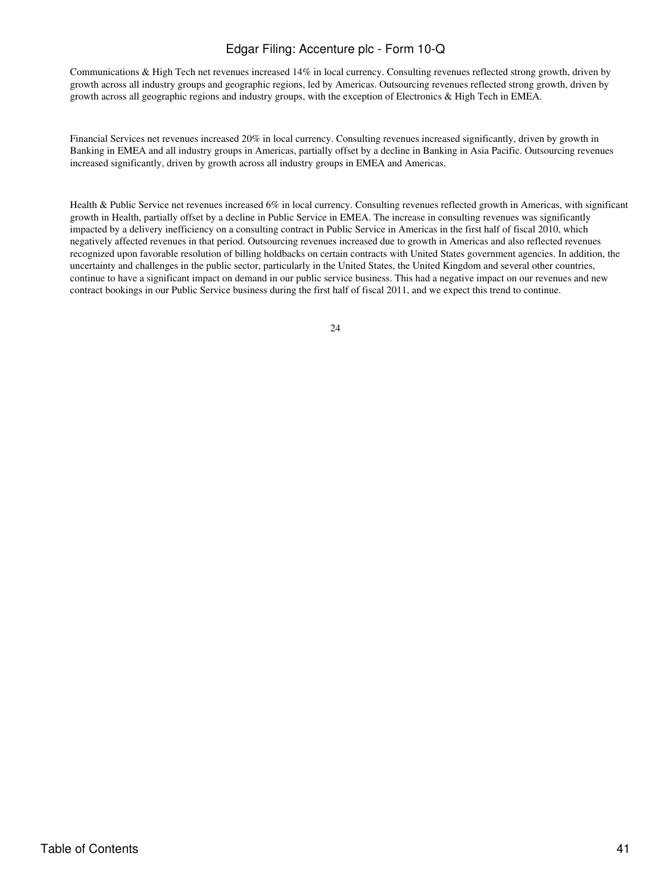Communications & High Tech net revenues increased 14% in local currency. Consulting revenues reflected strong growth, driven by growth across all industry groups and geographic regions, led by Americas. Outsourcing revenues reflected strong growth, driven by growth across all geographic regions and industry groups, with the exception of Electronics & High Tech in EMEA.

Financial Services net revenues increased 20% in local currency. Consulting revenues increased significantly, driven by growth in Banking in EMEA and all industry groups in Americas, partially offset by a decline in Banking in Asia Pacific. Outsourcing revenues increased significantly, driven by growth across all industry groups in EMEA and Americas.

Health & Public Service net revenues increased 6% in local currency. Consulting revenues reflected growth in Americas, with significant growth in Health, partially offset by a decline in Public Service in EMEA. The increase in consulting revenues was significantly impacted by a delivery inefficiency on a consulting contract in Public Service in Americas in the first half of fiscal 2010, which negatively affected revenues in that period. Outsourcing revenues increased due to growth in Americas and also reflected revenues recognized upon favorable resolution of billing holdbacks on certain contracts with United States government agencies. In addition, the uncertainty and challenges in the public sector, particularly in the United States, the United Kingdom and several other countries, continue to have a significant impact on demand in our public service business. This had a negative impact on our revenues and new contract bookings in our Public Service business during the first half of fiscal 2011, and we expect this trend to continue.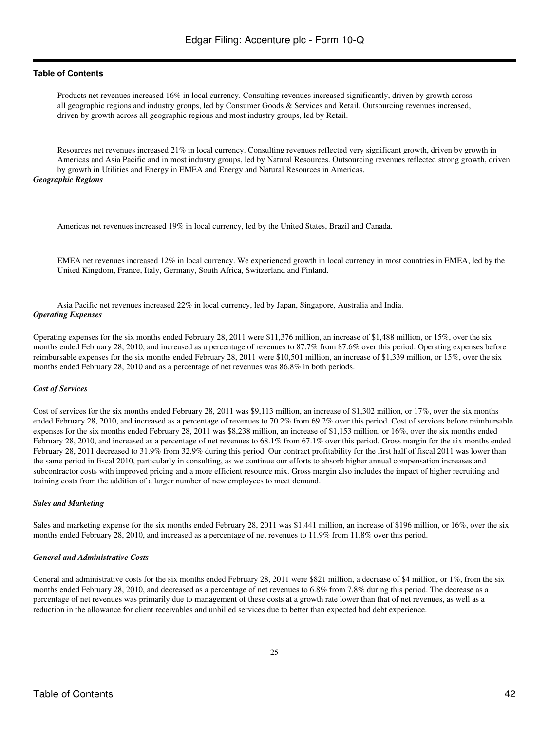Products net revenues increased 16% in local currency. Consulting revenues increased significantly, driven by growth across all geographic regions and industry groups, led by Consumer Goods & Services and Retail. Outsourcing revenues increased, driven by growth across all geographic regions and most industry groups, led by Retail.

Resources net revenues increased 21% in local currency. Consulting revenues reflected very significant growth, driven by growth in Americas and Asia Pacific and in most industry groups, led by Natural Resources. Outsourcing revenues reflected strong growth, driven by growth in Utilities and Energy in EMEA and Energy and Natural Resources in Americas.

***Geographic Regions***

Americas net revenues increased 19% in local currency, led by the United States, Brazil and Canada.

EMEA net revenues increased 12% in local currency. We experienced growth in local currency in most countries in EMEA, led by the United Kingdom, France, Italy, Germany, South Africa, Switzerland and Finland.

Asia Pacific net revenues increased 22% in local currency, led by Japan, Singapore, Australia and India.

***Operating Expenses***

Operating expenses for the six months ended February 28, 2011 were $11,376 million, an increase of $1,488 million, or 15%, over the six months ended February 28, 2010, and increased as a percentage of revenues to 87.7% from 87.6% over this period. Operating expenses before reimbursable expenses for the six months ended February 28, 2011 were $10,501 million, an increase of $1,339 million, or 15%, over the six months ended February 28, 2010 and as a percentage of net revenues was 86.8% in both periods.

***Cost of Services***

Cost of services for the six months ended February 28, 2011 was $9,113 million, an increase of $1,302 million, or 17%, over the six months ended February 28, 2010, and increased as a percentage of revenues to 70.2% from 69.2% over this period. Cost of services before reimbursable expenses for the six months ended February 28, 2011 was $8,238 million, an increase of $1,153 million, or 16%, over the six months ended February 28, 2010, and increased as a percentage of net revenues to 68.1% from 67.1% over this period. Gross margin for the six months ended February 28, 2011 decreased to 31.9% from 32.9% during this period. Our contract profitability for the first half of fiscal 2011 was lower than the same period in fiscal 2010, particularly in consulting, as we continue our efforts to absorb higher annual compensation increases and subcontractor costs with improved pricing and a more efficient resource mix. Gross margin also includes the impact of higher recruiting and training costs from the addition of a larger number of new employees to meet demand.

***Sales and Marketing***

Sales and marketing expense for the six months ended February 28, 2011 was $1,441 million, an increase of $196 million, or 16%, over the six months ended February 28, 2010, and increased as a percentage of net revenues to 11.9% from 11.8% over this period.

***General and Administrative Costs***

General and administrative costs for the six months ended February 28, 2011 were $821 million, a decrease of $4 million, or 1%, from the six months ended February 28, 2010, and decreased as a percentage of net revenues to 6.8% from 7.8% during this period. The decrease as a percentage of net revenues was primarily due to management of these costs at a growth rate lower than that of net revenues, as well as a reduction in the allowance for client receivables and unbilled services due to better than expected bad debt experience.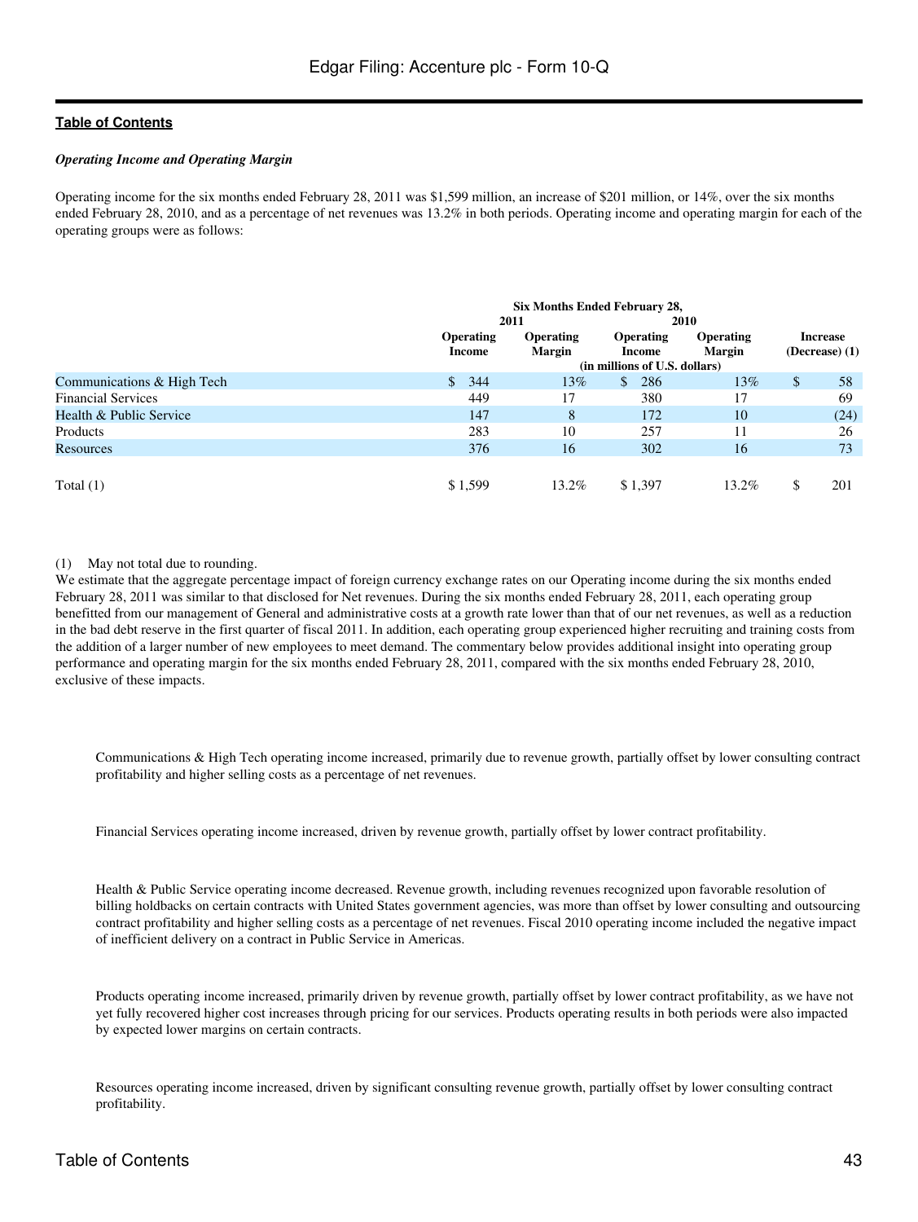*Operating Income and Operating Margin*

Operating income for the six months ended February 28, 2011 was $1,599 million, an increase of $201 million, or 14%, over the six months ended February 28, 2010, and as a percentage of net revenues was 13.2% in both periods. Operating income and operating margin for each of the operating groups were as follows:

| | Six Months Ended February 28, | | | | |
|---|---|---|---|---|---|
| | 2011 | | 2010 | | |
| | Operating Income | Operating Margin | Operating Income | Operating Margin | Increase (Decrease) (1) |
| | (in millions of U.S. dollars) | | | | |
| Communications & High Tech | $ 344 | 13% | $ 286 | 13% | $ 58 |
| Financial Services | 449 | 17 | 380 | 17 | 69 |
| Health & Public Service | 147 | 8 | 172 | 10 | (24) |
| Products | 283 | 10 | 257 | 11 | 26 |
| Resources | 376 | 16 | 302 | 16 | 73 |
| Total (1) | $ 1,599 | 13.2% | $ 1,397 | 13.2% | $ 201 |

(1) May not total due to rounding.

We estimate that the aggregate percentage impact of foreign currency exchange rates on our Operating income during the six months ended February 28, 2011 was similar to that disclosed for Net revenues. During the six months ended February 28, 2011, each operating group benefitted from our management of General and administrative costs at a growth rate lower than that of our net revenues, as well as a reduction in the bad debt reserve in the first quarter of fiscal 2011. In addition, each operating group experienced higher recruiting and training costs from the addition of a larger number of new employees to meet demand. The commentary below provides additional insight into operating group performance and operating margin for the six months ended February 28, 2011, compared with the six months ended February 28, 2010, exclusive of these impacts.

Communications & High Tech operating income increased, primarily due to revenue growth, partially offset by lower consulting contract profitability and higher selling costs as a percentage of net revenues.

Financial Services operating income increased, driven by revenue growth, partially offset by lower contract profitability.

Health & Public Service operating income decreased. Revenue growth, including revenues recognized upon favorable resolution of billing holdbacks on certain contracts with United States government agencies, was more than offset by lower consulting and outsourcing contract profitability and higher selling costs as a percentage of net revenues. Fiscal 2010 operating income included the negative impact of inefficient delivery on a contract in Public Service in Americas.

Products operating income increased, primarily driven by revenue growth, partially offset by lower contract profitability, as we have not yet fully recovered higher cost increases through pricing for our services. Products operating results in both periods were also impacted by expected lower margins on certain contracts.

Resources operating income increased, driven by significant consulting revenue growth, partially offset by lower consulting contract profitability.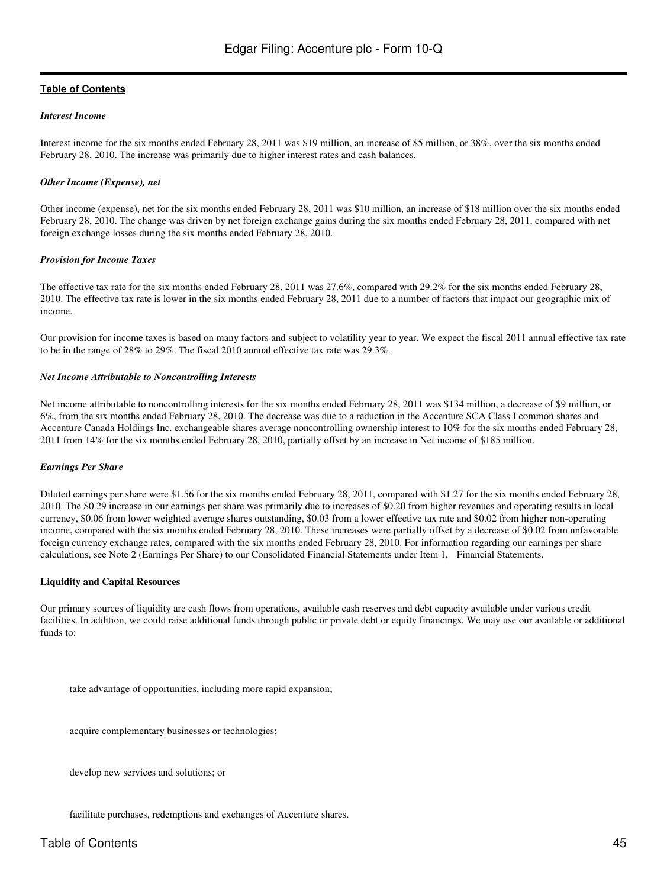**Table of Contents**

*Interest Income*

Interest income for the six months ended February 28, 2011 was $19 million, an increase of $5 million, or 38%, over the six months ended February 28, 2010. The increase was primarily due to higher interest rates and cash balances.

*Other Income (Expense), net*

Other income (expense), net for the six months ended February 28, 2011 was $10 million, an increase of $18 million over the six months ended February 28, 2010. The change was driven by net foreign exchange gains during the six months ended February 28, 2011, compared with net foreign exchange losses during the six months ended February 28, 2010.

*Provision for Income Taxes*

The effective tax rate for the six months ended February 28, 2011 was 27.6%, compared with 29.2% for the six months ended February 28, 2010. The effective tax rate is lower in the six months ended February 28, 2011 due to a number of factors that impact our geographic mix of income.

Our provision for income taxes is based on many factors and subject to volatility year to year. We expect the fiscal 2011 annual effective tax rate to be in the range of 28% to 29%. The fiscal 2010 annual effective tax rate was 29.3%.

*Net Income Attributable to Noncontrolling Interests*

Net income attributable to noncontrolling interests for the six months ended February 28, 2011 was $134 million, a decrease of $9 million, or 6%, from the six months ended February 28, 2010. The decrease was due to a reduction in the Accenture SCA Class I common shares and Accenture Canada Holdings Inc. exchangeable shares average noncontrolling ownership interest to 10% for the six months ended February 28, 2011 from 14% for the six months ended February 28, 2010, partially offset by an increase in Net income of $185 million.

*Earnings Per Share*

Diluted earnings per share were $1.56 for the six months ended February 28, 2011, compared with $1.27 for the six months ended February 28, 2010. The $0.29 increase in our earnings per share was primarily due to increases of $0.20 from higher revenues and operating results in local currency, $0.06 from lower weighted average shares outstanding, $0.03 from a lower effective tax rate and $0.02 from higher non-operating income, compared with the six months ended February 28, 2010. These increases were partially offset by a decrease of $0.02 from unfavorable foreign currency exchange rates, compared with the six months ended February 28, 2010. For information regarding our earnings per share calculations, see Note 2 (Earnings Per Share) to our Consolidated Financial Statements under Item 1, Financial Statements.

**Liquidity and Capital Resources**

Our primary sources of liquidity are cash flows from operations, available cash reserves and debt capacity available under various credit facilities. In addition, we could raise additional funds through public or private debt or equity financings. We may use our available or additional funds to:

- take advantage of opportunities, including more rapid expansion;
- acquire complementary businesses or technologies;
- develop new services and solutions; or
- facilitate purchases, redemptions and exchanges of Accenture shares.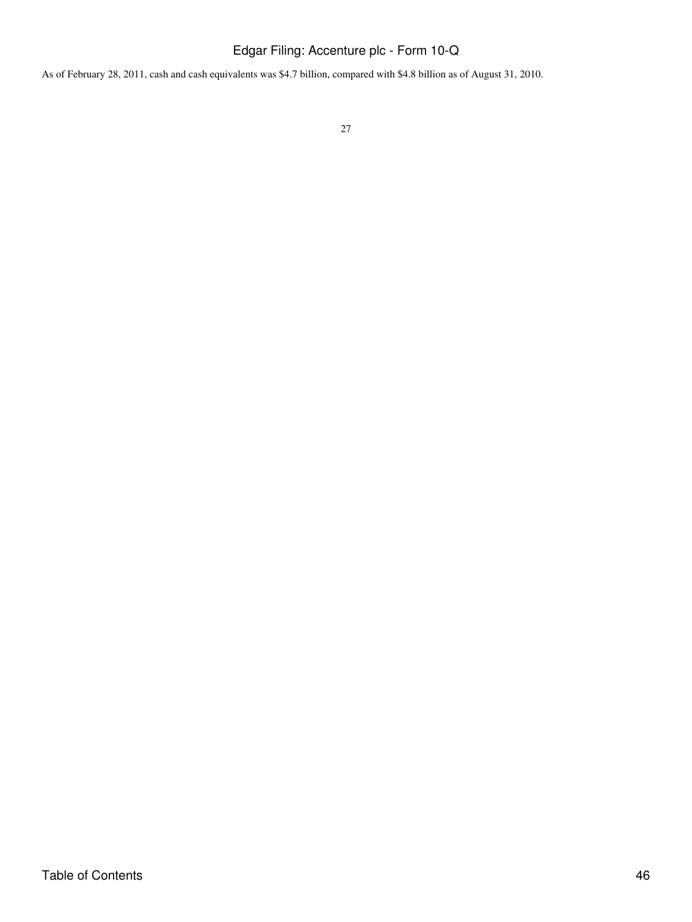As of February 28, 2011, cash and cash equivalents was $4.7 billion, compared with $4.8 billion as of August 31, 2010.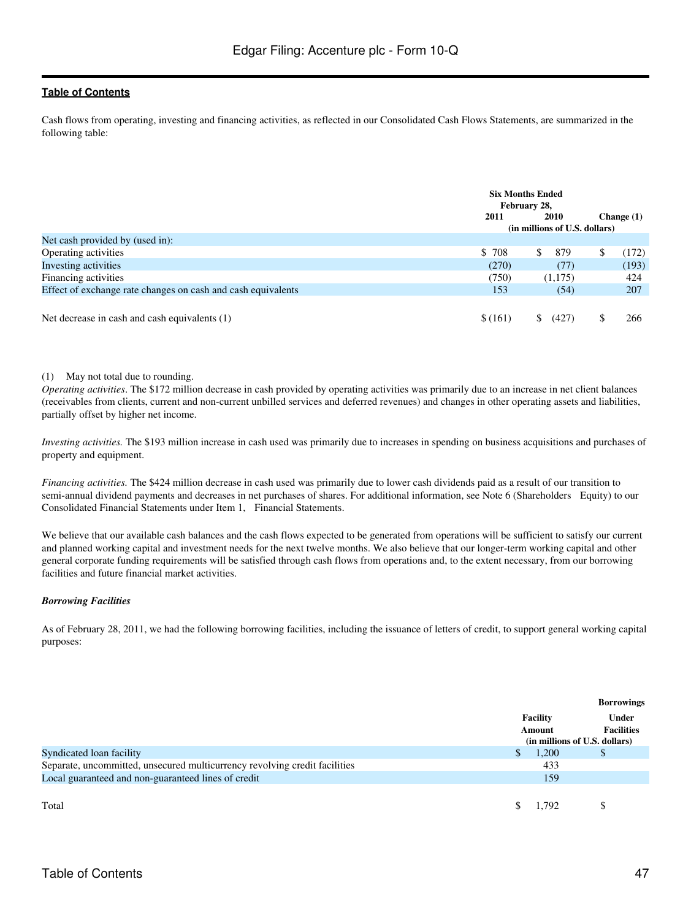Cash flows from operating, investing and financing activities, as reflected in our Consolidated Cash Flows Statements, are summarized in the following table:

| | Six Months Ended February 28, 2011 | Six Months Ended February 28, 2010 | Change (1) |
|---|---|---|---|
| | (in millions of U.S. dollars) | | |
| Net cash provided by (used in): | | | |
| Operating activities | $ 708 | $ 879 | $ (172) |
| Investing activities | (270) | (77) | (193) |
| Financing activities | (750) | (1,175) | 424 |
| Effect of exchange rate changes on cash and cash equivalents | 153 | (54) | 207 |
| Net decrease in cash and cash equivalents (1) | $ (161) | $ (427) | $ 266 |

(1) May not total due to rounding.

*Operating activities*. The $172 million decrease in cash provided by operating activities was primarily due to an increase in net client balances (receivables from clients, current and non-current unbilled services and deferred revenues) and changes in other operating assets and liabilities, partially offset by higher net income.

*Investing activities.* The $193 million increase in cash used was primarily due to increases in spending on business acquisitions and purchases of property and equipment.

*Financing activities.* The $424 million decrease in cash used was primarily due to lower cash dividends paid as a result of our transition to semi-annual dividend payments and decreases in net purchases of shares. For additional information, see Note 6 (Shareholders Equity) to our Consolidated Financial Statements under Item 1, Financial Statements.

We believe that our available cash balances and the cash flows expected to be generated from operations will be sufficient to satisfy our current and planned working capital and investment needs for the next twelve months. We also believe that our longer-term working capital and other general corporate funding requirements will be satisfied through cash flows from operations and, to the extent necessary, from our borrowing facilities and future financial market activities.

***Borrowing Facilities***

As of February 28, 2011, we had the following borrowing facilities, including the issuance of letters of credit, to support general working capital purposes:

| | Facility Amount | Borrowings Under Facilities |
|---|---|---|
| | (in millions of U.S. dollars) | |
| Syndicated loan facility | $ 1,200 | $ |
| Separate, uncommitted, unsecured multicurrency revolving credit facilities | 433 | |
| Local guaranteed and non-guaranteed lines of credit | 159 | |
| Total | $ 1,792 | $ |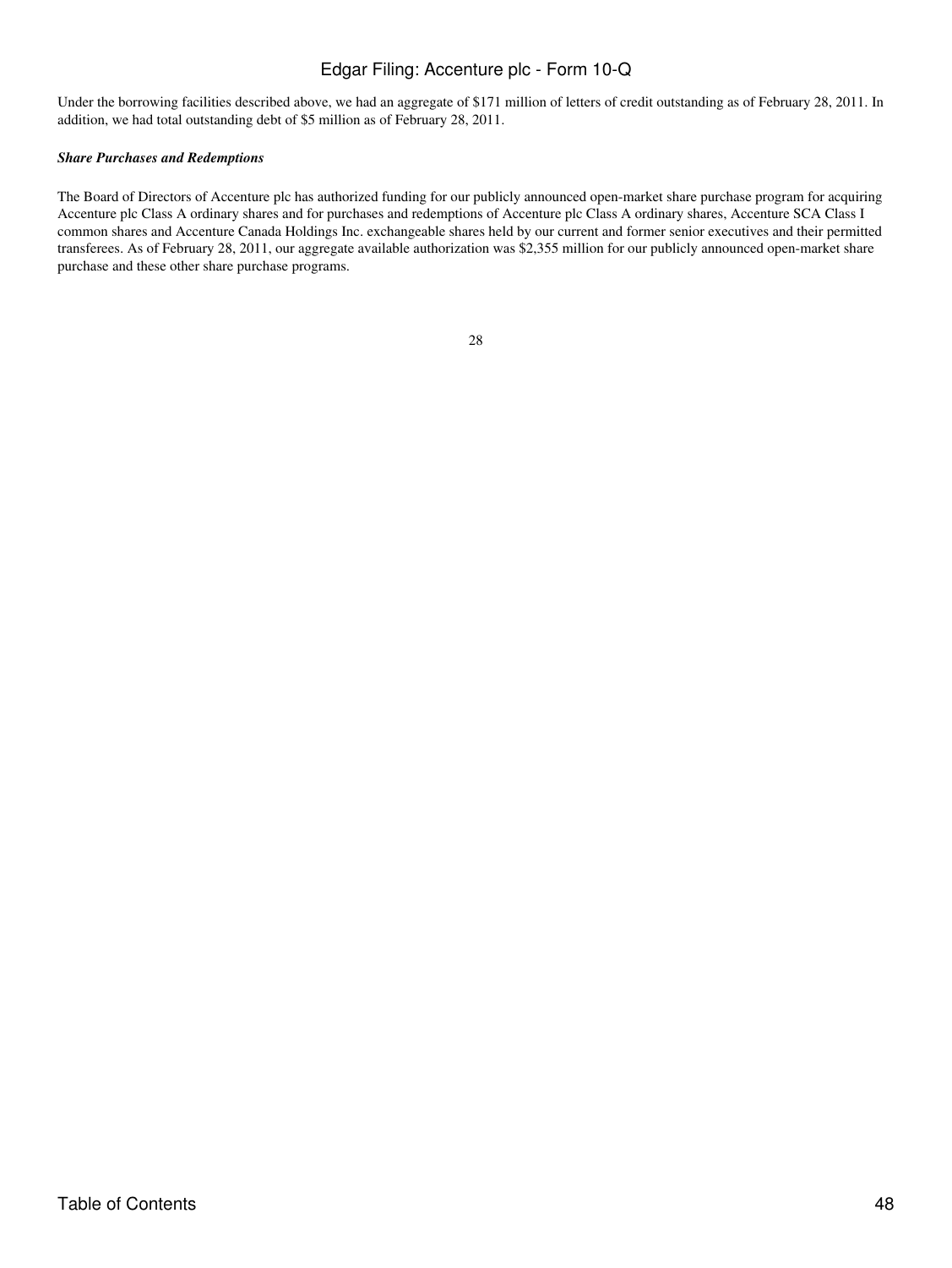Under the borrowing facilities described above, we had an aggregate of $171 million of letters of credit outstanding as of February 28, 2011. In addition, we had total outstanding debt of $5 million as of February 28, 2011.

***Share Purchases and Redemptions***

The Board of Directors of Accenture plc has authorized funding for our publicly announced open-market share purchase program for acquiring Accenture plc Class A ordinary shares and for purchases and redemptions of Accenture plc Class A ordinary shares, Accenture SCA Class I common shares and Accenture Canada Holdings Inc. exchangeable shares held by our current and former senior executives and their permitted transferees. As of February 28, 2011, our aggregate available authorization was $2,355 million for our publicly announced open-market share purchase and these other share purchase programs.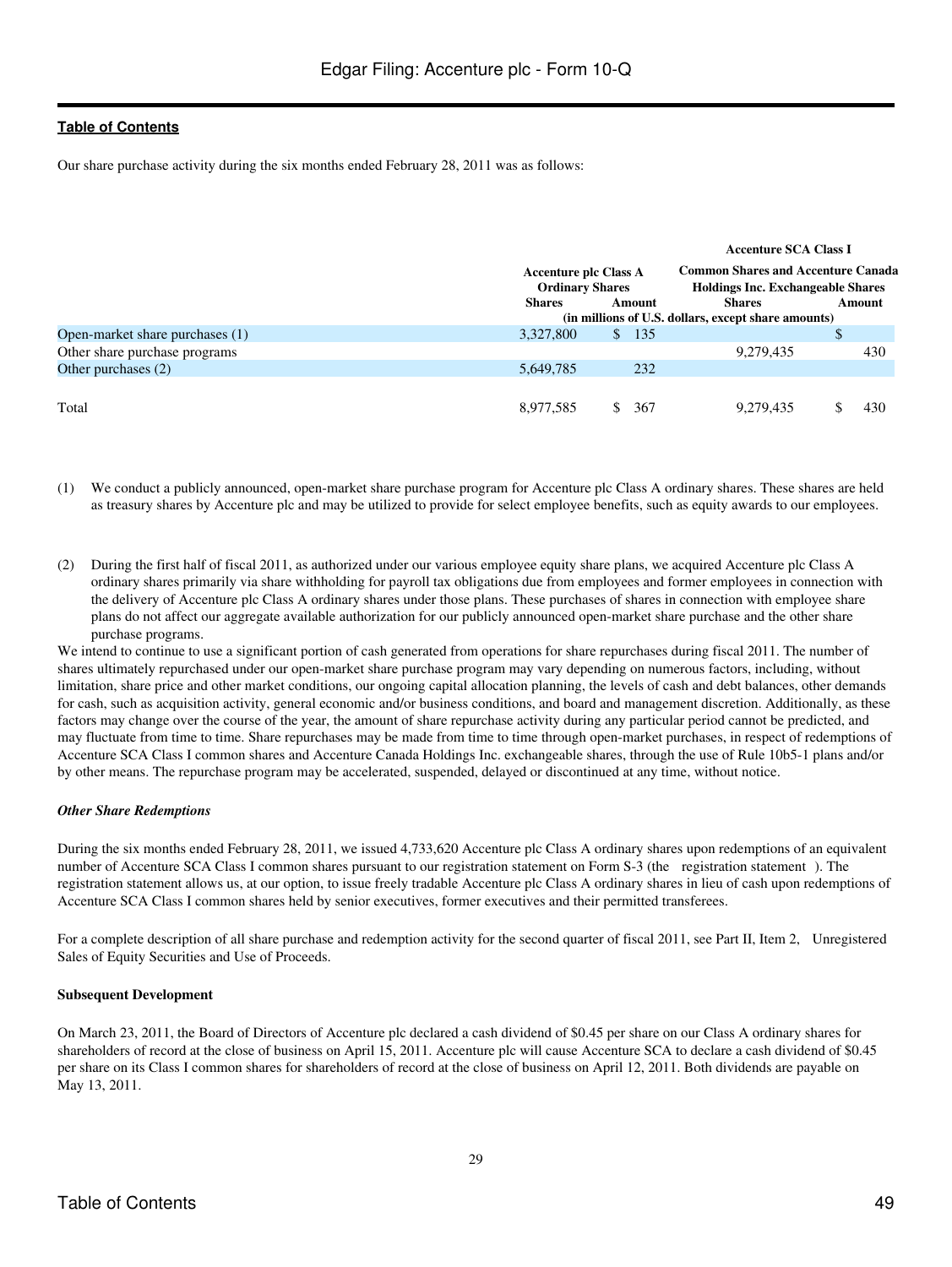Our share purchase activity during the six months ended February 28, 2011 was as follows:

| | Accenture plc Class A Ordinary Shares | | Accenture SCA Class I Common Shares and Accenture Canada Holdings Inc. Exchangeable Shares | |
|---|---|---|---|---|
| | Shares | Amount | Shares | Amount |
| | (in millions of U.S. dollars, except share amounts) | | | |
| Open-market share purchases (1) | 3,327,800 | $ 135 | | $ |
| Other share purchase programs | | | 9,279,435 | 430 |
| Other purchases (2) | 5,649,785 | 232 | | |
| Total | 8,977,585 | $ 367 | 9,279,435 | $ 430 |

(1) We conduct a publicly announced, open-market share purchase program for Accenture plc Class A ordinary shares. These shares are held as treasury shares by Accenture plc and may be utilized to provide for select employee benefits, such as equity awards to our employees.

(2) During the first half of fiscal 2011, as authorized under our various employee equity share plans, we acquired Accenture plc Class A ordinary shares primarily via share withholding for payroll tax obligations due from employees and former employees in connection with the delivery of Accenture plc Class A ordinary shares under those plans. These purchases of shares in connection with employee share plans do not affect our aggregate available authorization for our publicly announced open-market share purchase and the other share purchase programs.

We intend to continue to use a significant portion of cash generated from operations for share repurchases during fiscal 2011. The number of shares ultimately repurchased under our open-market share purchase program may vary depending on numerous factors, including, without limitation, share price and other market conditions, our ongoing capital allocation planning, the levels of cash and debt balances, other demands for cash, such as acquisition activity, general economic and/or business conditions, and board and management discretion. Additionally, as these factors may change over the course of the year, the amount of share repurchase activity during any particular period cannot be predicted, and may fluctuate from time to time. Share repurchases may be made from time to time through open-market purchases, in respect of redemptions of Accenture SCA Class I common shares and Accenture Canada Holdings Inc. exchangeable shares, through the use of Rule 10b5-1 plans and/or by other means. The repurchase program may be accelerated, suspended, delayed or discontinued at any time, without notice.

***Other Share Redemptions***

During the six months ended February 28, 2011, we issued 4,733,620 Accenture plc Class A ordinary shares upon redemptions of an equivalent number of Accenture SCA Class I common shares pursuant to our registration statement on Form S-3 (the registration statement ). The registration statement allows us, at our option, to issue freely tradable Accenture plc Class A ordinary shares in lieu of cash upon redemptions of Accenture SCA Class I common shares held by senior executives, former executives and their permitted transferees.

For a complete description of all share purchase and redemption activity for the second quarter of fiscal 2011, see Part II, Item 2, Unregistered Sales of Equity Securities and Use of Proceeds.

**Subsequent Development**

On March 23, 2011, the Board of Directors of Accenture plc declared a cash dividend of $0.45 per share on our Class A ordinary shares for shareholders of record at the close of business on April 15, 2011. Accenture plc will cause Accenture SCA to declare a cash dividend of $0.45 per share on its Class I common shares for shareholders of record at the close of business on April 12, 2011. Both dividends are payable on May 13, 2011.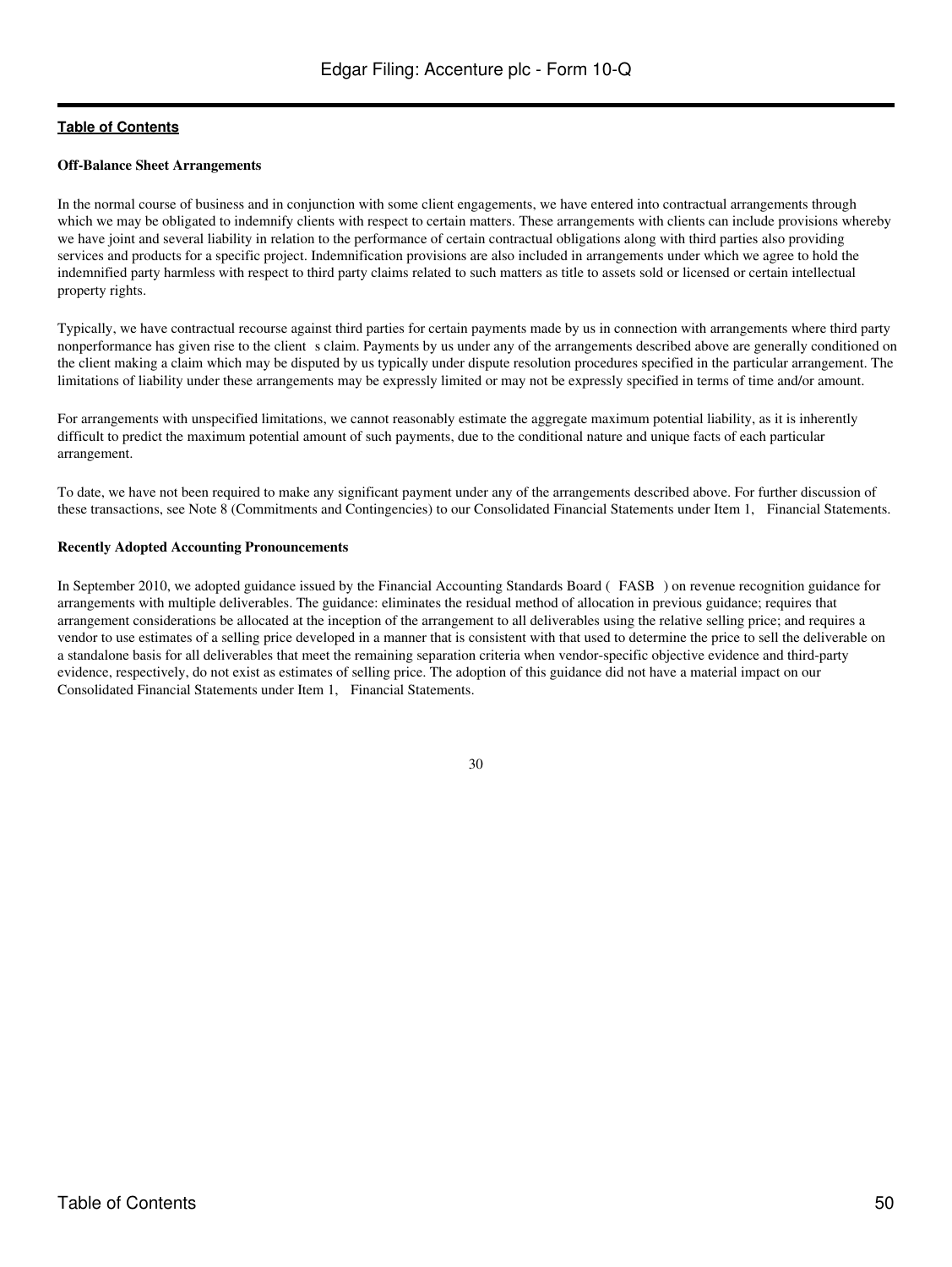**Off-Balance Sheet Arrangements**

In the normal course of business and in conjunction with some client engagements, we have entered into contractual arrangements through which we may be obligated to indemnify clients with respect to certain matters. These arrangements with clients can include provisions whereby we have joint and several liability in relation to the performance of certain contractual obligations along with third parties also providing services and products for a specific project. Indemnification provisions are also included in arrangements under which we agree to hold the indemnified party harmless with respect to third party claims related to such matters as title to assets sold or licensed or certain intellectual property rights.

Typically, we have contractual recourse against third parties for certain payments made by us in connection with arrangements where third party nonperformance has given rise to the client s claim. Payments by us under any of the arrangements described above are generally conditioned on the client making a claim which may be disputed by us typically under dispute resolution procedures specified in the particular arrangement. The limitations of liability under these arrangements may be expressly limited or may not be expressly specified in terms of time and/or amount.

For arrangements with unspecified limitations, we cannot reasonably estimate the aggregate maximum potential liability, as it is inherently difficult to predict the maximum potential amount of such payments, due to the conditional nature and unique facts of each particular arrangement.

To date, we have not been required to make any significant payment under any of the arrangements described above. For further discussion of these transactions, see Note 8 (Commitments and Contingencies) to our Consolidated Financial Statements under Item 1, Financial Statements.

**Recently Adopted Accounting Pronouncements**

In September 2010, we adopted guidance issued by the Financial Accounting Standards Board ( FASB ) on revenue recognition guidance for arrangements with multiple deliverables. The guidance: eliminates the residual method of allocation in previous guidance; requires that arrangement considerations be allocated at the inception of the arrangement to all deliverables using the relative selling price; and requires a vendor to use estimates of a selling price developed in a manner that is consistent with that used to determine the price to sell the deliverable on a standalone basis for all deliverables that meet the remaining separation criteria when vendor-specific objective evidence and third-party evidence, respectively, do not exist as estimates of selling price. The adoption of this guidance did not have a material impact on our Consolidated Financial Statements under Item 1, Financial Statements.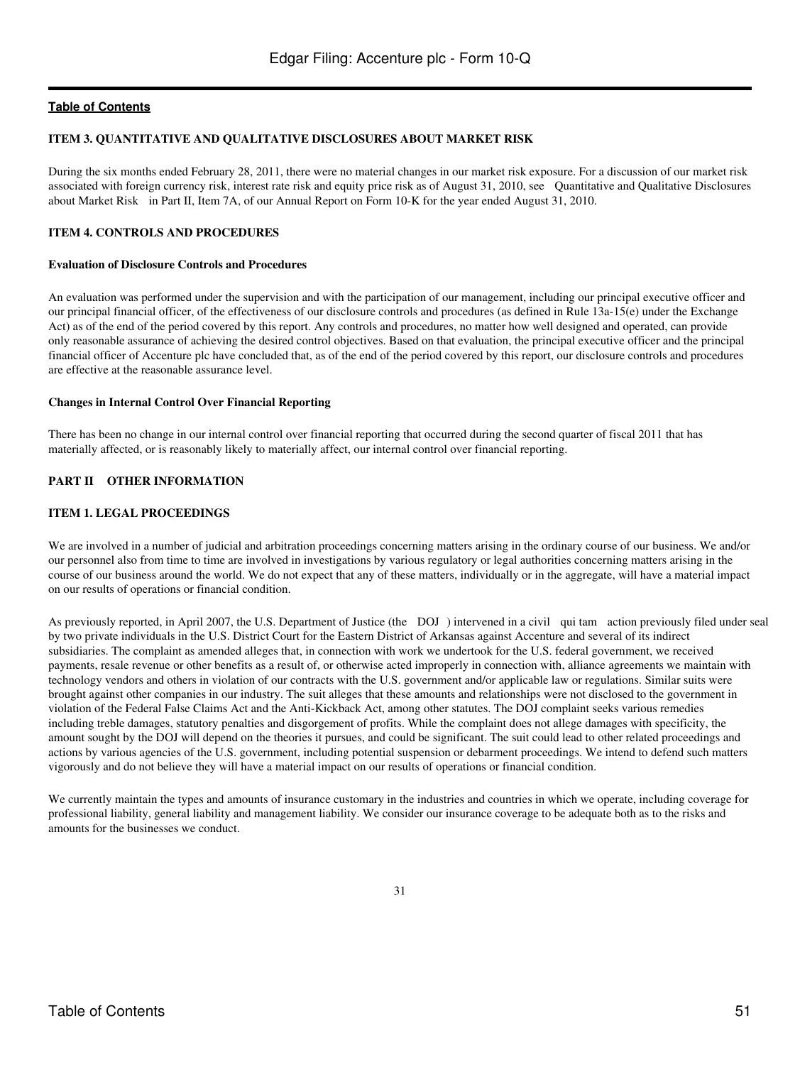### ITEM 3. QUANTITATIVE AND QUALITATIVE DISCLOSURES ABOUT MARKET RISK

During the six months ended February 28, 2011, there were no material changes in our market risk exposure. For a discussion of our market risk associated with foreign currency risk, interest rate risk and equity price risk as of August 31, 2010, see Quantitative and Qualitative Disclosures about Market Risk in Part II, Item 7A, of our Annual Report on Form 10-K for the year ended August 31, 2010.

### ITEM 4. CONTROLS AND PROCEDURES

**Evaluation of Disclosure Controls and Procedures**

An evaluation was performed under the supervision and with the participation of our management, including our principal executive officer and our principal financial officer, of the effectiveness of our disclosure controls and procedures (as defined in Rule 13a-15(e) under the Exchange Act) as of the end of the period covered by this report. Any controls and procedures, no matter how well designed and operated, can provide only reasonable assurance of achieving the desired control objectives. Based on that evaluation, the principal executive officer and the principal financial officer of Accenture plc have concluded that, as of the end of the period covered by this report, our disclosure controls and procedures are effective at the reasonable assurance level.

**Changes in Internal Control Over Financial Reporting**

There has been no change in our internal control over financial reporting that occurred during the second quarter of fiscal 2011 that has materially affected, or is reasonably likely to materially affect, our internal control over financial reporting.

## PART II OTHER INFORMATION

### ITEM 1. LEGAL PROCEEDINGS

We are involved in a number of judicial and arbitration proceedings concerning matters arising in the ordinary course of our business. We and/or our personnel also from time to time are involved in investigations by various regulatory or legal authorities concerning matters arising in the course of our business around the world. We do not expect that any of these matters, individually or in the aggregate, will have a material impact on our results of operations or financial condition.

As previously reported, in April 2007, the U.S. Department of Justice (the DOJ ) intervened in a civil qui tam action previously filed under seal by two private individuals in the U.S. District Court for the Eastern District of Arkansas against Accenture and several of its indirect subsidiaries. The complaint as amended alleges that, in connection with work we undertook for the U.S. federal government, we received payments, resale revenue or other benefits as a result of, or otherwise acted improperly in connection with, alliance agreements we maintain with technology vendors and others in violation of our contracts with the U.S. government and/or applicable law or regulations. Similar suits were brought against other companies in our industry. The suit alleges that these amounts and relationships were not disclosed to the government in violation of the Federal False Claims Act and the Anti-Kickback Act, among other statutes. The DOJ complaint seeks various remedies including treble damages, statutory penalties and disgorgement of profits. While the complaint does not allege damages with specificity, the amount sought by the DOJ will depend on the theories it pursues, and could be significant. The suit could lead to other related proceedings and actions by various agencies of the U.S. government, including potential suspension or debarment proceedings. We intend to defend such matters vigorously and do not believe they will have a material impact on our results of operations or financial condition.

We currently maintain the types and amounts of insurance customary in the industries and countries in which we operate, including coverage for professional liability, general liability and management liability. We consider our insurance coverage to be adequate both as to the risks and amounts for the businesses we conduct.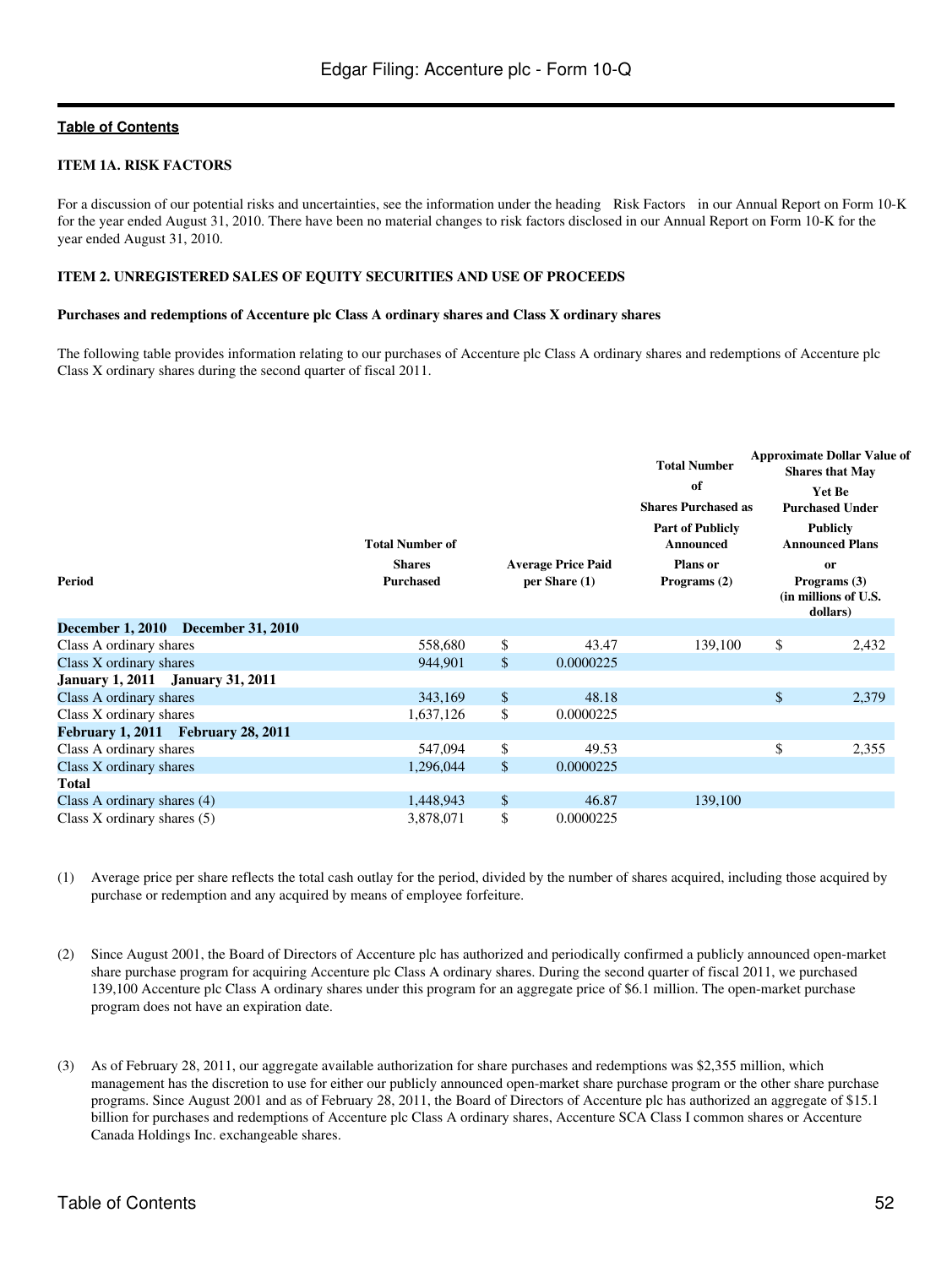[Table of Contents](#)

### ITEM 1A. RISK FACTORS

For a discussion of our potential risks and uncertainties, see the information under the heading Risk Factors in our Annual Report on Form 10-K for the year ended August 31, 2010. There have been no material changes to risk factors disclosed in our Annual Report on Form 10-K for the year ended August 31, 2010.

### ITEM 2. UNREGISTERED SALES OF EQUITY SECURITIES AND USE OF PROCEEDS

**Purchases and redemptions of Accenture plc Class A ordinary shares and Class X ordinary shares**

The following table provides information relating to our purchases of Accenture plc Class A ordinary shares and redemptions of Accenture plc Class X ordinary shares during the second quarter of fiscal 2011.

| Period | Total Number of Shares Purchased | Average Price Paid per Share (1) | Total Number of Shares Purchased as Part of Publicly Announced Plans or Programs (2) | Approximate Dollar Value of Shares that May Yet Be Purchased Under Publicly Announced Plans or Programs (3) (in millions of U.S. dollars) |
|---|---|---|---|---|
| **December 1, 2010 December 31, 2010** | | | | |
| Class A ordinary shares | 558,680 | $ 43.47 | 139,100 | $ 2,432 |
| Class X ordinary shares | 944,901 | $ 0.0000225 | | |
| **January 1, 2011 January 31, 2011** | | | | |
| Class A ordinary shares | 343,169 | $ 48.18 | | $ 2,379 |
| Class X ordinary shares | 1,637,126 | $ 0.0000225 | | |
| **February 1, 2011 February 28, 2011** | | | | |
| Class A ordinary shares | 547,094 | $ 49.53 | | $ 2,355 |
| Class X ordinary shares | 1,296,044 | $ 0.0000225 | | |
| **Total** | | | | |
| Class A ordinary shares (4) | 1,448,943 | $ 46.87 | 139,100 | |
| Class X ordinary shares (5) | 3,878,071 | $ 0.0000225 | | |

(1) Average price per share reflects the total cash outlay for the period, divided by the number of shares acquired, including those acquired by purchase or redemption and any acquired by means of employee forfeiture.

(2) Since August 2001, the Board of Directors of Accenture plc has authorized and periodically confirmed a publicly announced open-market share purchase program for acquiring Accenture plc Class A ordinary shares. During the second quarter of fiscal 2011, we purchased 139,100 Accenture plc Class A ordinary shares under this program for an aggregate price of $6.1 million. The open-market purchase program does not have an expiration date.

(3) As of February 28, 2011, our aggregate available authorization for share purchases and redemptions was $2,355 million, which management has the discretion to use for either our publicly announced open-market share purchase program or the other share purchase programs. Since August 2001 and as of February 28, 2011, the Board of Directors of Accenture plc has authorized an aggregate of $15.1 billion for purchases and redemptions of Accenture plc Class A ordinary shares, Accenture SCA Class I common shares or Accenture Canada Holdings Inc. exchangeable shares.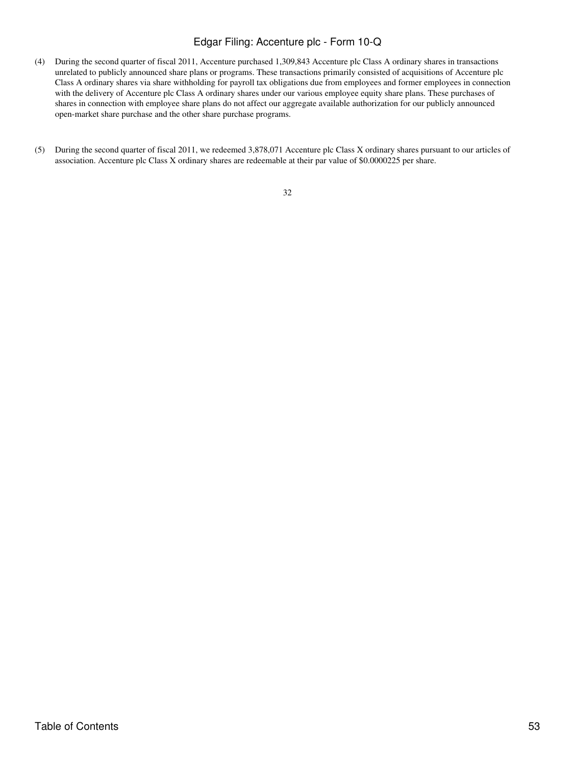(4) During the second quarter of fiscal 2011, Accenture purchased 1,309,843 Accenture plc Class A ordinary shares in transactions unrelated to publicly announced share plans or programs. These transactions primarily consisted of acquisitions of Accenture plc Class A ordinary shares via share withholding for payroll tax obligations due from employees and former employees in connection with the delivery of Accenture plc Class A ordinary shares under our various employee equity share plans. These purchases of shares in connection with employee share plans do not affect our aggregate available authorization for our publicly announced open-market share purchase and the other share purchase programs.

(5) During the second quarter of fiscal 2011, we redeemed 3,878,071 Accenture plc Class X ordinary shares pursuant to our articles of association. Accenture plc Class X ordinary shares are redeemable at their par value of $0.0000225 per share.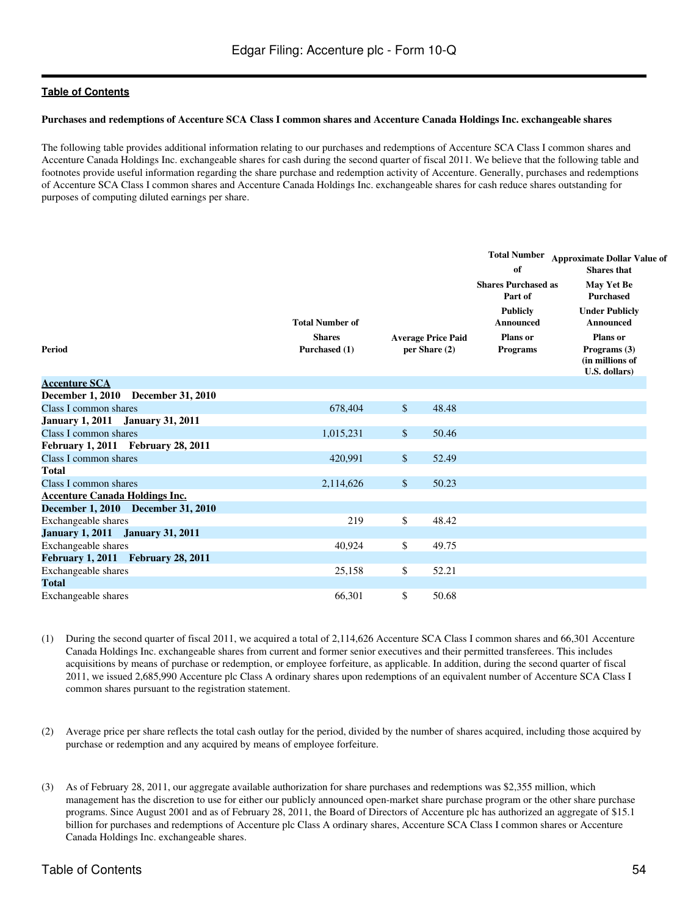**Table of Contents**

**Purchases and redemptions of Accenture SCA Class I common shares and Accenture Canada Holdings Inc. exchangeable shares**

The following table provides additional information relating to our purchases and redemptions of Accenture SCA Class I common shares and Accenture Canada Holdings Inc. exchangeable shares for cash during the second quarter of fiscal 2011. We believe that the following table and footnotes provide useful information regarding the share purchase and redemption activity of Accenture. Generally, purchases and redemptions of Accenture SCA Class I common shares and Accenture Canada Holdings Inc. exchangeable shares for cash reduce shares outstanding for purposes of computing diluted earnings per share.

| Period | Total Number of Shares Purchased (1) | Average Price Paid per Share (2) | Total Number of Shares Purchased as Part of Publicly Announced Plans or Programs | Approximate Dollar Value of Shares that May Yet Be Purchased Under Publicly Announced Plans or Programs (3) (in millions of U.S. dollars) |
|---|---|---|---|---|
| **Accenture SCA** | | | | |
| **December 1, 2010 — December 31, 2010** | | | | |
| Class I common shares | 678,404 | $ 48.48 | | |
| **January 1, 2011 — January 31, 2011** | | | | |
| Class I common shares | 1,015,231 | $ 50.46 | | |
| **February 1, 2011 — February 28, 2011** | | | | |
| Class I common shares | 420,991 | $ 52.49 | | |
| **Total** | | | | |
| Class I common shares | 2,114,626 | $ 50.23 | | |
| **Accenture Canada Holdings Inc.** | | | | |
| **December 1, 2010 — December 31, 2010** | | | | |
| Exchangeable shares | 219 | $ 48.42 | | |
| **January 1, 2011 — January 31, 2011** | | | | |
| Exchangeable shares | 40,924 | $ 49.75 | | |
| **February 1, 2011 — February 28, 2011** | | | | |
| Exchangeable shares | 25,158 | $ 52.21 | | |
| **Total** | | | | |
| Exchangeable shares | 66,301 | $ 50.68 | | |

(1) During the second quarter of fiscal 2011, we acquired a total of 2,114,626 Accenture SCA Class I common shares and 66,301 Accenture Canada Holdings Inc. exchangeable shares from current and former senior executives and their permitted transferees. This includes acquisitions by means of purchase or redemption, or employee forfeiture, as applicable. In addition, during the second quarter of fiscal 2011, we issued 2,685,990 Accenture plc Class A ordinary shares upon redemptions of an equivalent number of Accenture SCA Class I common shares pursuant to the registration statement.

(2) Average price per share reflects the total cash outlay for the period, divided by the number of shares acquired, including those acquired by purchase or redemption and any acquired by means of employee forfeiture.

(3) As of February 28, 2011, our aggregate available authorization for share purchases and redemptions was $2,355 million, which management has the discretion to use for either our publicly announced open-market share purchase program or the other share purchase programs. Since August 2001 and as of February 28, 2011, the Board of Directors of Accenture plc has authorized an aggregate of $15.1 billion for purchases and redemptions of Accenture plc Class A ordinary shares, Accenture SCA Class I common shares or Accenture Canada Holdings Inc. exchangeable shares.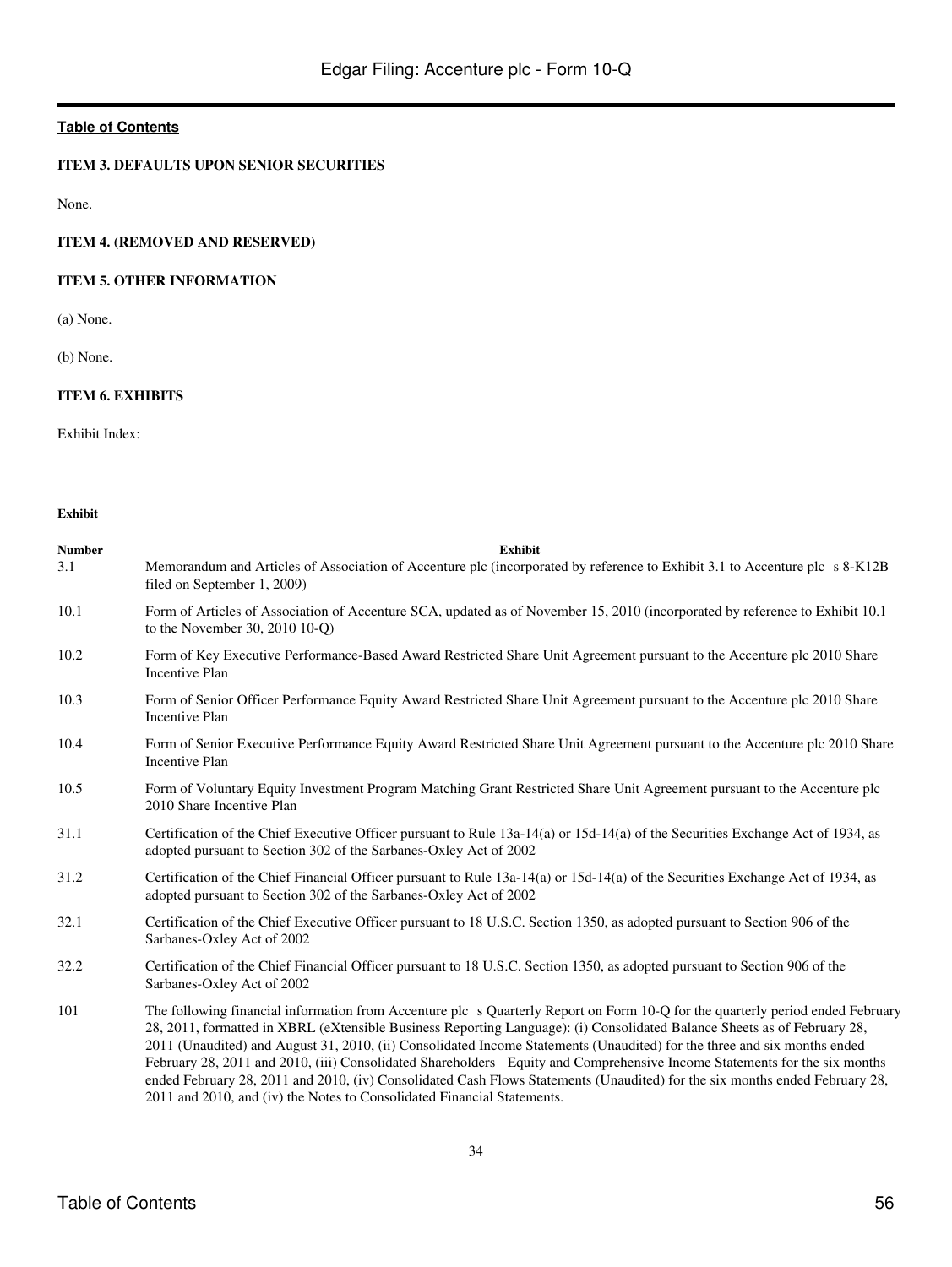[Table of Contents](#)

### ITEM 3. DEFAULTS UPON SENIOR SECURITIES

None.

### ITEM 4. (REMOVED AND RESERVED)

### ITEM 5. OTHER INFORMATION

(a) None.

(b) None.

### ITEM 6. EXHIBITS

Exhibit Index:

| Exhibit Number | Exhibit |
|---|---|
| 3.1 | Memorandum and Articles of Association of Accenture plc (incorporated by reference to Exhibit 3.1 to Accenture plc s 8-K12B filed on September 1, 2009) |
| 10.1 | Form of Articles of Association of Accenture SCA, updated as of November 15, 2010 (incorporated by reference to Exhibit 10.1 to the November 30, 2010 10-Q) |
| 10.2 | Form of Key Executive Performance-Based Award Restricted Share Unit Agreement pursuant to the Accenture plc 2010 Share Incentive Plan |
| 10.3 | Form of Senior Officer Performance Equity Award Restricted Share Unit Agreement pursuant to the Accenture plc 2010 Share Incentive Plan |
| 10.4 | Form of Senior Executive Performance Equity Award Restricted Share Unit Agreement pursuant to the Accenture plc 2010 Share Incentive Plan |
| 10.5 | Form of Voluntary Equity Investment Program Matching Grant Restricted Share Unit Agreement pursuant to the Accenture plc 2010 Share Incentive Plan |
| 31.1 | Certification of the Chief Executive Officer pursuant to Rule 13a-14(a) or 15d-14(a) of the Securities Exchange Act of 1934, as adopted pursuant to Section 302 of the Sarbanes-Oxley Act of 2002 |
| 31.2 | Certification of the Chief Financial Officer pursuant to Rule 13a-14(a) or 15d-14(a) of the Securities Exchange Act of 1934, as adopted pursuant to Section 302 of the Sarbanes-Oxley Act of 2002 |
| 32.1 | Certification of the Chief Executive Officer pursuant to 18 U.S.C. Section 1350, as adopted pursuant to Section 906 of the Sarbanes-Oxley Act of 2002 |
| 32.2 | Certification of the Chief Financial Officer pursuant to 18 U.S.C. Section 1350, as adopted pursuant to Section 906 of the Sarbanes-Oxley Act of 2002 |
| 101 | The following financial information from Accenture plc s Quarterly Report on Form 10-Q for the quarterly period ended February 28, 2011, formatted in XBRL (eXtensible Business Reporting Language): (i) Consolidated Balance Sheets as of February 28, 2011 (Unaudited) and August 31, 2010, (ii) Consolidated Income Statements (Unaudited) for the three and six months ended February 28, 2011 and 2010, (iii) Consolidated Shareholders Equity and Comprehensive Income Statements for the six months ended February 28, 2011 and 2010, (iv) Consolidated Cash Flows Statements (Unaudited) for the six months ended February 28, 2011 and 2010, and (iv) the Notes to Consolidated Financial Statements. |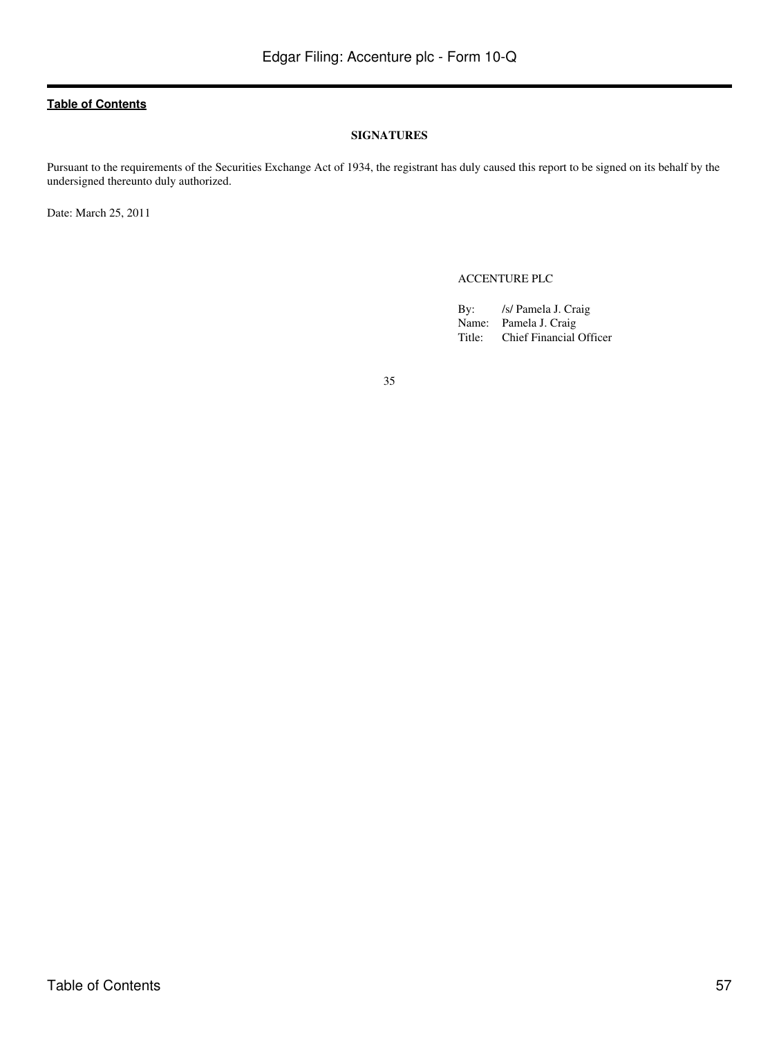## SIGNATURES

Pursuant to the requirements of the Securities Exchange Act of 1934, the registrant has duly caused this report to be signed on its behalf by the undersigned thereunto duly authorized.

Date: March 25, 2011

ACCENTURE PLC

By: /s/ Pamela J. Craig
Name: Pamela J. Craig
Title: Chief Financial Officer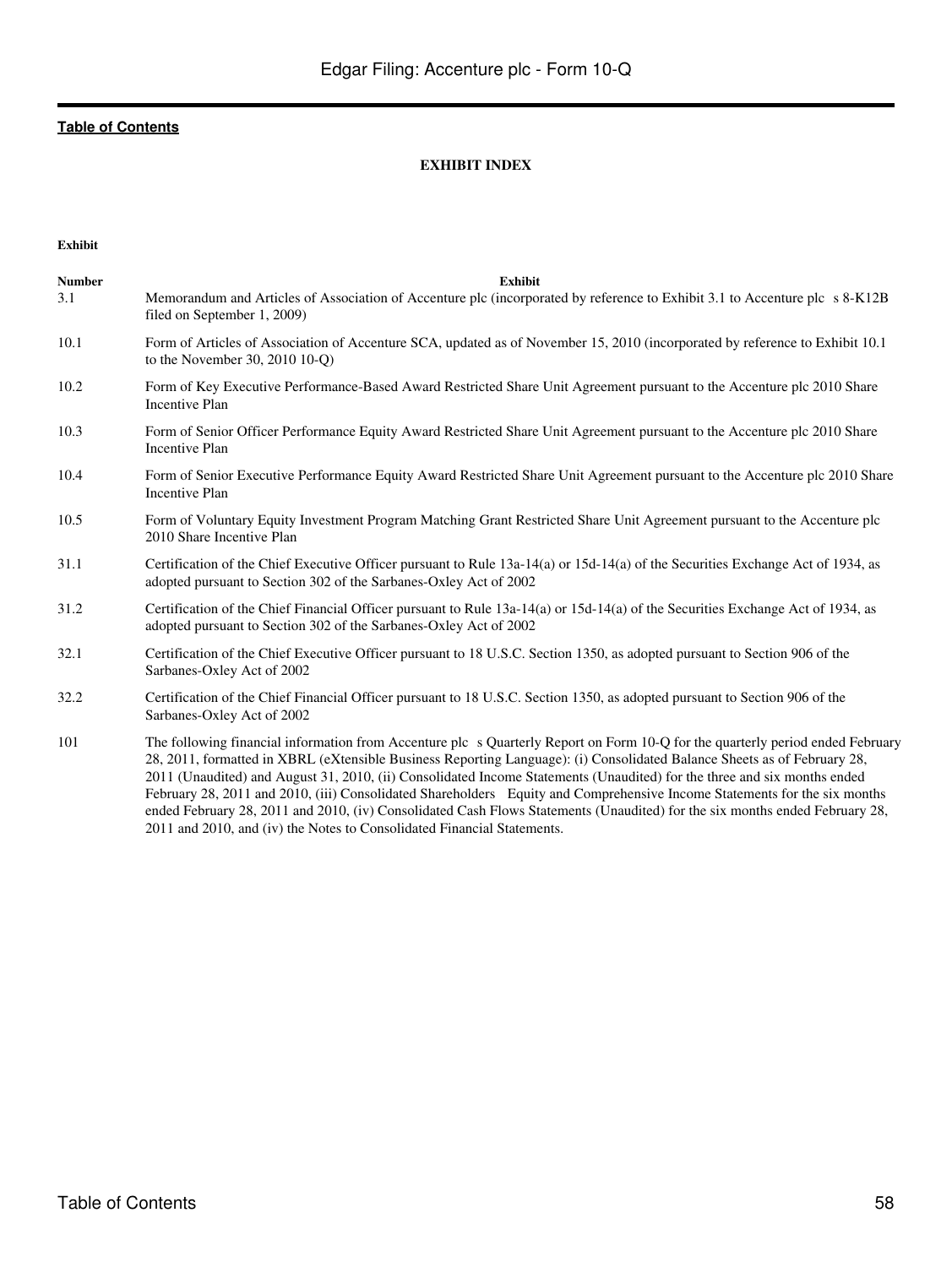**EXHIBIT INDEX**

| Exhibit Number | Exhibit |
|---|---|
| 3.1 | Memorandum and Articles of Association of Accenture plc (incorporated by reference to Exhibit 3.1 to Accenture plc s 8-K12B filed on September 1, 2009) |
| 10.1 | Form of Articles of Association of Accenture SCA, updated as of November 15, 2010 (incorporated by reference to Exhibit 10.1 to the November 30, 2010 10-Q) |
| 10.2 | Form of Key Executive Performance-Based Award Restricted Share Unit Agreement pursuant to the Accenture plc 2010 Share Incentive Plan |
| 10.3 | Form of Senior Officer Performance Equity Award Restricted Share Unit Agreement pursuant to the Accenture plc 2010 Share Incentive Plan |
| 10.4 | Form of Senior Executive Performance Equity Award Restricted Share Unit Agreement pursuant to the Accenture plc 2010 Share Incentive Plan |
| 10.5 | Form of Voluntary Equity Investment Program Matching Grant Restricted Share Unit Agreement pursuant to the Accenture plc 2010 Share Incentive Plan |
| 31.1 | Certification of the Chief Executive Officer pursuant to Rule 13a-14(a) or 15d-14(a) of the Securities Exchange Act of 1934, as adopted pursuant to Section 302 of the Sarbanes-Oxley Act of 2002 |
| 31.2 | Certification of the Chief Financial Officer pursuant to Rule 13a-14(a) or 15d-14(a) of the Securities Exchange Act of 1934, as adopted pursuant to Section 302 of the Sarbanes-Oxley Act of 2002 |
| 32.1 | Certification of the Chief Executive Officer pursuant to 18 U.S.C. Section 1350, as adopted pursuant to Section 906 of the Sarbanes-Oxley Act of 2002 |
| 32.2 | Certification of the Chief Financial Officer pursuant to 18 U.S.C. Section 1350, as adopted pursuant to Section 906 of the Sarbanes-Oxley Act of 2002 |
| 101 | The following financial information from Accenture plc s Quarterly Report on Form 10-Q for the quarterly period ended February 28, 2011, formatted in XBRL (eXtensible Business Reporting Language): (i) Consolidated Balance Sheets as of February 28, 2011 (Unaudited) and August 31, 2010, (ii) Consolidated Income Statements (Unaudited) for the three and six months ended February 28, 2011 and 2010, (iii) Consolidated Shareholders Equity and Comprehensive Income Statements for the six months ended February 28, 2011 and 2010, (iv) Consolidated Cash Flows Statements (Unaudited) for the six months ended February 28, 2011 and 2010, and (iv) the Notes to Consolidated Financial Statements. |